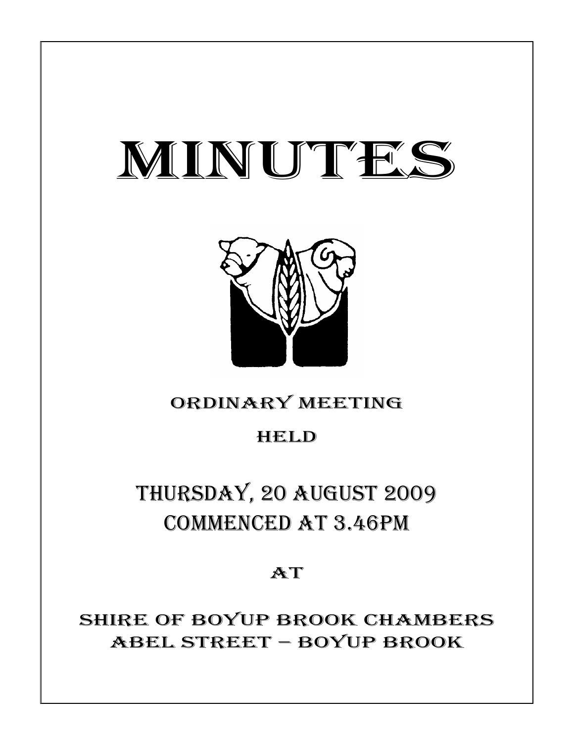# MINUTES

ORDINARY MEETING

HELD

THURSDAY, 20 AUGUST 2009
COMMENCED AT 3.46PM

AT

SHIRE OF BOYUP BROOK CHAMBERS
ABEL STREET – BOYUP BROOK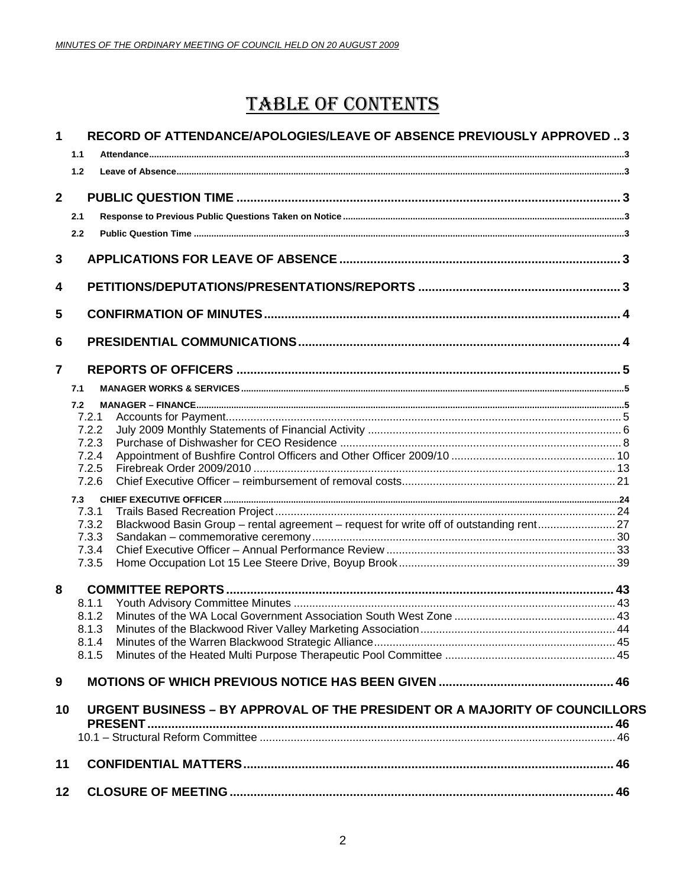# TABLE OF CONTENTS

1 RECORD OF ATTENDANCE/APOLOGIES/LEAVE OF ABSENCE PREVIOUSLY APPROVED .. 3

- 1.1 Attendance ... 3
- 1.2 Leave of Absence ... 3

2 PUBLIC QUESTION TIME ... 3

- 2.1 Response to Previous Public Questions Taken on Notice ... 3
- 2.2 Public Question Time ... 3

3 APPLICATIONS FOR LEAVE OF ABSENCE ... 3

4 PETITIONS/DEPUTATIONS/PRESENTATIONS/REPORTS ... 3

5 CONFIRMATION OF MINUTES ... 4

6 PRESIDENTIAL COMMUNICATIONS ... 4

7 REPORTS OF OFFICERS ... 5

- 7.1 MANAGER WORKS & SERVICES ... 5
- 7.2 MANAGER – FINANCE ... 5
  - 7.2.1 Accounts for Payment ... 5
  - 7.2.2 July 2009 Monthly Statements of Financial Activity ... 6
  - 7.2.3 Purchase of Dishwasher for CEO Residence ... 8
  - 7.2.4 Appointment of Bushfire Control Officers and Other Officer 2009/10 ... 10
  - 7.2.5 Firebreak Order 2009/2010 ... 13
  - 7.2.6 Chief Executive Officer – reimbursement of removal costs ... 21
- 7.3 CHIEF EXECUTIVE OFFICER ... 24
  - 7.3.1 Trails Based Recreation Project ... 24
  - 7.3.2 Blackwood Basin Group – rental agreement – request for write off of outstanding rent ... 27
  - 7.3.3 Sandakan – commemorative ceremony ... 30
  - 7.3.4 Chief Executive Officer – Annual Performance Review ... 33
  - 7.3.5 Home Occupation Lot 15 Lee Steere Drive, Boyup Brook ... 39

8 COMMITTEE REPORTS ... 43

- 8.1.1 Youth Advisory Committee Minutes ... 43
- 8.1.2 Minutes of the WA Local Government Association South West Zone ... 43
- 8.1.3 Minutes of the Blackwood River Valley Marketing Association ... 44
- 8.1.4 Minutes of the Warren Blackwood Strategic Alliance ... 45
- 8.1.5 Minutes of the Heated Multi Purpose Therapeutic Pool Committee ... 45

9 MOTIONS OF WHICH PREVIOUS NOTICE HAS BEEN GIVEN ... 46

10 URGENT BUSINESS – BY APPROVAL OF THE PRESIDENT OR A MAJORITY OF COUNCILLORS PRESENT ... 46

- 10.1 – Structural Reform Committee ... 46

11 CONFIDENTIAL MATTERS ... 46

12 CLOSURE OF MEETING ... 46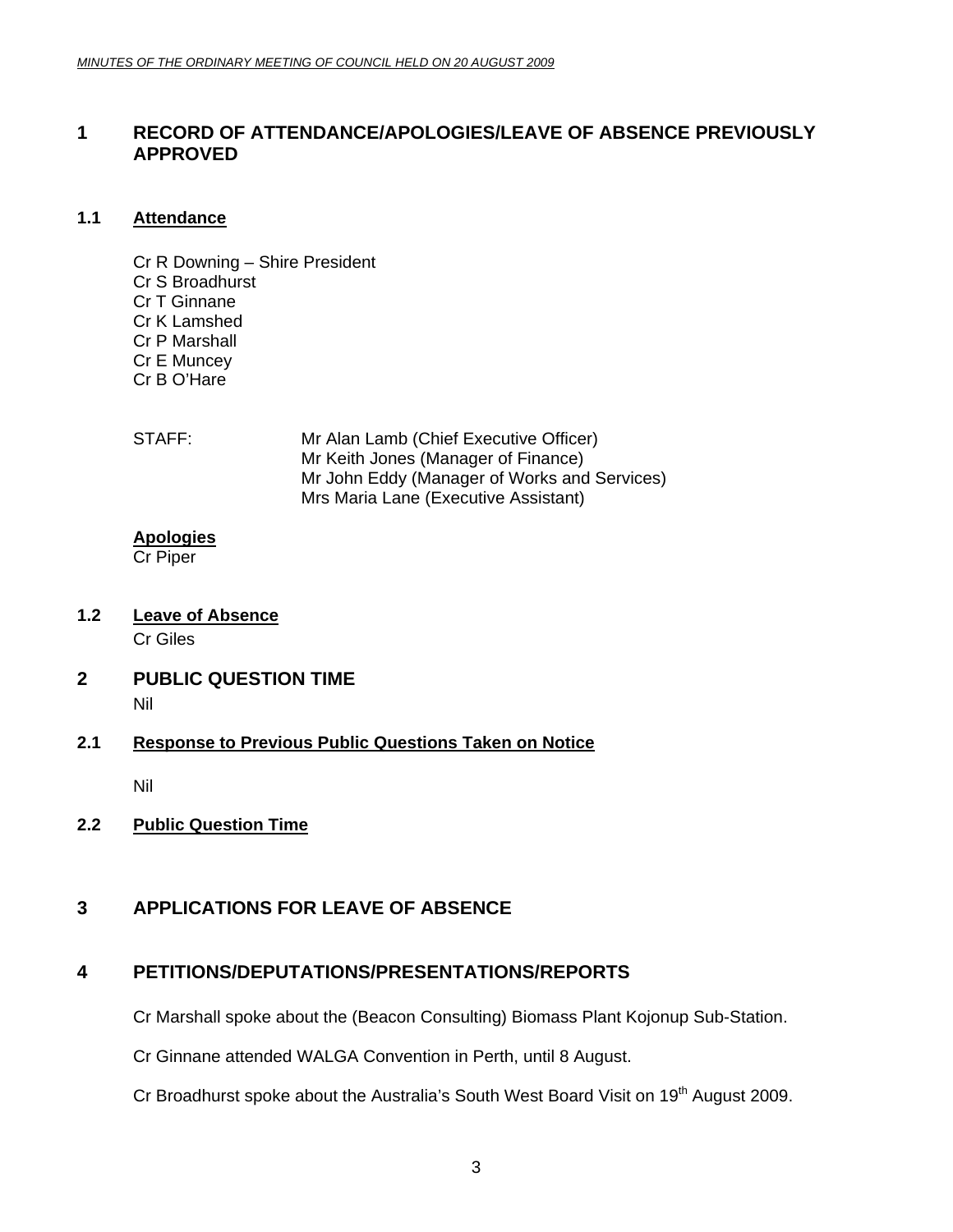## 1 RECORD OF ATTENDANCE/APOLOGIES/LEAVE OF ABSENCE PREVIOUSLY APPROVED

### 1.1 Attendance

Cr R Downing – Shire President
Cr S Broadhurst
Cr T Ginnane
Cr K Lamshed
Cr P Marshall
Cr E Muncey
Cr B O'Hare

STAFF: Mr Alan Lamb (Chief Executive Officer)
Mr Keith Jones (Manager of Finance)
Mr John Eddy (Manager of Works and Services)
Mrs Maria Lane (Executive Assistant)

**Apologies**
Cr Piper

### 1.2 Leave of Absence

Cr Giles

## 2 PUBLIC QUESTION TIME

Nil

### 2.1 Response to Previous Public Questions Taken on Notice

Nil

### 2.2 Public Question Time

## 3 APPLICATIONS FOR LEAVE OF ABSENCE

## 4 PETITIONS/DEPUTATIONS/PRESENTATIONS/REPORTS

Cr Marshall spoke about the (Beacon Consulting) Biomass Plant Kojonup Sub-Station.

Cr Ginnane attended WALGA Convention in Perth, until 8 August.

Cr Broadhurst spoke about the Australia's South West Board Visit on 19th August 2009.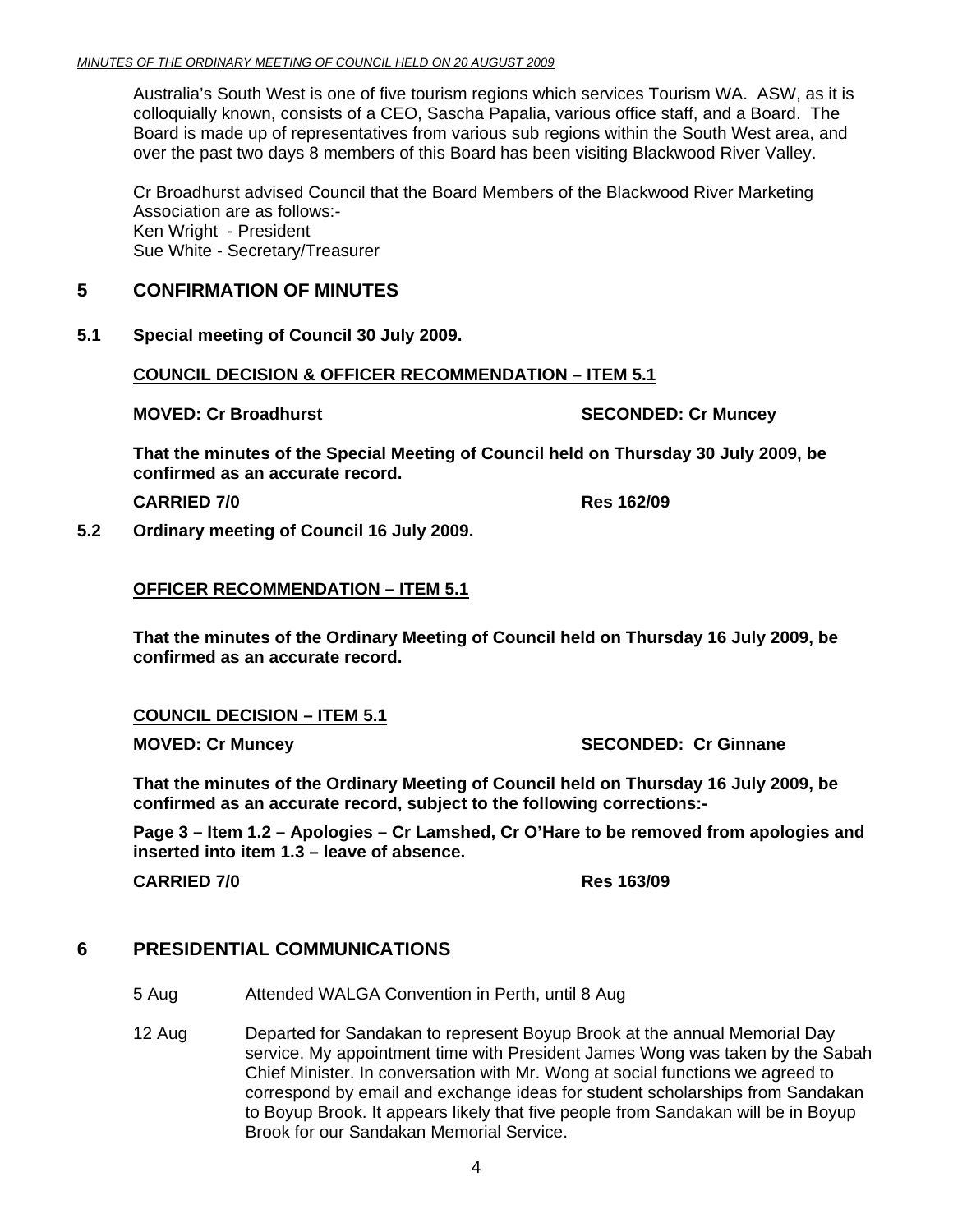Australia's South West is one of five tourism regions which services Tourism WA. ASW, as it is colloquially known, consists of a CEO, Sascha Papalia, various office staff, and a Board. The Board is made up of representatives from various sub regions within the South West area, and over the past two days 8 members of this Board has been visiting Blackwood River Valley.

Cr Broadhurst advised Council that the Board Members of the Blackwood River Marketing Association are as follows:-
Ken Wright - President
Sue White - Secretary/Treasurer

## 5 CONFIRMATION OF MINUTES

### 5.1 Special meeting of Council 30 July 2009.

**COUNCIL DECISION & OFFICER RECOMMENDATION – ITEM 5.1**

**MOVED: Cr Broadhurst** **SECONDED: Cr Muncey**

**That the minutes of the Special Meeting of Council held on Thursday 30 July 2009, be confirmed as an accurate record.**

**CARRIED 7/0** **Res 162/09**

### 5.2 Ordinary meeting of Council 16 July 2009.

**OFFICER RECOMMENDATION – ITEM 5.1**

**That the minutes of the Ordinary Meeting of Council held on Thursday 16 July 2009, be confirmed as an accurate record.**

**COUNCIL DECISION – ITEM 5.1**

**MOVED: Cr Muncey** **SECONDED: Cr Ginnane**

**That the minutes of the Ordinary Meeting of Council held on Thursday 16 July 2009, be confirmed as an accurate record, subject to the following corrections:-**

**Page 3 – Item 1.2 – Apologies – Cr Lamshed, Cr O'Hare to be removed from apologies and inserted into item 1.3 – leave of absence.**

**CARRIED 7/0** **Res 163/09**

## 6 PRESIDENTIAL COMMUNICATIONS

5 Aug Attended WALGA Convention in Perth, until 8 Aug

12 Aug Departed for Sandakan to represent Boyup Brook at the annual Memorial Day service. My appointment time with President James Wong was taken by the Sabah Chief Minister. In conversation with Mr. Wong at social functions we agreed to correspond by email and exchange ideas for student scholarships from Sandakan to Boyup Brook. It appears likely that five people from Sandakan will be in Boyup Brook for our Sandakan Memorial Service.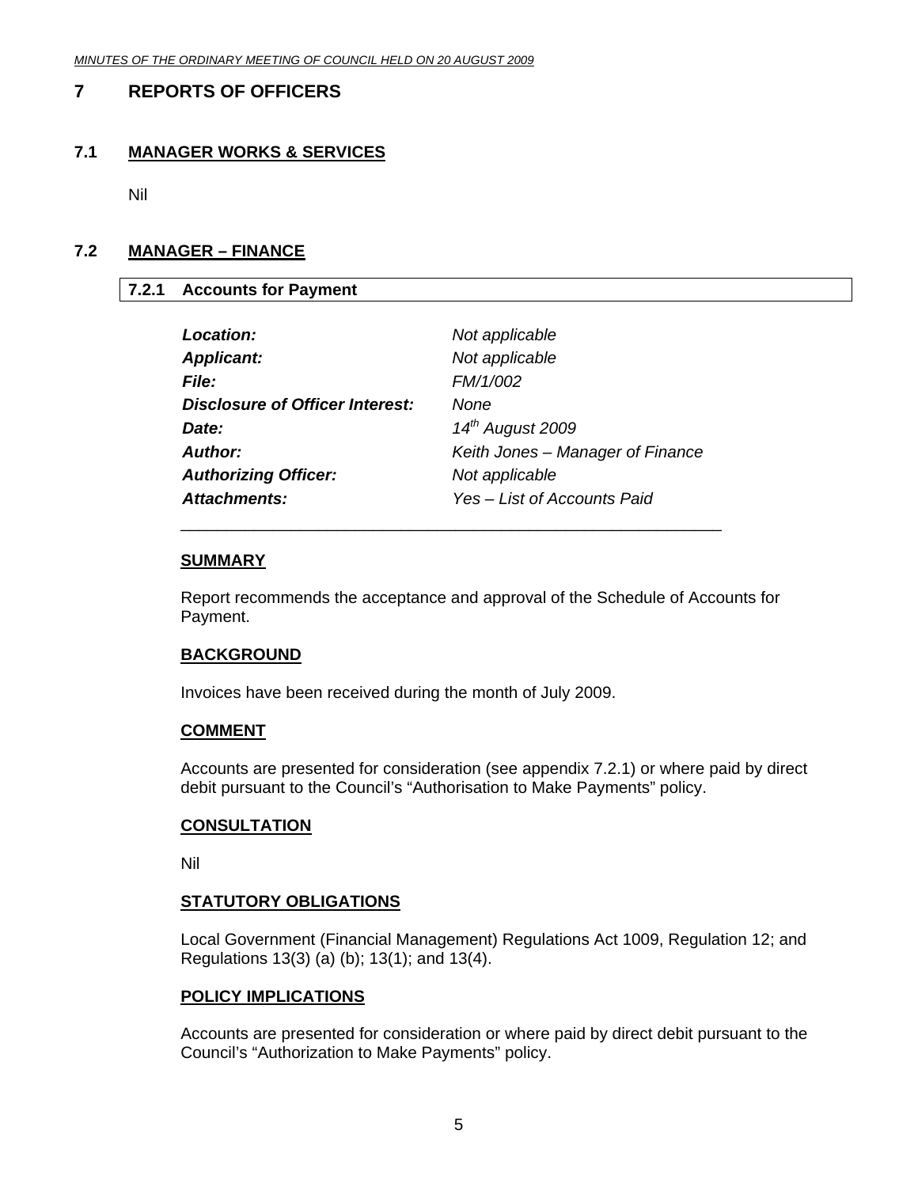# 7 REPORTS OF OFFICERS

## 7.1 MANAGER WORKS & SERVICES

Nil

## 7.2 MANAGER – FINANCE

### 7.2.1 Accounts for Payment

| | |
|---|---|
| ***Location:*** | *Not applicable* |
| ***Applicant:*** | *Not applicable* |
| ***File:*** | *FM/1/002* |
| ***Disclosure of Officer Interest:*** | *None* |
| ***Date:*** | *14th August 2009* |
| ***Author:*** | *Keith Jones – Manager of Finance* |
| ***Authorizing Officer:*** | *Not applicable* |
| ***Attachments:*** | *Yes – List of Accounts Paid* |

**SUMMARY**

Report recommends the acceptance and approval of the Schedule of Accounts for Payment.

**BACKGROUND**

Invoices have been received during the month of July 2009.

**COMMENT**

Accounts are presented for consideration (see appendix 7.2.1) or where paid by direct debit pursuant to the Council's "Authorisation to Make Payments" policy.

**CONSULTATION**

Nil

**STATUTORY OBLIGATIONS**

Local Government (Financial Management) Regulations Act 1009, Regulation 12; and Regulations 13(3) (a) (b); 13(1); and 13(4).

**POLICY IMPLICATIONS**

Accounts are presented for consideration or where paid by direct debit pursuant to the Council's "Authorization to Make Payments" policy.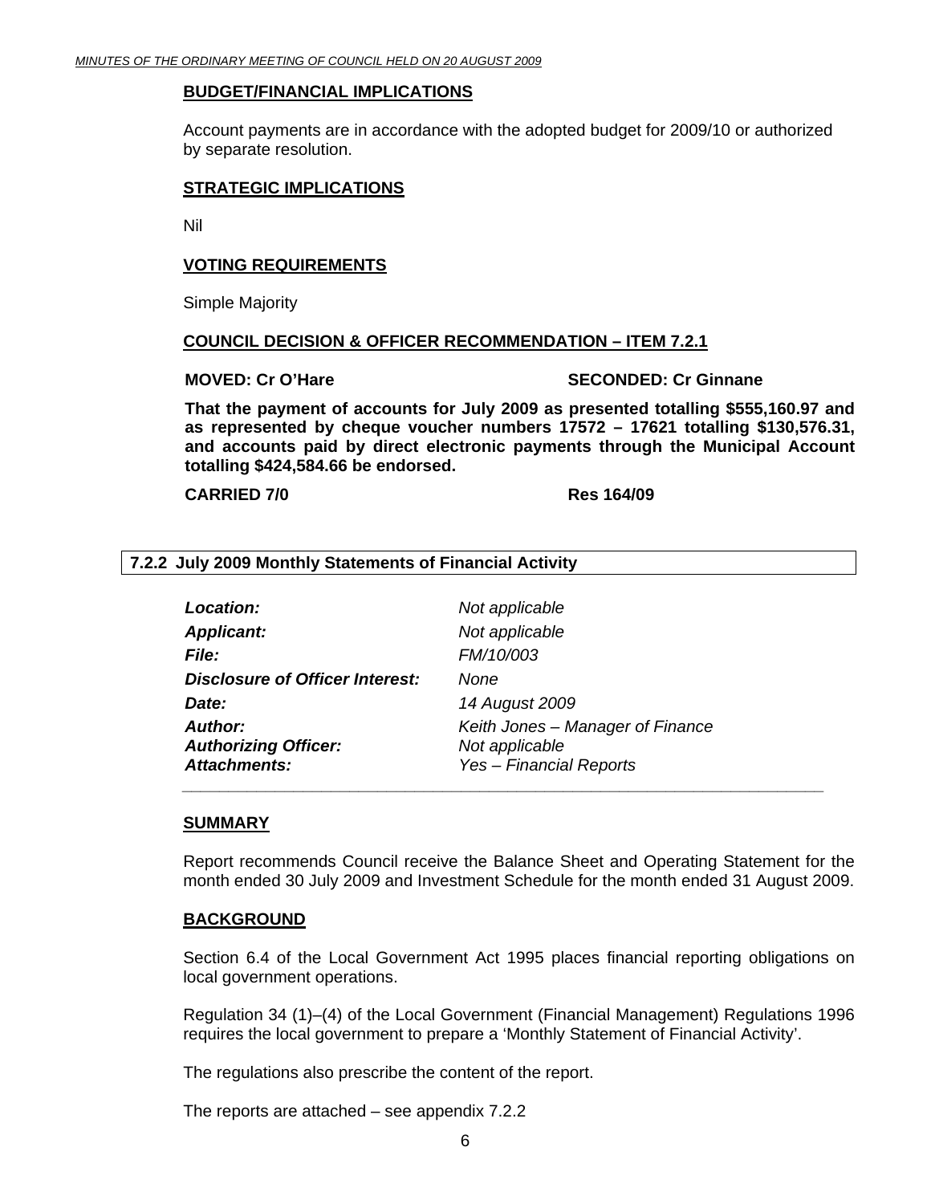**BUDGET/FINANCIAL IMPLICATIONS**

Account payments are in accordance with the adopted budget for 2009/10 or authorized by separate resolution.

**STRATEGIC IMPLICATIONS**

Nil

**VOTING REQUIREMENTS**

Simple Majority

**COUNCIL DECISION & OFFICER RECOMMENDATION – ITEM 7.2.1**

**MOVED: Cr O'Hare** **SECONDED: Cr Ginnane**

**That the payment of accounts for July 2009 as presented totalling $555,160.97 and as represented by cheque voucher numbers 17572 – 17621 totalling $130,576.31, and accounts paid by direct electronic payments through the Municipal Account totalling $424,584.66 be endorsed.**

**CARRIED 7/0** **Res 164/09**

## 7.2.2 July 2009 Monthly Statements of Financial Activity

| | |
|---|---|
| ***Location:*** | *Not applicable* |
| ***Applicant:*** | *Not applicable* |
| ***File:*** | *FM/10/003* |
| ***Disclosure of Officer Interest:*** | *None* |
| ***Date:*** | *14 August 2009* |
| ***Author:*** | *Keith Jones – Manager of Finance* |
| ***Authorizing Officer:*** | *Not applicable* |
| ***Attachments:*** | *Yes – Financial Reports* |

**SUMMARY**

Report recommends Council receive the Balance Sheet and Operating Statement for the month ended 30 July 2009 and Investment Schedule for the month ended 31 August 2009.

**BACKGROUND**

Section 6.4 of the Local Government Act 1995 places financial reporting obligations on local government operations.

Regulation 34 (1)–(4) of the Local Government (Financial Management) Regulations 1996 requires the local government to prepare a 'Monthly Statement of Financial Activity'.

The regulations also prescribe the content of the report.

The reports are attached – see appendix 7.2.2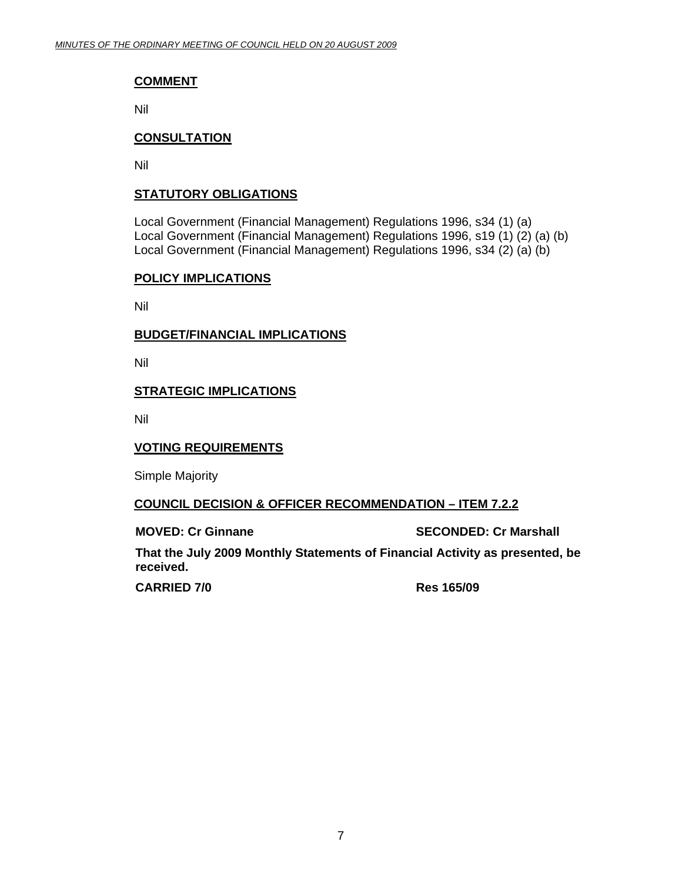**COMMENT**

Nil

**CONSULTATION**

Nil

**STATUTORY OBLIGATIONS**

Local Government (Financial Management) Regulations 1996, s34 (1) (a)
Local Government (Financial Management) Regulations 1996, s19 (1) (2) (a) (b)
Local Government (Financial Management) Regulations 1996, s34 (2) (a) (b)

**POLICY IMPLICATIONS**

Nil

**BUDGET/FINANCIAL IMPLICATIONS**

Nil

**STRATEGIC IMPLICATIONS**

Nil

**VOTING REQUIREMENTS**

Simple Majority

**COUNCIL DECISION & OFFICER RECOMMENDATION – ITEM 7.2.2**

**MOVED: Cr Ginnane** **SECONDED: Cr Marshall**

**That the July 2009 Monthly Statements of Financial Activity as presented, be received.**

**CARRIED 7/0** **Res 165/09**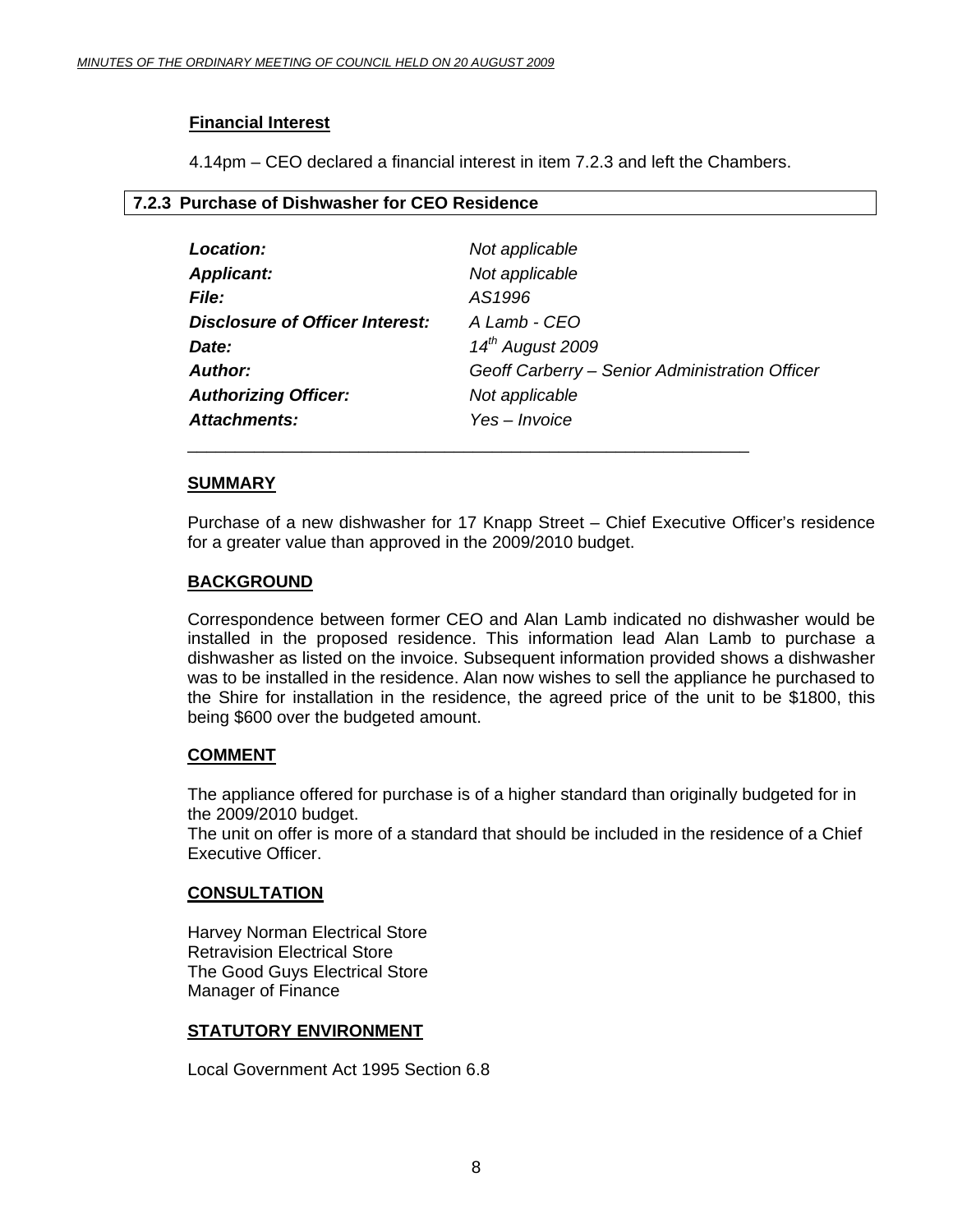**Financial Interest**

4.14pm – CEO declared a financial interest in item 7.2.3 and left the Chambers.

### 7.2.3 Purchase of Dishwasher for CEO Residence

| | |
|---|---|
| ***Location:*** | *Not applicable* |
| ***Applicant:*** | *Not applicable* |
| ***File:*** | *AS1996* |
| ***Disclosure of Officer Interest:*** | *A Lamb - CEO* |
| ***Date:*** | *14th August 2009* |
| ***Author:*** | *Geoff Carberry – Senior Administration Officer* |
| ***Authorizing Officer:*** | *Not applicable* |
| ***Attachments:*** | *Yes – Invoice* |

**SUMMARY**

Purchase of a new dishwasher for 17 Knapp Street – Chief Executive Officer's residence for a greater value than approved in the 2009/2010 budget.

**BACKGROUND**

Correspondence between former CEO and Alan Lamb indicated no dishwasher would be installed in the proposed residence. This information lead Alan Lamb to purchase a dishwasher as listed on the invoice. Subsequent information provided shows a dishwasher was to be installed in the residence. Alan now wishes to sell the appliance he purchased to the Shire for installation in the residence, the agreed price of the unit to be $1800, this being $600 over the budgeted amount.

**COMMENT**

The appliance offered for purchase is of a higher standard than originally budgeted for in the 2009/2010 budget.
The unit on offer is more of a standard that should be included in the residence of a Chief Executive Officer.

**CONSULTATION**

Harvey Norman Electrical Store
Retravision Electrical Store
The Good Guys Electrical Store
Manager of Finance

**STATUTORY ENVIRONMENT**

Local Government Act 1995 Section 6.8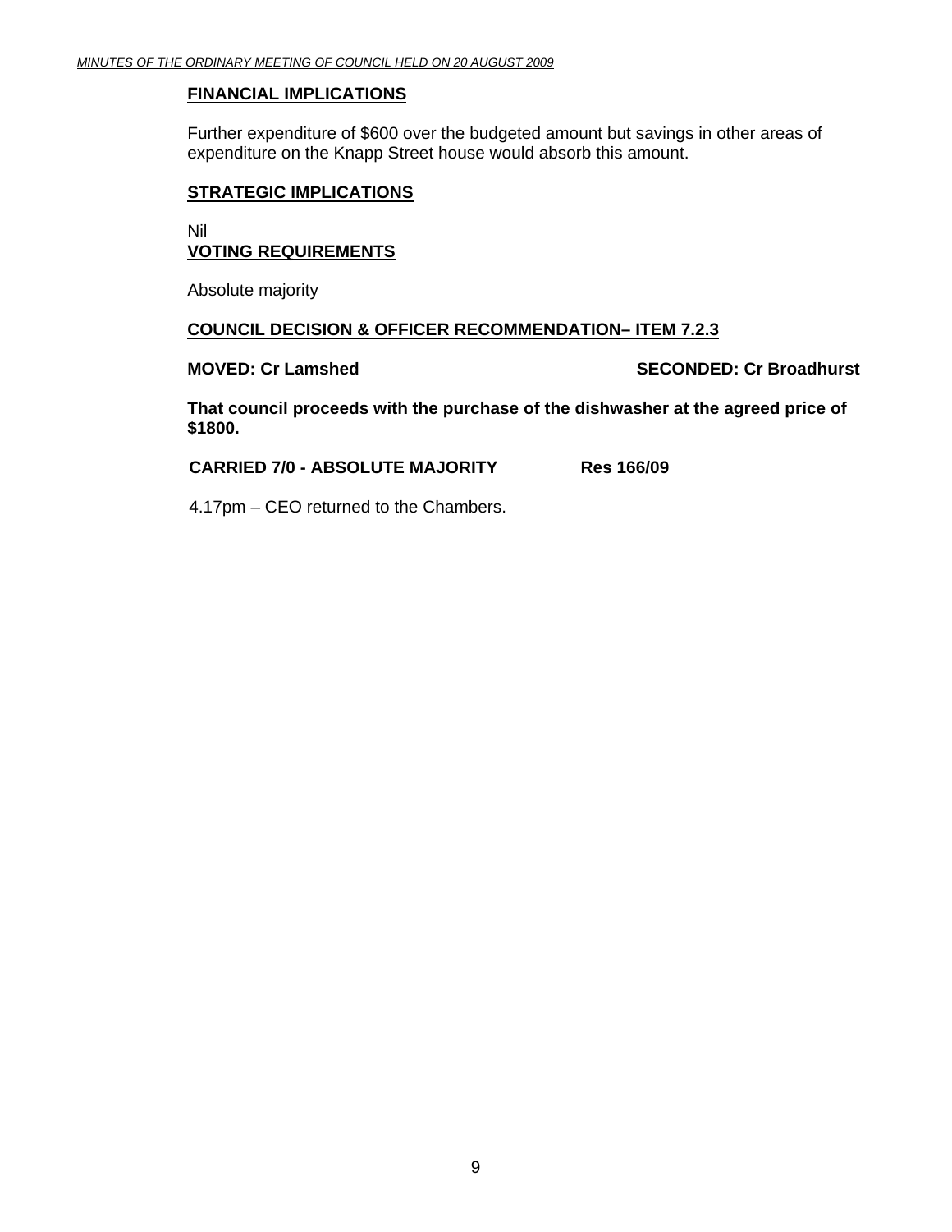**FINANCIAL IMPLICATIONS**

Further expenditure of $600 over the budgeted amount but savings in other areas of expenditure on the Knapp Street house would absorb this amount.

**STRATEGIC IMPLICATIONS**

Nil

**VOTING REQUIREMENTS**

Absolute majority

**COUNCIL DECISION & OFFICER RECOMMENDATION– ITEM 7.2.3**

**MOVED: Cr Lamshed** **SECONDED: Cr Broadhurst**

**That council proceeds with the purchase of the dishwasher at the agreed price of $1800.**

**CARRIED 7/0 - ABSOLUTE MAJORITY** **Res 166/09**

4.17pm – CEO returned to the Chambers.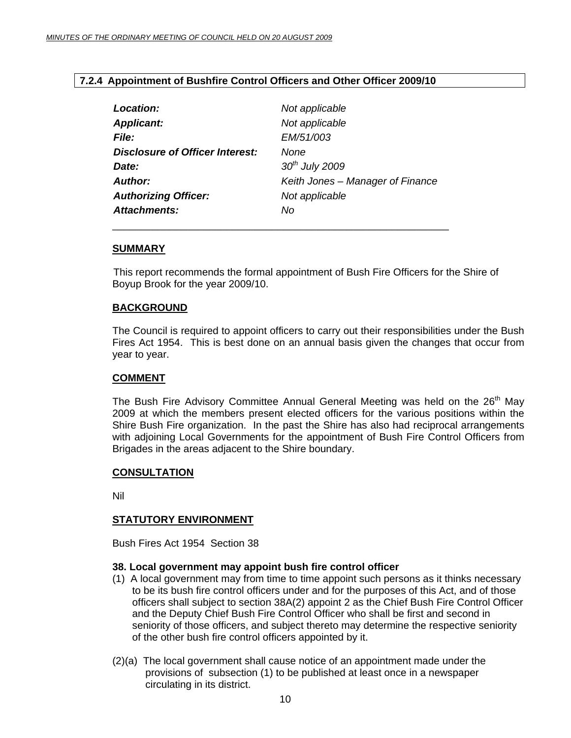## 7.2.4 Appointment of Bushfire Control Officers and Other Officer 2009/10

| | |
|---|---|
| ***Location:*** | *Not applicable* |
| ***Applicant:*** | *Not applicable* |
| ***File:*** | *EM/51/003* |
| ***Disclosure of Officer Interest:*** | *None* |
| ***Date:*** | *30th July 2009* |
| ***Author:*** | *Keith Jones – Manager of Finance* |
| ***Authorizing Officer:*** | *Not applicable* |
| ***Attachments:*** | *No* |

### SUMMARY

This report recommends the formal appointment of Bush Fire Officers for the Shire of Boyup Brook for the year 2009/10.

### BACKGROUND

The Council is required to appoint officers to carry out their responsibilities under the Bush Fires Act 1954. This is best done on an annual basis given the changes that occur from year to year.

### COMMENT

The Bush Fire Advisory Committee Annual General Meeting was held on the 26th May 2009 at which the members present elected officers for the various positions within the Shire Bush Fire organization. In the past the Shire has also had reciprocal arrangements with adjoining Local Governments for the appointment of Bush Fire Control Officers from Brigades in the areas adjacent to the Shire boundary.

### CONSULTATION

Nil

### STATUTORY ENVIRONMENT

Bush Fires Act 1954 Section 38

**38. Local government may appoint bush fire control officer**

(1) A local government may from time to time appoint such persons as it thinks necessary to be its bush fire control officers under and for the purposes of this Act, and of those officers shall subject to section 38A(2) appoint 2 as the Chief Bush Fire Control Officer and the Deputy Chief Bush Fire Control Officer who shall be first and second in seniority of those officers, and subject thereto may determine the respective seniority of the other bush fire control officers appointed by it.

(2)(a) The local government shall cause notice of an appointment made under the provisions of subsection (1) to be published at least once in a newspaper circulating in its district.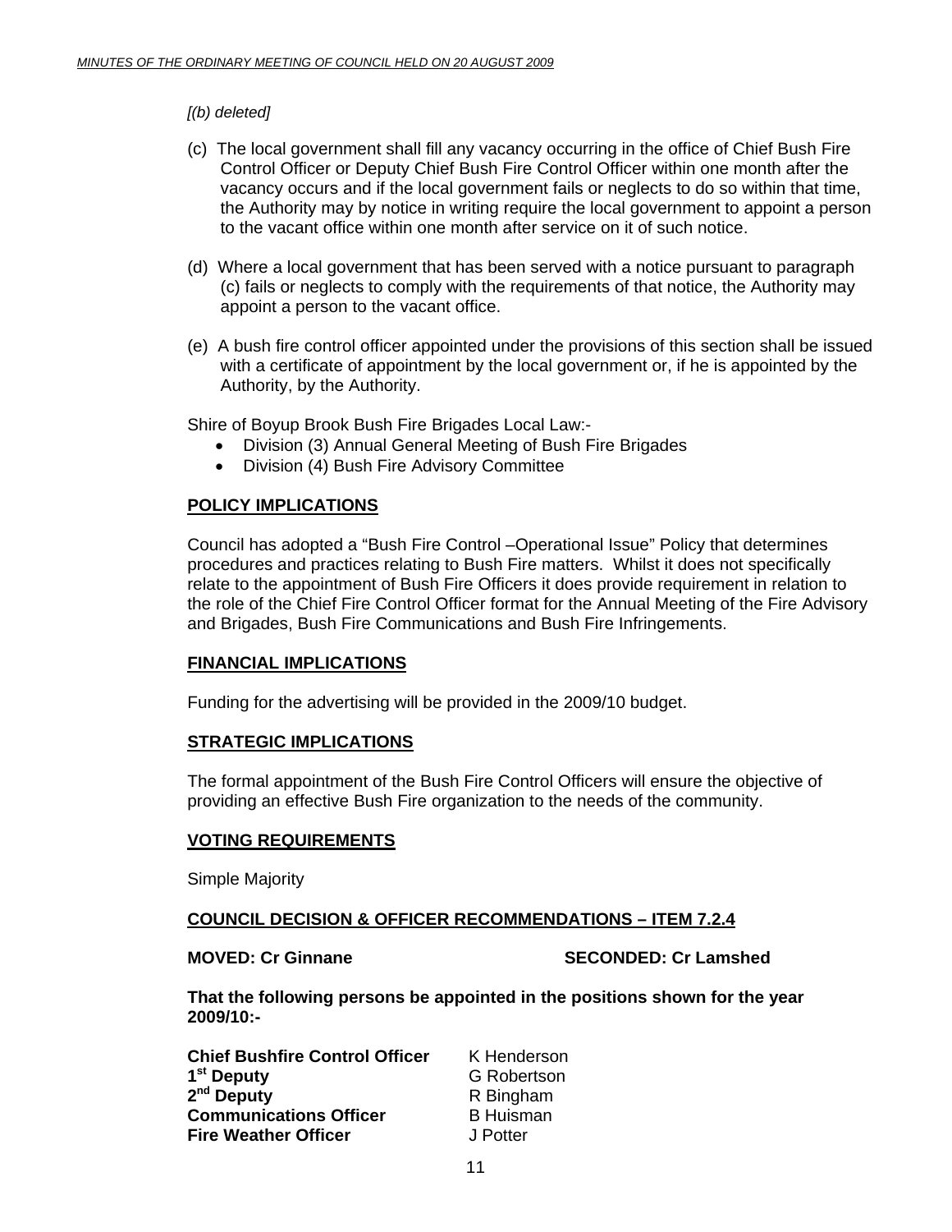*[(b) deleted]*

(c) The local government shall fill any vacancy occurring in the office of Chief Bush Fire Control Officer or Deputy Chief Bush Fire Control Officer within one month after the vacancy occurs and if the local government fails or neglects to do so within that time, the Authority may by notice in writing require the local government to appoint a person to the vacant office within one month after service on it of such notice.

(d) Where a local government that has been served with a notice pursuant to paragraph (c) fails or neglects to comply with the requirements of that notice, the Authority may appoint a person to the vacant office.

(e) A bush fire control officer appointed under the provisions of this section shall be issued with a certificate of appointment by the local government or, if he is appointed by the Authority, by the Authority.

Shire of Boyup Brook Bush Fire Brigades Local Law:-

- Division (3) Annual General Meeting of Bush Fire Brigades
- Division (4) Bush Fire Advisory Committee

## POLICY IMPLICATIONS

Council has adopted a "Bush Fire Control –Operational Issue" Policy that determines procedures and practices relating to Bush Fire matters. Whilst it does not specifically relate to the appointment of Bush Fire Officers it does provide requirement in relation to the role of the Chief Fire Control Officer format for the Annual Meeting of the Fire Advisory and Brigades, Bush Fire Communications and Bush Fire Infringements.

## FINANCIAL IMPLICATIONS

Funding for the advertising will be provided in the 2009/10 budget.

## STRATEGIC IMPLICATIONS

The formal appointment of the Bush Fire Control Officers will ensure the objective of providing an effective Bush Fire organization to the needs of the community.

## VOTING REQUIREMENTS

Simple Majority

## COUNCIL DECISION & OFFICER RECOMMENDATIONS – ITEM 7.2.4

**MOVED: Cr Ginnane** **SECONDED: Cr Lamshed**

**That the following persons be appointed in the positions shown for the year 2009/10:-**

| | |
|---|---|
| **Chief Bushfire Control Officer** | K Henderson |
| **1st Deputy** | G Robertson |
| **2nd Deputy** | R Bingham |
| **Communications Officer** | B Huisman |
| **Fire Weather Officer** | J Potter |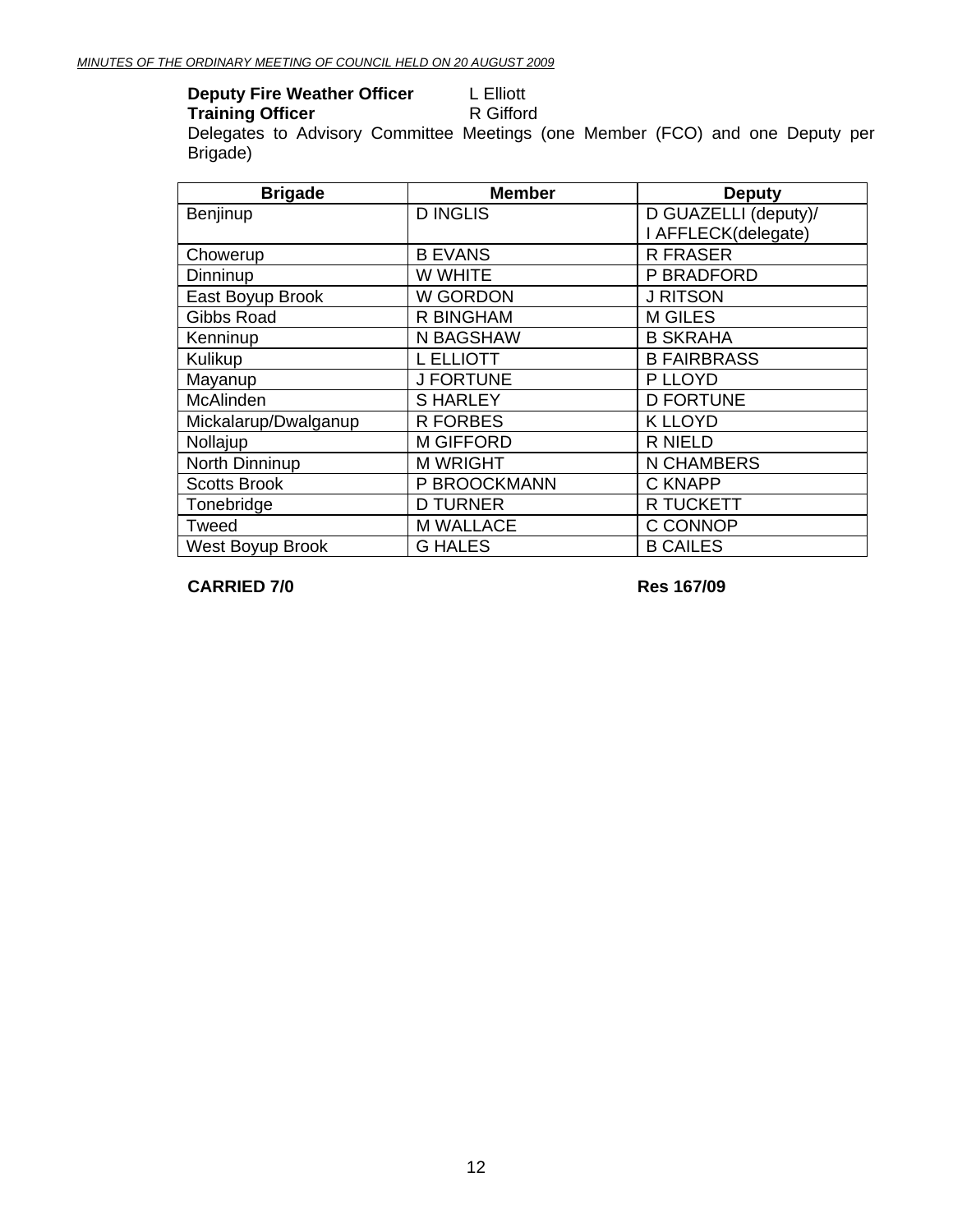**Deputy Fire Weather Officer** L Elliott
**Training Officer** R Gifford

Delegates to Advisory Committee Meetings (one Member (FCO) and one Deputy per Brigade)

| Brigade | Member | Deputy |
|---|---|---|
| Benjinup | D INGLIS | D GUAZELLI (deputy)/ I AFFLECK(delegate) |
| Chowerup | B EVANS | R FRASER |
| Dinninup | W WHITE | P BRADFORD |
| East Boyup Brook | W GORDON | J RITSON |
| Gibbs Road | R BINGHAM | M GILES |
| Kenninup | N BAGSHAW | B SKRAHA |
| Kulikup | L ELLIOTT | B FAIRBRASS |
| Mayanup | J FORTUNE | P LLOYD |
| McAlinden | S HARLEY | D FORTUNE |
| Mickalarup/Dwalganup | R FORBES | K LLOYD |
| Nollajup | M GIFFORD | R NIELD |
| North Dinninup | M WRIGHT | N CHAMBERS |
| Scotts Brook | P BROOCKMANN | C KNAPP |
| Tonebridge | D TURNER | R TUCKETT |
| Tweed | M WALLACE | C CONNOP |
| West Boyup Brook | G HALES | B CAILES |

**CARRIED 7/0** **Res 167/09**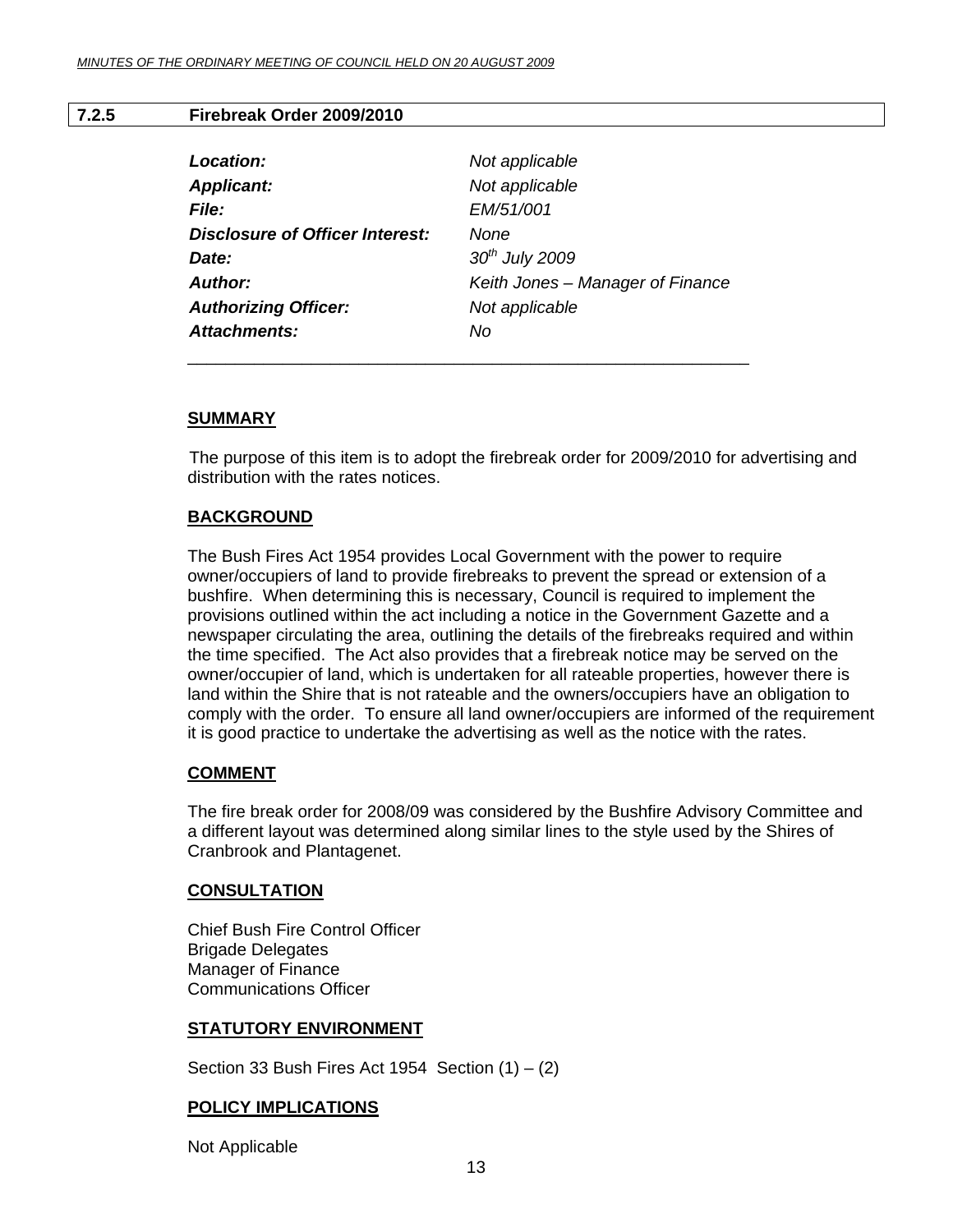## 7.2.5 Firebreak Order 2009/2010

| | |
|---|---|
| ***Location:*** | *Not applicable* |
| ***Applicant:*** | *Not applicable* |
| ***File:*** | *EM/51/001* |
| ***Disclosure of Officer Interest:*** | *None* |
| ***Date:*** | *30th July 2009* |
| ***Author:*** | *Keith Jones – Manager of Finance* |
| ***Authorizing Officer:*** | *Not applicable* |
| ***Attachments:*** | *No* |

---

**SUMMARY**

The purpose of this item is to adopt the firebreak order for 2009/2010 for advertising and distribution with the rates notices.

**BACKGROUND**

The Bush Fires Act 1954 provides Local Government with the power to require owner/occupiers of land to provide firebreaks to prevent the spread or extension of a bushfire. When determining this is necessary, Council is required to implement the provisions outlined within the act including a notice in the Government Gazette and a newspaper circulating the area, outlining the details of the firebreaks required and within the time specified. The Act also provides that a firebreak notice may be served on the owner/occupier of land, which is undertaken for all rateable properties, however there is land within the Shire that is not rateable and the owners/occupiers have an obligation to comply with the order. To ensure all land owner/occupiers are informed of the requirement it is good practice to undertake the advertising as well as the notice with the rates.

**COMMENT**

The fire break order for 2008/09 was considered by the Bushfire Advisory Committee and a different layout was determined along similar lines to the style used by the Shires of Cranbrook and Plantagenet.

**CONSULTATION**

Chief Bush Fire Control Officer
Brigade Delegates
Manager of Finance
Communications Officer

**STATUTORY ENVIRONMENT**

Section 33 Bush Fires Act 1954 Section (1) – (2)

**POLICY IMPLICATIONS**

Not Applicable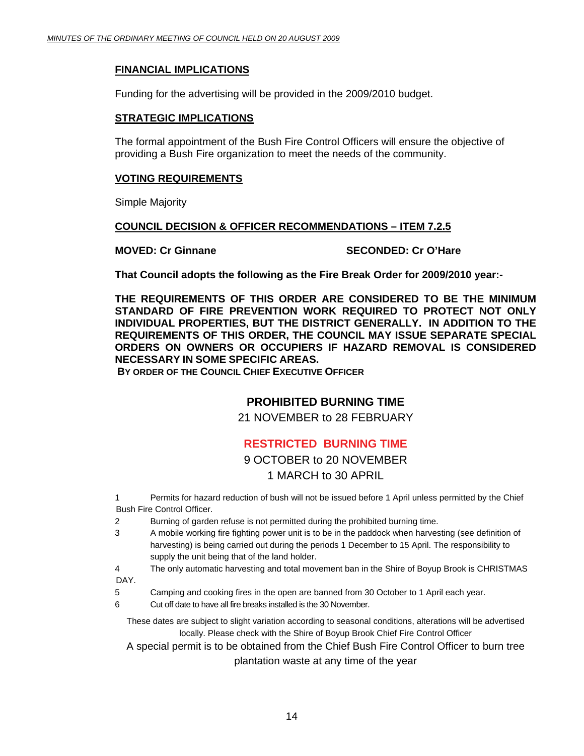## FINANCIAL IMPLICATIONS

Funding for the advertising will be provided in the 2009/2010 budget.

## STRATEGIC IMPLICATIONS

The formal appointment of the Bush Fire Control Officers will ensure the objective of providing a Bush Fire organization to meet the needs of the community.

## VOTING REQUIREMENTS

Simple Majority

## COUNCIL DECISION & OFFICER RECOMMENDATIONS – ITEM 7.2.5

**MOVED: Cr Ginnane** **SECONDED: Cr O'Hare**

**That Council adopts the following as the Fire Break Order for 2009/2010 year:-**

**THE REQUIREMENTS OF THIS ORDER ARE CONSIDERED TO BE THE MINIMUM STANDARD OF FIRE PREVENTION WORK REQUIRED TO PROTECT NOT ONLY INDIVIDUAL PROPERTIES, BUT THE DISTRICT GENERALLY. IN ADDITION TO THE REQUIREMENTS OF THIS ORDER, THE COUNCIL MAY ISSUE SEPARATE SPECIAL ORDERS ON OWNERS OR OCCUPIERS IF HAZARD REMOVAL IS CONSIDERED NECESSARY IN SOME SPECIFIC AREAS.**

**BY ORDER OF THE COUNCIL CHIEF EXECUTIVE OFFICER**

**PROHIBITED BURNING TIME**

21 NOVEMBER to 28 FEBRUARY

**RESTRICTED BURNING TIME**

9 OCTOBER to 20 NOVEMBER

1 MARCH to 30 APRIL

1. Permits for hazard reduction of bush will not be issued before 1 April unless permitted by the Chief Bush Fire Control Officer.
2. Burning of garden refuse is not permitted during the prohibited burning time.
3. A mobile working fire fighting power unit is to be in the paddock when harvesting (see definition of harvesting) is being carried out during the periods 1 December to 15 April. The responsibility to supply the unit being that of the land holder.
4. The only automatic harvesting and total movement ban in the Shire of Boyup Brook is CHRISTMAS DAY.
5. Camping and cooking fires in the open are banned from 30 October to 1 April each year.
6. Cut off date to have all fire breaks installed is the 30 November.

These dates are subject to slight variation according to seasonal conditions, alterations will be advertised locally. Please check with the Shire of Boyup Brook Chief Fire Control Officer

A special permit is to be obtained from the Chief Bush Fire Control Officer to burn tree plantation waste at any time of the year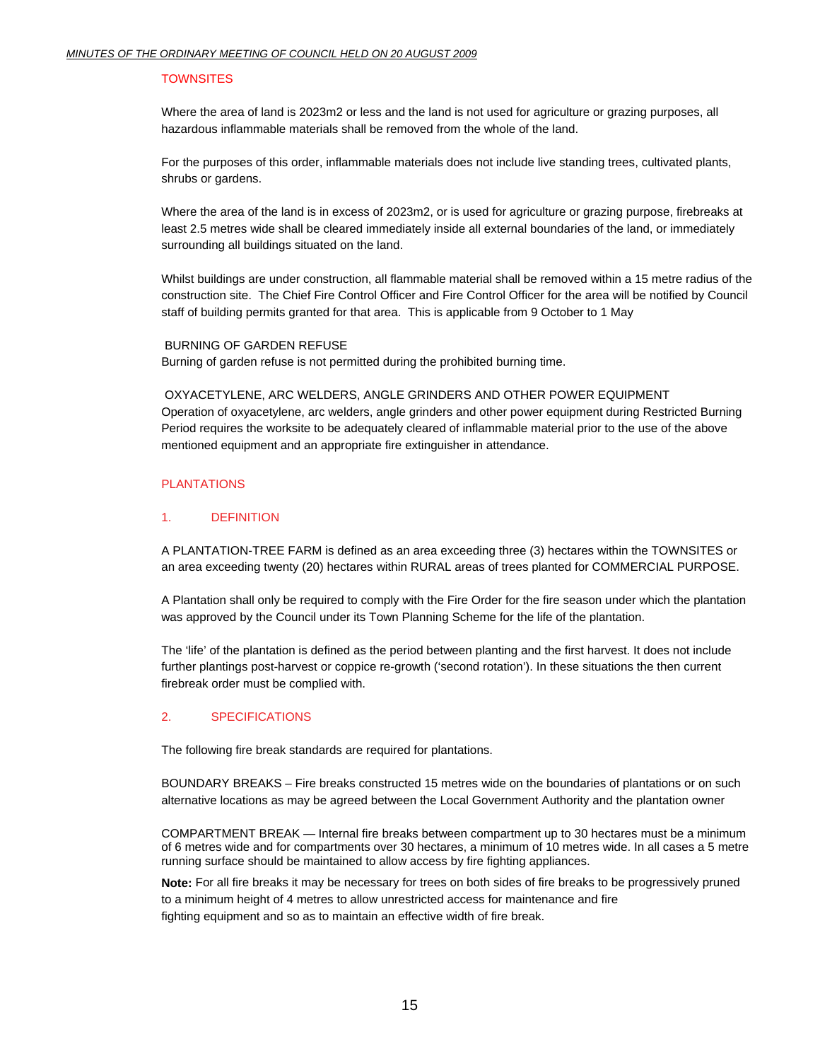### TOWNSITES

Where the area of land is 2023m2 or less and the land is not used for agriculture or grazing purposes, all hazardous inflammable materials shall be removed from the whole of the land.

For the purposes of this order, inflammable materials does not include live standing trees, cultivated plants, shrubs or gardens.

Where the area of the land is in excess of 2023m2, or is used for agriculture or grazing purpose, firebreaks at least 2.5 metres wide shall be cleared immediately inside all external boundaries of the land, or immediately surrounding all buildings situated on the land.

Whilst buildings are under construction, all flammable material shall be removed within a 15 metre radius of the construction site. The Chief Fire Control Officer and Fire Control Officer for the area will be notified by Council staff of building permits granted for that area. This is applicable from 9 October to 1 May

BURNING OF GARDEN REFUSE
Burning of garden refuse is not permitted during the prohibited burning time.

OXYACETYLENE, ARC WELDERS, ANGLE GRINDERS AND OTHER POWER EQUIPMENT
Operation of oxyacetylene, arc welders, angle grinders and other power equipment during Restricted Burning Period requires the worksite to be adequately cleared of inflammable material prior to the use of the above mentioned equipment and an appropriate fire extinguisher in attendance.

### PLANTATIONS

#### 1. DEFINITION

A PLANTATION-TREE FARM is defined as an area exceeding three (3) hectares within the TOWNSITES or an area exceeding twenty (20) hectares within RURAL areas of trees planted for COMMERCIAL PURPOSE.

A Plantation shall only be required to comply with the Fire Order for the fire season under which the plantation was approved by the Council under its Town Planning Scheme for the life of the plantation.

The 'life' of the plantation is defined as the period between planting and the first harvest. It does not include further plantings post-harvest or coppice re-growth ('second rotation'). In these situations the then current firebreak order must be complied with.

#### 2. SPECIFICATIONS

The following fire break standards are required for plantations.

BOUNDARY BREAKS – Fire breaks constructed 15 metres wide on the boundaries of plantations or on such alternative locations as may be agreed between the Local Government Authority and the plantation owner

COMPARTMENT BREAK — Internal fire breaks between compartment up to 30 hectares must be a minimum of 6 metres wide and for compartments over 30 hectares, a minimum of 10 metres wide. In all cases a 5 metre running surface should be maintained to allow access by fire fighting appliances.

**Note:** For all fire breaks it may be necessary for trees on both sides of fire breaks to be progressively pruned to a minimum height of 4 metres to allow unrestricted access for maintenance and fire fighting equipment and so as to maintain an effective width of fire break.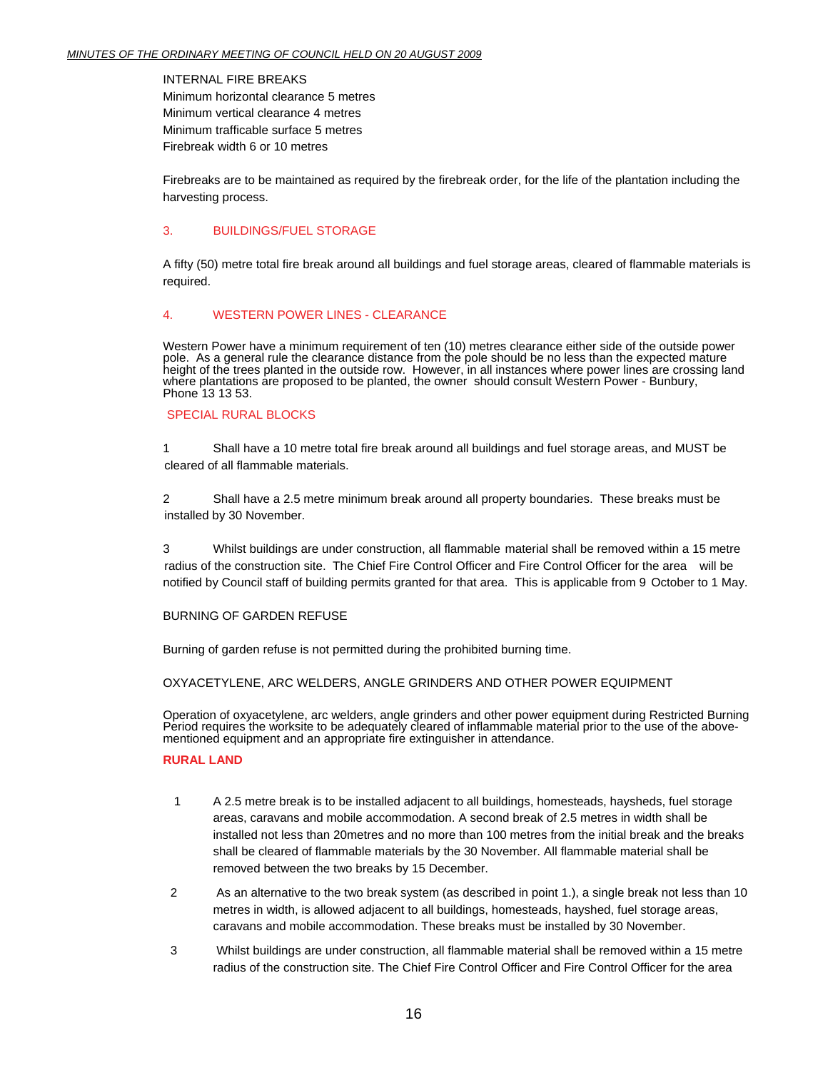INTERNAL FIRE BREAKS
Minimum horizontal clearance 5 metres
Minimum vertical clearance 4 metres
Minimum trafficable surface 5 metres
Firebreak width 6 or 10 metres

Firebreaks are to be maintained as required by the firebreak order, for the life of the plantation including the harvesting process.

3. BUILDINGS/FUEL STORAGE

A fifty (50) metre total fire break around all buildings and fuel storage areas, cleared of flammable materials is required.

4. WESTERN POWER LINES - CLEARANCE

Western Power have a minimum requirement of ten (10) metres clearance either side of the outside power pole. As a general rule the clearance distance from the pole should be no less than the expected mature height of the trees planted in the outside row. However, in all instances where power lines are crossing land where plantations are proposed to be planted, the owner should consult Western Power - Bunbury, Phone 13 13 53.

SPECIAL RURAL BLOCKS

1 Shall have a 10 metre total fire break around all buildings and fuel storage areas, and MUST be cleared of all flammable materials.

2 Shall have a 2.5 metre minimum break around all property boundaries. These breaks must be installed by 30 November.

3 Whilst buildings are under construction, all flammable material shall be removed within a 15 metre radius of the construction site. The Chief Fire Control Officer and Fire Control Officer for the area will be notified by Council staff of building permits granted for that area. This is applicable from 9 October to 1 May.

BURNING OF GARDEN REFUSE

Burning of garden refuse is not permitted during the prohibited burning time.

OXYACETYLENE, ARC WELDERS, ANGLE GRINDERS AND OTHER POWER EQUIPMENT

Operation of oxyacetylene, arc welders, angle grinders and other power equipment during Restricted Burning Period requires the worksite to be adequately cleared of inflammable material prior to the use of the above-mentioned equipment and an appropriate fire extinguisher in attendance.

**RURAL LAND**

1 A 2.5 metre break is to be installed adjacent to all buildings, homesteads, haysheds, fuel storage areas, caravans and mobile accommodation. A second break of 2.5 metres in width shall be installed not less than 20metres and no more than 100 metres from the initial break and the breaks shall be cleared of flammable materials by the 30 November. All flammable material shall be removed between the two breaks by 15 December.

2 As an alternative to the two break system (as described in point 1.), a single break not less than 10 metres in width, is allowed adjacent to all buildings, homesteads, hayshed, fuel storage areas, caravans and mobile accommodation. These breaks must be installed by 30 November.

3 Whilst buildings are under construction, all flammable material shall be removed within a 15 metre radius of the construction site. The Chief Fire Control Officer and Fire Control Officer for the area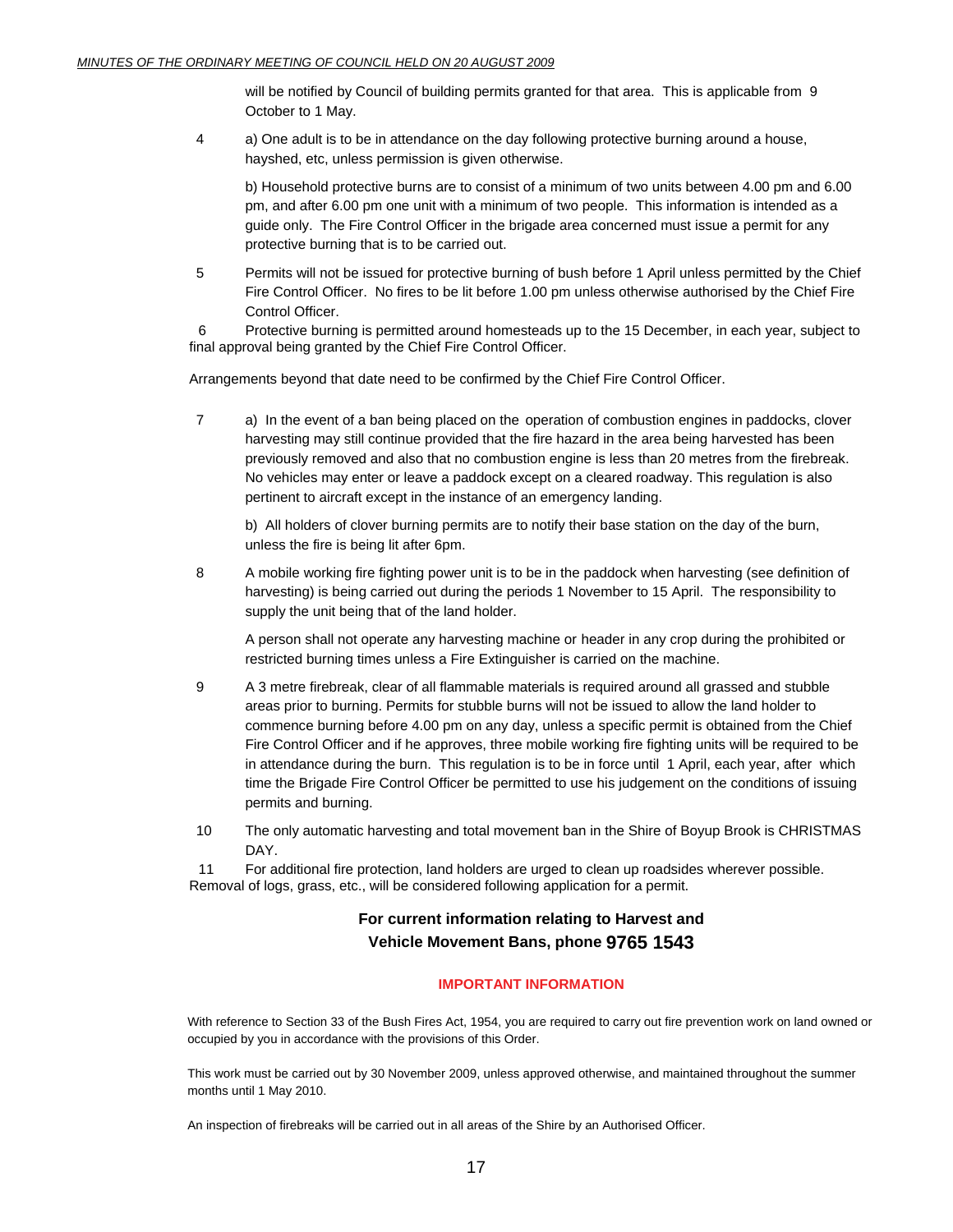will be notified by Council of building permits granted for that area. This is applicable from 9 October to 1 May.

4 a) One adult is to be in attendance on the day following protective burning around a house, hayshed, etc, unless permission is given otherwise.

b) Household protective burns are to consist of a minimum of two units between 4.00 pm and 6.00 pm, and after 6.00 pm one unit with a minimum of two people. This information is intended as a guide only. The Fire Control Officer in the brigade area concerned must issue a permit for any protective burning that is to be carried out.

5 Permits will not be issued for protective burning of bush before 1 April unless permitted by the Chief Fire Control Officer. No fires to be lit before 1.00 pm unless otherwise authorised by the Chief Fire Control Officer.

6 Protective burning is permitted around homesteads up to the 15 December, in each year, subject to final approval being granted by the Chief Fire Control Officer.

Arrangements beyond that date need to be confirmed by the Chief Fire Control Officer.

7 a) In the event of a ban being placed on the operation of combustion engines in paddocks, clover harvesting may still continue provided that the fire hazard in the area being harvested has been previously removed and also that no combustion engine is less than 20 metres from the firebreak. No vehicles may enter or leave a paddock except on a cleared roadway. This regulation is also pertinent to aircraft except in the instance of an emergency landing.

b) All holders of clover burning permits are to notify their base station on the day of the burn, unless the fire is being lit after 6pm.

8 A mobile working fire fighting power unit is to be in the paddock when harvesting (see definition of harvesting) is being carried out during the periods 1 November to 15 April. The responsibility to supply the unit being that of the land holder.

A person shall not operate any harvesting machine or header in any crop during the prohibited or restricted burning times unless a Fire Extinguisher is carried on the machine.

9 A 3 metre firebreak, clear of all flammable materials is required around all grassed and stubble areas prior to burning. Permits for stubble burns will not be issued to allow the land holder to commence burning before 4.00 pm on any day, unless a specific permit is obtained from the Chief Fire Control Officer and if he approves, three mobile working fire fighting units will be required to be in attendance during the burn. This regulation is to be in force until 1 April, each year, after which time the Brigade Fire Control Officer be permitted to use his judgement on the conditions of issuing permits and burning.

10 The only automatic harvesting and total movement ban in the Shire of Boyup Brook is CHRISTMAS DAY.

11 For additional fire protection, land holders are urged to clean up roadsides wherever possible. Removal of logs, grass, etc., will be considered following application for a permit.

**For current information relating to Harvest and Vehicle Movement Bans, phone 9765 1543**

**IMPORTANT INFORMATION**

With reference to Section 33 of the Bush Fires Act, 1954, you are required to carry out fire prevention work on land owned or occupied by you in accordance with the provisions of this Order.

This work must be carried out by 30 November 2009, unless approved otherwise, and maintained throughout the summer months until 1 May 2010.

An inspection of firebreaks will be carried out in all areas of the Shire by an Authorised Officer.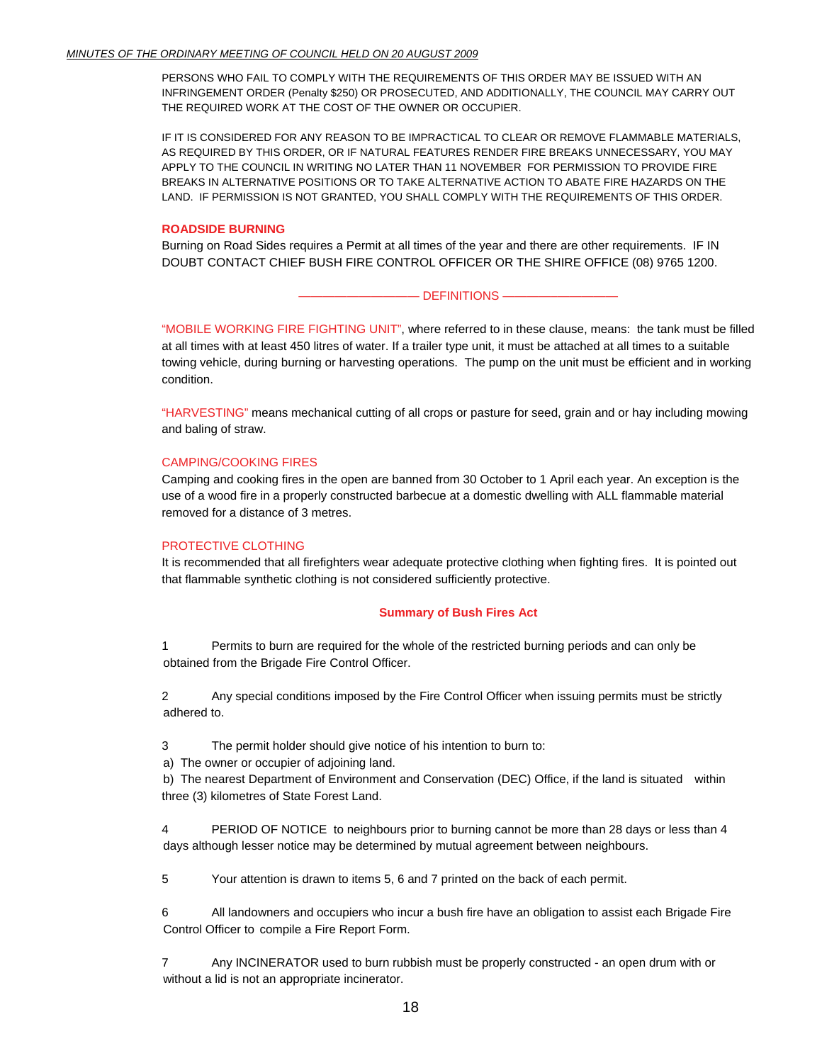PERSONS WHO FAIL TO COMPLY WITH THE REQUIREMENTS OF THIS ORDER MAY BE ISSUED WITH AN INFRINGEMENT ORDER (Penalty $250) OR PROSECUTED, AND ADDITIONALLY, THE COUNCIL MAY CARRY OUT THE REQUIRED WORK AT THE COST OF THE OWNER OR OCCUPIER.

IF IT IS CONSIDERED FOR ANY REASON TO BE IMPRACTICAL TO CLEAR OR REMOVE FLAMMABLE MATERIALS, AS REQUIRED BY THIS ORDER, OR IF NATURAL FEATURES RENDER FIRE BREAKS UNNECESSARY, YOU MAY APPLY TO THE COUNCIL IN WRITING NO LATER THAN 11 NOVEMBER FOR PERMISSION TO PROVIDE FIRE BREAKS IN ALTERNATIVE POSITIONS OR TO TAKE ALTERNATIVE ACTION TO ABATE FIRE HAZARDS ON THE LAND. IF PERMISSION IS NOT GRANTED, YOU SHALL COMPLY WITH THE REQUIREMENTS OF THIS ORDER.

**ROADSIDE BURNING**

Burning on Road Sides requires a Permit at all times of the year and there are other requirements. IF IN DOUBT CONTACT CHIEF BUSH FIRE CONTROL OFFICER OR THE SHIRE OFFICE (08) 9765 1200.

——————————— DEFINITIONS ———————————

"MOBILE WORKING FIRE FIGHTING UNIT", where referred to in these clause, means: the tank must be filled at all times with at least 450 litres of water. If a trailer type unit, it must be attached at all times to a suitable towing vehicle, during burning or harvesting operations. The pump on the unit must be efficient and in working condition.

"HARVESTING" means mechanical cutting of all crops or pasture for seed, grain and or hay including mowing and baling of straw.

CAMPING/COOKING FIRES

Camping and cooking fires in the open are banned from 30 October to 1 April each year. An exception is the use of a wood fire in a properly constructed barbecue at a domestic dwelling with ALL flammable material removed for a distance of 3 metres.

PROTECTIVE CLOTHING

It is recommended that all firefighters wear adequate protective clothing when fighting fires. It is pointed out that flammable synthetic clothing is not considered sufficiently protective.

**Summary of Bush Fires Act**

1 Permits to burn are required for the whole of the restricted burning periods and can only be obtained from the Brigade Fire Control Officer.

2 Any special conditions imposed by the Fire Control Officer when issuing permits must be strictly adhered to.

3 The permit holder should give notice of his intention to burn to:

a) The owner or occupier of adjoining land.

b) The nearest Department of Environment and Conservation (DEC) Office, if the land is situated within three (3) kilometres of State Forest Land.

4 PERIOD OF NOTICE to neighbours prior to burning cannot be more than 28 days or less than 4 days although lesser notice may be determined by mutual agreement between neighbours.

5 Your attention is drawn to items 5, 6 and 7 printed on the back of each permit.

6 All landowners and occupiers who incur a bush fire have an obligation to assist each Brigade Fire Control Officer to compile a Fire Report Form.

7 Any INCINERATOR used to burn rubbish must be properly constructed - an open drum with or without a lid is not an appropriate incinerator.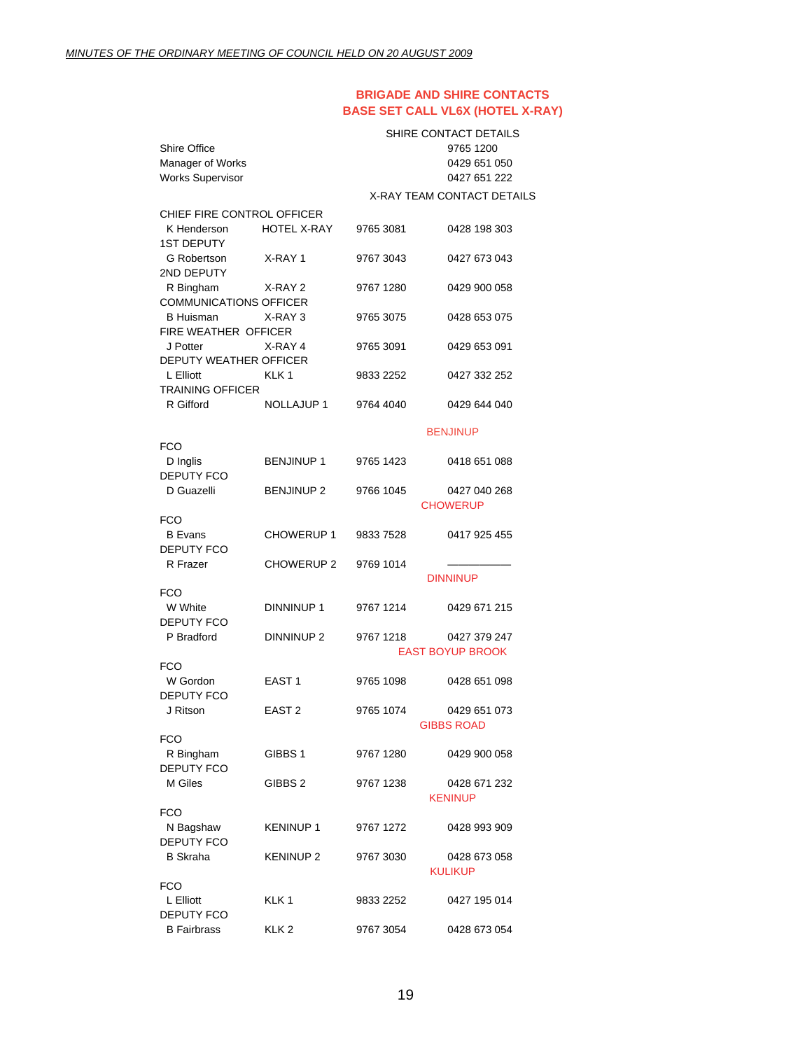## BRIGADE AND SHIRE CONTACTS
## BASE SET CALL VL6X (HOTEL X-RAY)

SHIRE CONTACT DETAILS

| | |
|---|---|
| Shire Office | 9765 1200 |
| Manager of Works | 0429 651 050 |
| Works Supervisor | 0427 651 222 |

X-RAY TEAM CONTACT DETAILS

| | | | |
|---|---|---|---|
| CHIEF FIRE CONTROL OFFICER | | | |
| K Henderson | HOTEL X-RAY | 9765 3081 | 0428 198 303 |
| 1ST DEPUTY | | | |
| G Robertson | X-RAY 1 | 9767 3043 | 0427 673 043 |
| 2ND DEPUTY | | | |
| R Bingham | X-RAY 2 | 9767 1280 | 0429 900 058 |
| COMMUNICATIONS OFFICER | | | |
| B Huisman | X-RAY 3 | 9765 3075 | 0428 653 075 |
| FIRE WEATHER OFFICER | | | |
| J Potter | X-RAY 4 | 9765 3091 | 0429 653 091 |
| DEPUTY WEATHER OFFICER | | | |
| L Elliott | KLK 1 | 9833 2252 | 0427 332 252 |
| TRAINING OFFICER | | | |
| R Gifford | NOLLAJUP 1 | 9764 4040 | 0429 644 040 |

BENJINUP

| | | | |
|---|---|---|---|
| FCO | | | |
| D Inglis | BENJINUP 1 | 9765 1423 | 0418 651 088 |
| DEPUTY FCO | | | |
| D Guazelli | BENJINUP 2 | 9766 1045 | 0427 040 268 |

CHOWERUP

| | | | |
|---|---|---|---|
| FCO | | | |
| B Evans | CHOWERUP 1 | 9833 7528 | 0417 925 455 |
| DEPUTY FCO | | | |
| R Frazer | CHOWERUP 2 | 9769 1014 | ———— |

DINNINUP

| | | | |
|---|---|---|---|
| FCO | | | |
| W White | DINNINUP 1 | 9767 1214 | 0429 671 215 |
| DEPUTY FCO | | | |
| P Bradford | DINNINUP 2 | 9767 1218 | 0427 379 247 |

EAST BOYUP BROOK

| | | | |
|---|---|---|---|
| FCO | | | |
| W Gordon | EAST 1 | 9765 1098 | 0428 651 098 |
| DEPUTY FCO | | | |
| J Ritson | EAST 2 | 9765 1074 | 0429 651 073 |

GIBBS ROAD

| | | | |
|---|---|---|---|
| FCO | | | |
| R Bingham | GIBBS 1 | 9767 1280 | 0429 900 058 |
| DEPUTY FCO | | | |
| M Giles | GIBBS 2 | 9767 1238 | 0428 671 232 |

KENINUP

| | | | |
|---|---|---|---|
| FCO | | | |
| N Bagshaw | KENINUP 1 | 9767 1272 | 0428 993 909 |
| DEPUTY FCO | | | |
| B Skraha | KENINUP 2 | 9767 3030 | 0428 673 058 |

KULIKUP

| | | | |
|---|---|---|---|
| FCO | | | |
| L Elliott | KLK 1 | 9833 2252 | 0427 195 014 |
| DEPUTY FCO | | | |
| B Fairbrass | KLK 2 | 9767 3054 | 0428 673 054 |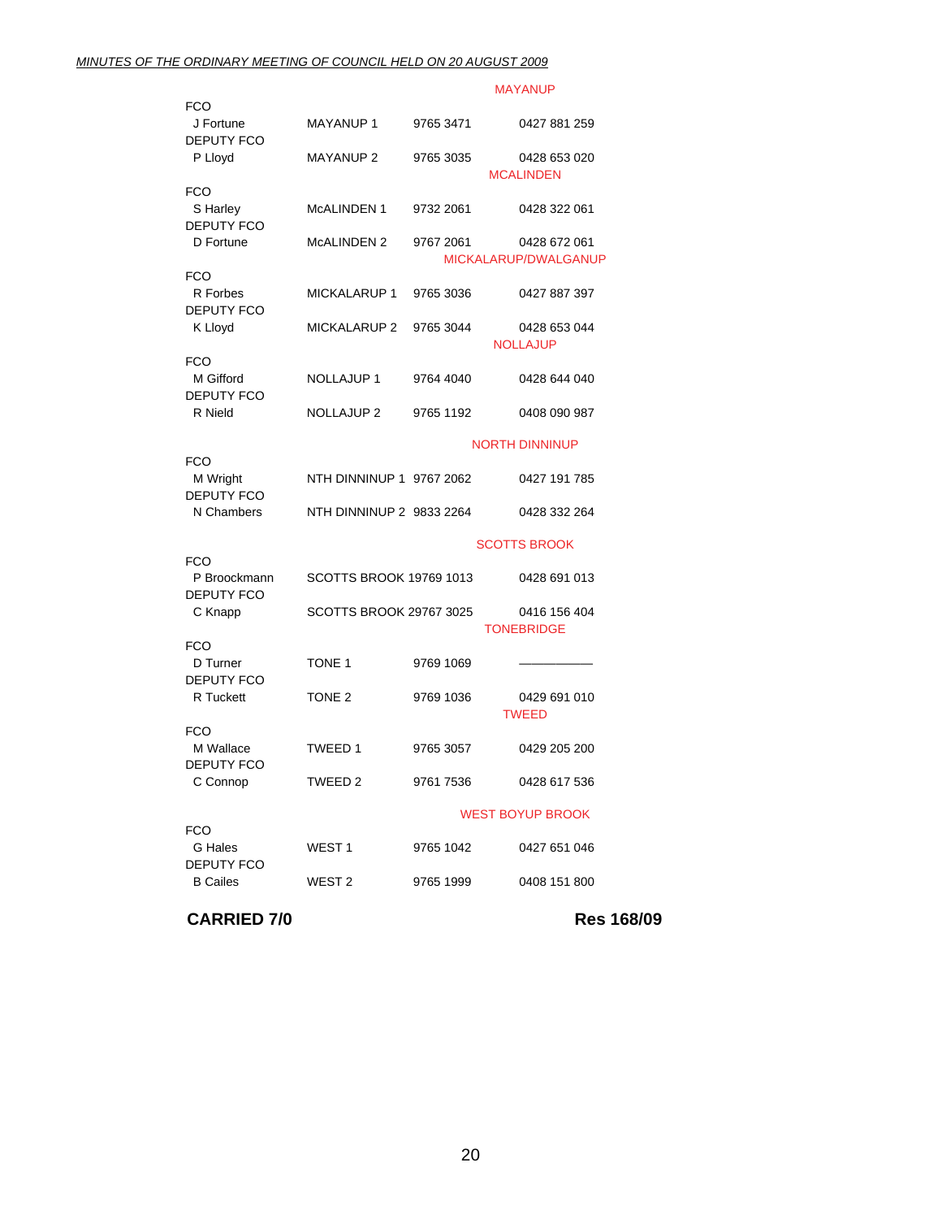| | | | |
|---|---|---|---|
| | | | **MAYANUP** |
| FCO | | | |
| J Fortune | MAYANUP 1 | 9765 3471 | 0427 881 259 |
| DEPUTY FCO | | | |
| P Lloyd | MAYANUP 2 | 9765 3035 | 0428 653 020 |
| | | | **MCALINDEN** |
| FCO | | | |
| S Harley | McALINDEN 1 | 9732 2061 | 0428 322 061 |
| DEPUTY FCO | | | |
| D Fortune | McALINDEN 2 | 9767 2061 | 0428 672 061 |
| | | | **MICKALARUP/DWALGANUP** |
| FCO | | | |
| R Forbes | MICKALARUP 1 | 9765 3036 | 0427 887 397 |
| DEPUTY FCO | | | |
| K Lloyd | MICKALARUP 2 | 9765 3044 | 0428 653 044 |
| | | | **NOLLAJUP** |
| FCO | | | |
| M Gifford | NOLLAJUP 1 | 9764 4040 | 0428 644 040 |
| DEPUTY FCO | | | |
| R Nield | NOLLAJUP 2 | 9765 1192 | 0408 090 987 |
| | | | **NORTH DINNINUP** |
| FCO | | | |
| M Wright | NTH DINNINUP 1 | 9767 2062 | 0427 191 785 |
| DEPUTY FCO | | | |
| N Chambers | NTH DINNINUP 2 | 9833 2264 | 0428 332 264 |
| | | | **SCOTTS BROOK** |
| FCO | | | |
| P Broockmann | SCOTTS BROOK 1 | 9769 1013 | 0428 691 013 |
| DEPUTY FCO | | | |
| C Knapp | SCOTTS BROOK 2 | 9767 3025 | 0416 156 404 |
| | | | **TONEBRIDGE** |
| FCO | | | |
| D Turner | TONE 1 | 9769 1069 | ———— |
| DEPUTY FCO | | | |
| R Tuckett | TONE 2 | 9769 1036 | 0429 691 010 |
| | | | **TWEED** |
| FCO | | | |
| M Wallace | TWEED 1 | 9765 3057 | 0429 205 200 |
| DEPUTY FCO | | | |
| C Connop | TWEED 2 | 9761 7536 | 0428 617 536 |
| | | | **WEST BOYUP BROOK** |
| FCO | | | |
| G Hales | WEST 1 | 9765 1042 | 0427 651 046 |
| DEPUTY FCO | | | |
| B Cailes | WEST 2 | 9765 1999 | 0408 151 800 |

**CARRIED 7/0** **Res 168/09**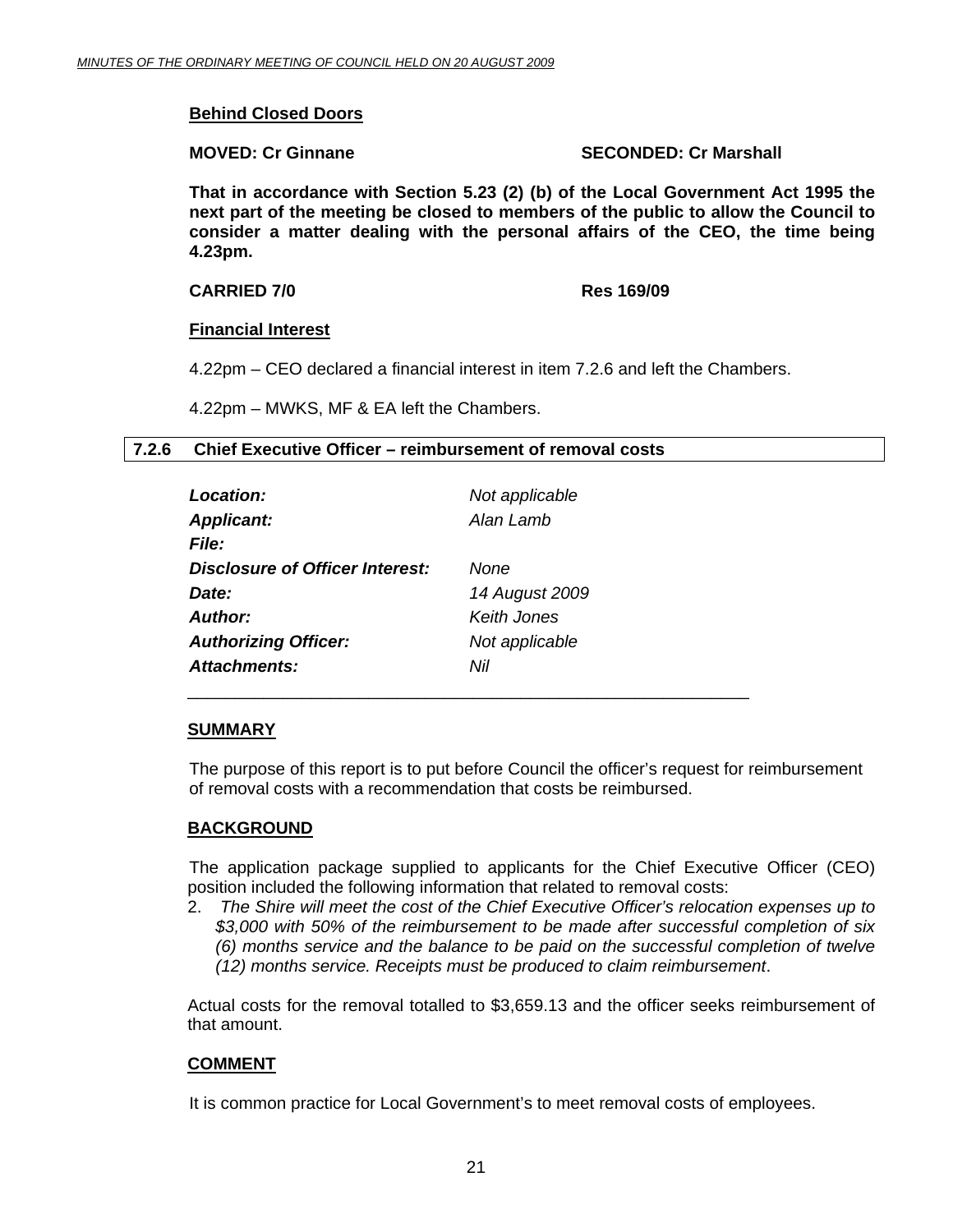**Behind Closed Doors**

**MOVED: Cr Ginnane SECONDED: Cr Marshall**

**That in accordance with Section 5.23 (2) (b) of the Local Government Act 1995 the next part of the meeting be closed to members of the public to allow the Council to consider a matter dealing with the personal affairs of the CEO, the time being 4.23pm.**

**CARRIED 7/0 Res 169/09**

**Financial Interest**

4.22pm – CEO declared a financial interest in item 7.2.6 and left the Chambers.

4.22pm – MWKS, MF & EA left the Chambers.

## 7.2.6 Chief Executive Officer – reimbursement of removal costs

| | |
|---|---|
| ***Location:*** | *Not applicable* |
| ***Applicant:*** | *Alan Lamb* |
| ***File:*** | |
| ***Disclosure of Officer Interest:*** | *None* |
| ***Date:*** | *14 August 2009* |
| ***Author:*** | *Keith Jones* |
| ***Authorizing Officer:*** | *Not applicable* |
| ***Attachments:*** | *Nil* |

### SUMMARY

The purpose of this report is to put before Council the officer's request for reimbursement of removal costs with a recommendation that costs be reimbursed.

### BACKGROUND

The application package supplied to applicants for the Chief Executive Officer (CEO) position included the following information that related to removal costs:

2. *The Shire will meet the cost of the Chief Executive Officer's relocation expenses up to $3,000 with 50% of the reimbursement to be made after successful completion of six (6) months service and the balance to be paid on the successful completion of twelve (12) months service. Receipts must be produced to claim reimbursement*.

Actual costs for the removal totalled to $3,659.13 and the officer seeks reimbursement of that amount.

### COMMENT

It is common practice for Local Government's to meet removal costs of employees.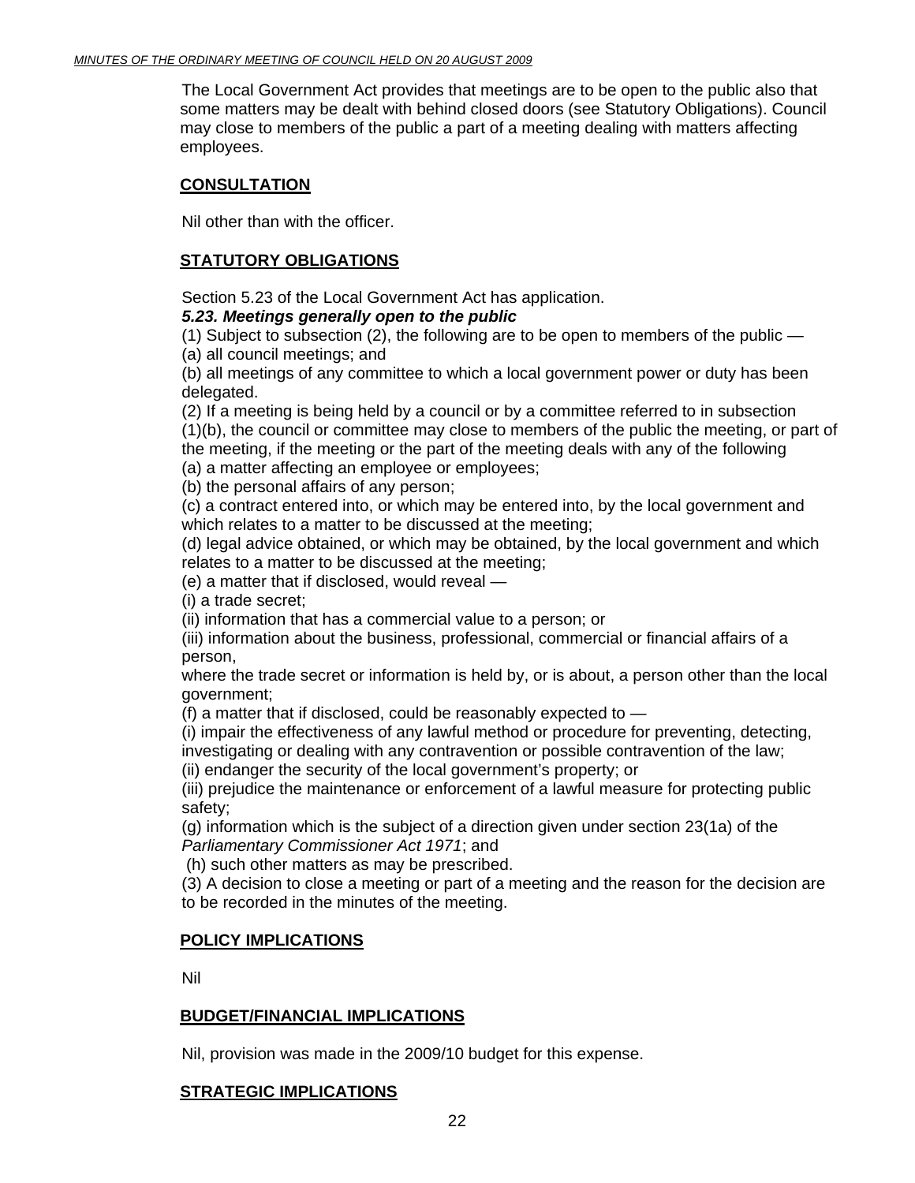The Local Government Act provides that meetings are to be open to the public also that some matters may be dealt with behind closed doors (see Statutory Obligations). Council may close to members of the public a part of a meeting dealing with matters affecting employees.

## CONSULTATION

Nil other than with the officer.

## STATUTORY OBLIGATIONS

Section 5.23 of the Local Government Act has application.

***5.23. Meetings generally open to the public***

(1) Subject to subsection (2), the following are to be open to members of the public —

(a) all council meetings; and

(b) all meetings of any committee to which a local government power or duty has been delegated.

(2) If a meeting is being held by a council or by a committee referred to in subsection (1)(b), the council or committee may close to members of the public the meeting, or part of the meeting, if the meeting or the part of the meeting deals with any of the following

(a) a matter affecting an employee or employees;

(b) the personal affairs of any person;

(c) a contract entered into, or which may be entered into, by the local government and which relates to a matter to be discussed at the meeting;

(d) legal advice obtained, or which may be obtained, by the local government and which relates to a matter to be discussed at the meeting;

(e) a matter that if disclosed, would reveal —

(i) a trade secret;

(ii) information that has a commercial value to a person; or

(iii) information about the business, professional, commercial or financial affairs of a person,

where the trade secret or information is held by, or is about, a person other than the local government;

(f) a matter that if disclosed, could be reasonably expected to —

(i) impair the effectiveness of any lawful method or procedure for preventing, detecting, investigating or dealing with any contravention or possible contravention of the law;

(ii) endanger the security of the local government's property; or

(iii) prejudice the maintenance or enforcement of a lawful measure for protecting public safety;

(g) information which is the subject of a direction given under section 23(1a) of the *Parliamentary Commissioner Act 1971*; and

(h) such other matters as may be prescribed.

(3) A decision to close a meeting or part of a meeting and the reason for the decision are to be recorded in the minutes of the meeting.

## POLICY IMPLICATIONS

Nil

## BUDGET/FINANCIAL IMPLICATIONS

Nil, provision was made in the 2009/10 budget for this expense.

## STRATEGIC IMPLICATIONS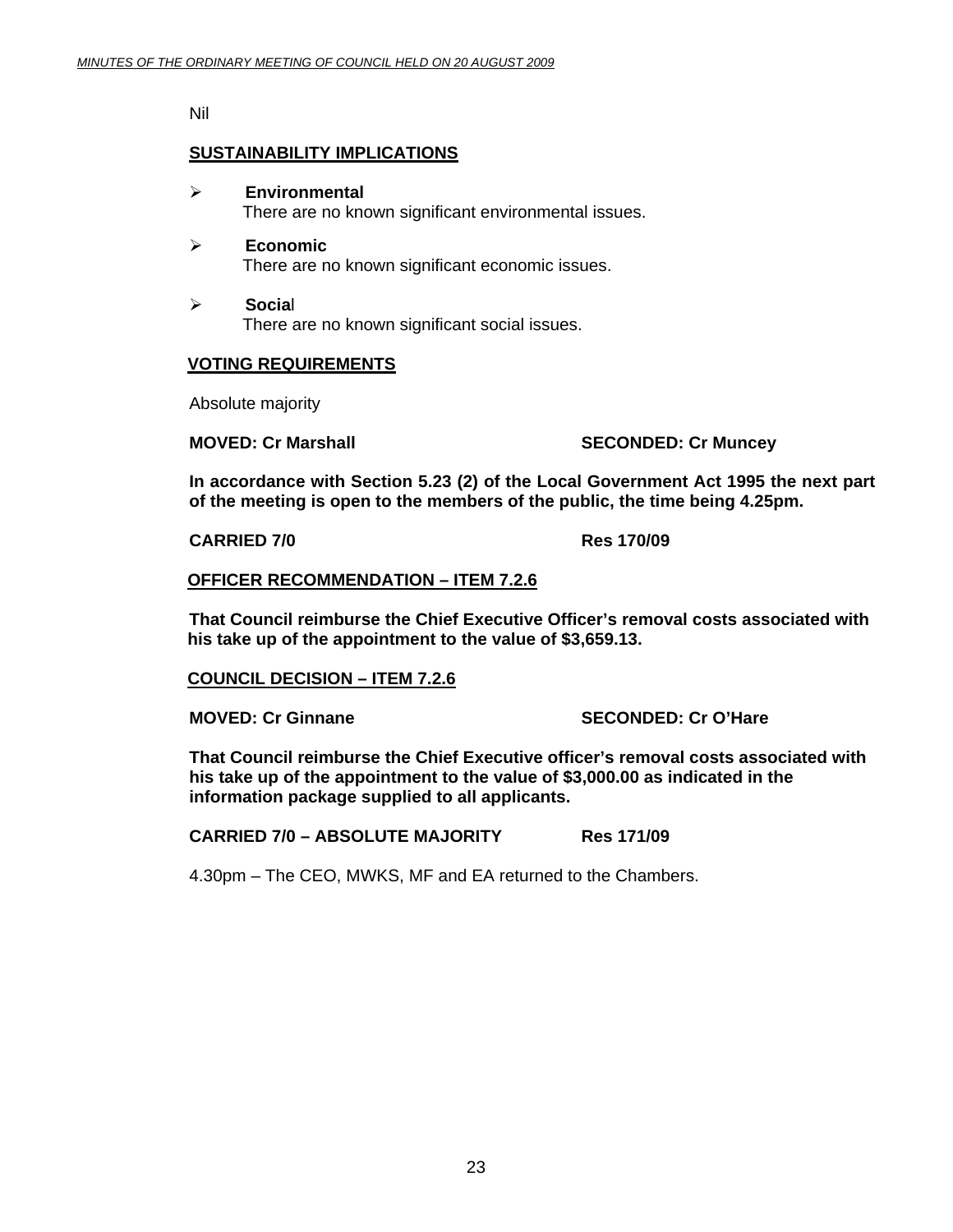Nil

**SUSTAINABILITY IMPLICATIONS**

- **Environmental**
  There are no known significant environmental issues.

- **Economic**
  There are no known significant economic issues.

- **Social**
  There are no known significant social issues.

**VOTING REQUIREMENTS**

Absolute majority

**MOVED: Cr Marshall** **SECONDED: Cr Muncey**

**In accordance with Section 5.23 (2) of the Local Government Act 1995 the next part of the meeting is open to the members of the public, the time being 4.25pm.**

**CARRIED 7/0** **Res 170/09**

**OFFICER RECOMMENDATION – ITEM 7.2.6**

**That Council reimburse the Chief Executive Officer's removal costs associated with his take up of the appointment to the value of $3,659.13.**

**COUNCIL DECISION – ITEM 7.2.6**

**MOVED: Cr Ginnane** **SECONDED: Cr O'Hare**

**That Council reimburse the Chief Executive officer's removal costs associated with his take up of the appointment to the value of $3,000.00 as indicated in the information package supplied to all applicants.**

**CARRIED 7/0 – ABSOLUTE MAJORITY** **Res 171/09**

4.30pm – The CEO, MWKS, MF and EA returned to the Chambers.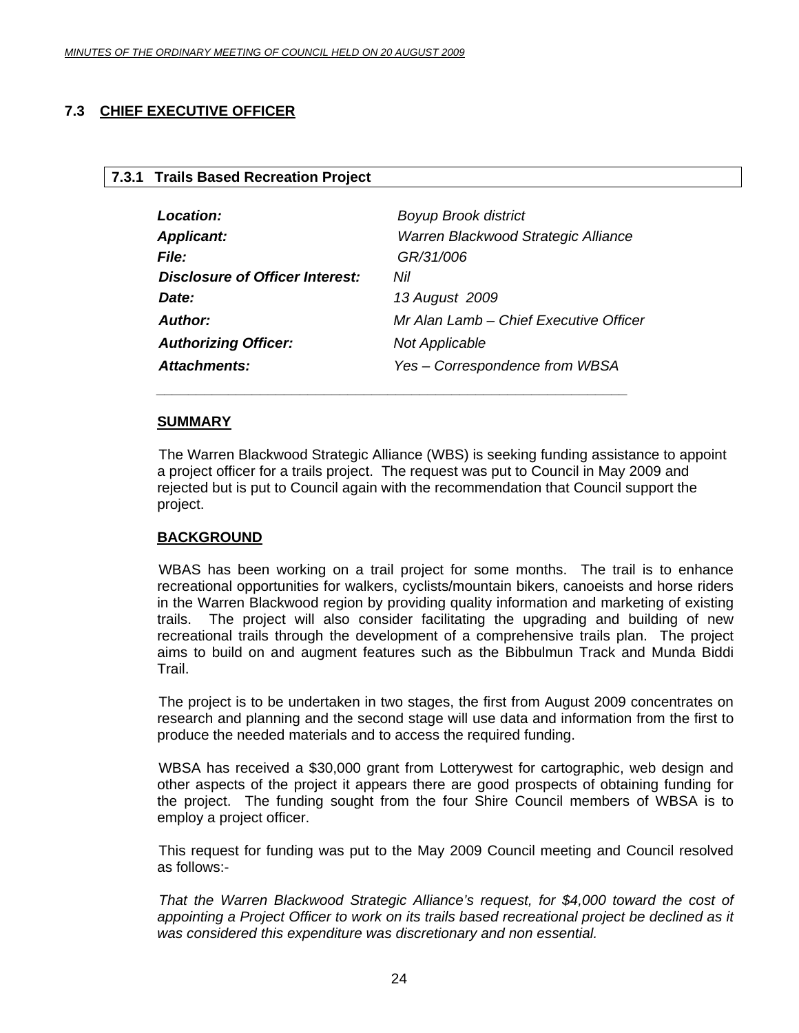## 7.3 CHIEF EXECUTIVE OFFICER

### 7.3.1 Trails Based Recreation Project

| | |
|---|---|
| ***Location:*** | *Boyup Brook district* |
| ***Applicant:*** | *Warren Blackwood Strategic Alliance* |
| ***File:*** | *GR/31/006* |
| ***Disclosure of Officer Interest:*** | *Nil* |
| ***Date:*** | *13 August 2009* |
| ***Author:*** | *Mr Alan Lamb – Chief Executive Officer* |
| ***Authorizing Officer:*** | *Not Applicable* |
| ***Attachments:*** | *Yes – Correspondence from WBSA* |

**SUMMARY**

The Warren Blackwood Strategic Alliance (WBS) is seeking funding assistance to appoint a project officer for a trails project. The request was put to Council in May 2009 and rejected but is put to Council again with the recommendation that Council support the project.

**BACKGROUND**

WBAS has been working on a trail project for some months. The trail is to enhance recreational opportunities for walkers, cyclists/mountain bikers, canoeists and horse riders in the Warren Blackwood region by providing quality information and marketing of existing trails. The project will also consider facilitating the upgrading and building of new recreational trails through the development of a comprehensive trails plan. The project aims to build on and augment features such as the Bibbulmun Track and Munda Biddi Trail.

The project is to be undertaken in two stages, the first from August 2009 concentrates on research and planning and the second stage will use data and information from the first to produce the needed materials and to access the required funding.

WBSA has received a $30,000 grant from Lotterywest for cartographic, web design and other aspects of the project it appears there are good prospects of obtaining funding for the project. The funding sought from the four Shire Council members of WBSA is to employ a project officer.

This request for funding was put to the May 2009 Council meeting and Council resolved as follows:-

*That the Warren Blackwood Strategic Alliance's request, for $4,000 toward the cost of appointing a Project Officer to work on its trails based recreational project be declined as it was considered this expenditure was discretionary and non essential.*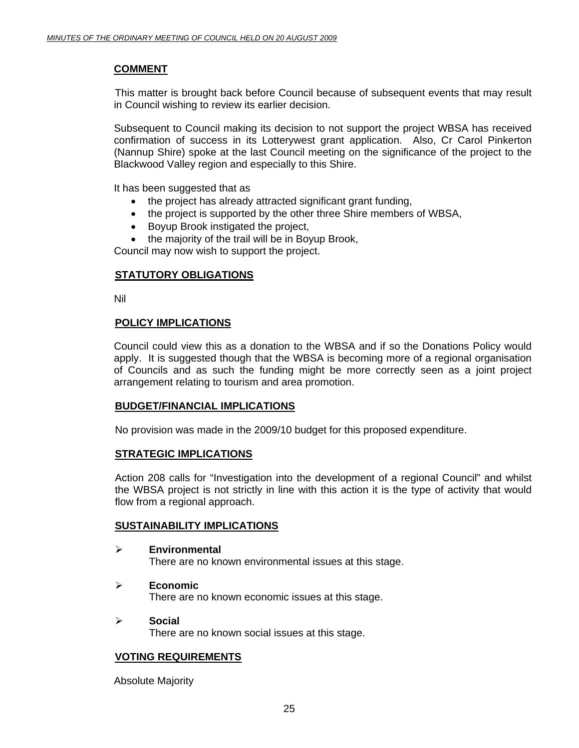## COMMENT

This matter is brought back before Council because of subsequent events that may result in Council wishing to review its earlier decision.

Subsequent to Council making its decision to not support the project WBSA has received confirmation of success in its Lotterywest grant application. Also, Cr Carol Pinkerton (Nannup Shire) spoke at the last Council meeting on the significance of the project to the Blackwood Valley region and especially to this Shire.

It has been suggested that as

- the project has already attracted significant grant funding,
- the project is supported by the other three Shire members of WBSA,
- Boyup Brook instigated the project,
- the majority of the trail will be in Boyup Brook,

Council may now wish to support the project.

## STATUTORY OBLIGATIONS

Nil

## POLICY IMPLICATIONS

Council could view this as a donation to the WBSA and if so the Donations Policy would apply. It is suggested though that the WBSA is becoming more of a regional organisation of Councils and as such the funding might be more correctly seen as a joint project arrangement relating to tourism and area promotion.

## BUDGET/FINANCIAL IMPLICATIONS

No provision was made in the 2009/10 budget for this proposed expenditure.

## STRATEGIC IMPLICATIONS

Action 208 calls for "Investigation into the development of a regional Council" and whilst the WBSA project is not strictly in line with this action it is the type of activity that would flow from a regional approach.

## SUSTAINABILITY IMPLICATIONS

- **Environmental**
  There are no known environmental issues at this stage.

- **Economic**
  There are no known economic issues at this stage.

- **Social**
  There are no known social issues at this stage.

## VOTING REQUIREMENTS

Absolute Majority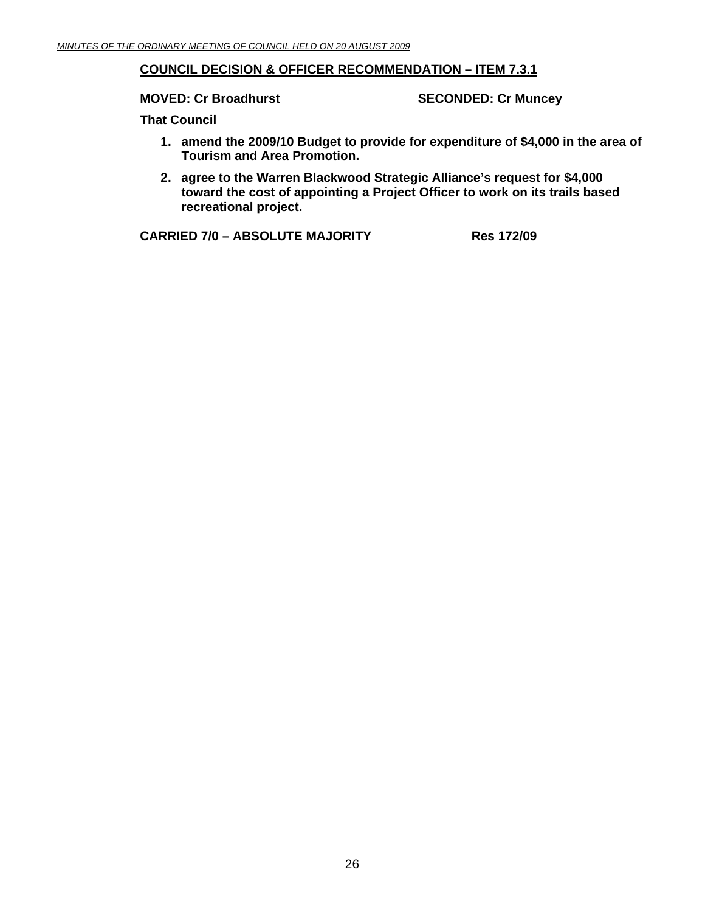**COUNCIL DECISION & OFFICER RECOMMENDATION – ITEM 7.3.1**

**MOVED: Cr Broadhurst** **SECONDED: Cr Muncey**

**That Council**

1. **amend the 2009/10 Budget to provide for expenditure of $4,000 in the area of Tourism and Area Promotion.**
2. **agree to the Warren Blackwood Strategic Alliance's request for $4,000 toward the cost of appointing a Project Officer to work on its trails based recreational project.**

**CARRIED 7/0 – ABSOLUTE MAJORITY** **Res 172/09**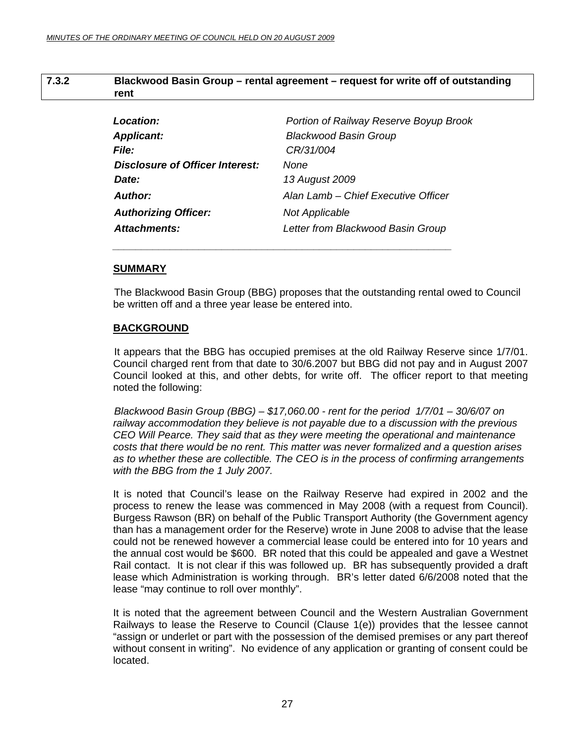## 7.3.2 Blackwood Basin Group – rental agreement – request for write off of outstanding rent

| | |
|---|---|
| ***Location:*** | *Portion of Railway Reserve Boyup Brook* |
| ***Applicant:*** | *Blackwood Basin Group* |
| ***File:*** | *CR/31/004* |
| ***Disclosure of Officer Interest:*** | *None* |
| ***Date:*** | *13 August 2009* |
| ***Author:*** | *Alan Lamb – Chief Executive Officer* |
| ***Authorizing Officer:*** | *Not Applicable* |
| ***Attachments:*** | *Letter from Blackwood Basin Group* |

**SUMMARY**

The Blackwood Basin Group (BBG) proposes that the outstanding rental owed to Council be written off and a three year lease be entered into.

**BACKGROUND**

It appears that the BBG has occupied premises at the old Railway Reserve since 1/7/01. Council charged rent from that date to 30/6.2007 but BBG did not pay and in August 2007 Council looked at this, and other debts, for write off. The officer report to that meeting noted the following:

*Blackwood Basin Group (BBG) – $17,060.00 - rent for the period 1/7/01 – 30/6/07 on railway accommodation they believe is not payable due to a discussion with the previous CEO Will Pearce. They said that as they were meeting the operational and maintenance costs that there would be no rent. This matter was never formalized and a question arises as to whether these are collectible. The CEO is in the process of confirming arrangements with the BBG from the 1 July 2007.*

It is noted that Council's lease on the Railway Reserve had expired in 2002 and the process to renew the lease was commenced in May 2008 (with a request from Council). Burgess Rawson (BR) on behalf of the Public Transport Authority (the Government agency than has a management order for the Reserve) wrote in June 2008 to advise that the lease could not be renewed however a commercial lease could be entered into for 10 years and the annual cost would be $600. BR noted that this could be appealed and gave a Westnet Rail contact. It is not clear if this was followed up. BR has subsequently provided a draft lease which Administration is working through. BR's letter dated 6/6/2008 noted that the lease "may continue to roll over monthly".

It is noted that the agreement between Council and the Western Australian Government Railways to lease the Reserve to Council (Clause 1(e)) provides that the lessee cannot "assign or underlet or part with the possession of the demised premises or any part thereof without consent in writing". No evidence of any application or granting of consent could be located.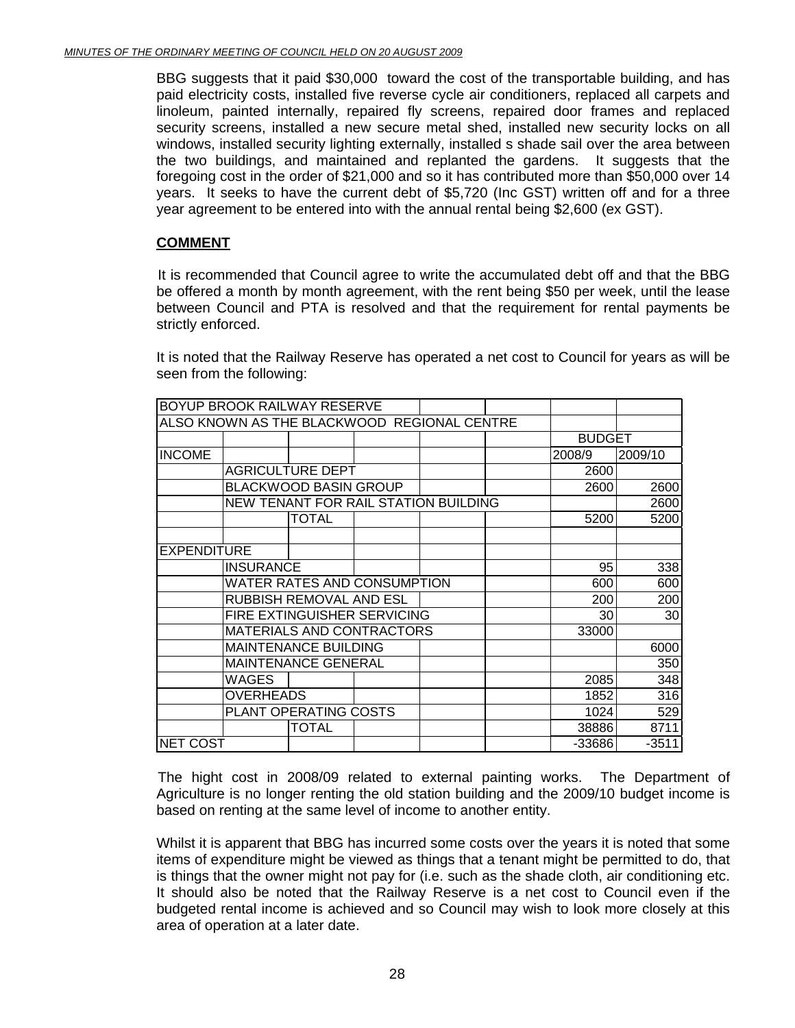BBG suggests that it paid $30,000 toward the cost of the transportable building, and has paid electricity costs, installed five reverse cycle air conditioners, replaced all carpets and linoleum, painted internally, repaired fly screens, repaired door frames and replaced security screens, installed a new secure metal shed, installed new security locks on all windows, installed security lighting externally, installed s shade sail over the area between the two buildings, and maintained and replanted the gardens. It suggests that the foregoing cost in the order of $21,000 and so it has contributed more than $50,000 over 14 years. It seeks to have the current debt of $5,720 (Inc GST) written off and for a three year agreement to be entered into with the annual rental being $2,600 (ex GST).

## COMMENT

It is recommended that Council agree to write the accumulated debt off and that the BBG be offered a month by month agreement, with the rent being $50 per week, until the lease between Council and PTA is resolved and that the requirement for rental payments be strictly enforced.

It is noted that the Railway Reserve has operated a net cost to Council for years as will be seen from the following:

| | | | | | | | |
|---|---|---|---|---|---|---|---|
| BOYUP BROOK RAILWAY RESERVE | | | | | | | |
| ALSO KNOWN AS THE BLACKWOOD REGIONAL CENTRE | | | | | | | |
| | | | | | | BUDGET | |
| INCOME | | | | | | 2008/9 | 2009/10 |
| | AGRICULTURE DEPT | | | | | 2600 | |
| | BLACKWOOD BASIN GROUP | | | | | 2600 | 2600 |
| | NEW TENANT FOR RAIL STATION BUILDING | | | | | | 2600 |
| | | TOTAL | | | | 5200 | 5200 |
| | | | | | | | |
| EXPENDITURE | | | | | | | |
| | INSURANCE | | | | | 95 | 338 |
| | WATER RATES AND CONSUMPTION | | | | | 600 | 600 |
| | RUBBISH REMOVAL AND ESL | | | | | 200 | 200 |
| | FIRE EXTINGUISHER SERVICING | | | | | 30 | 30 |
| | MATERIALS AND CONTRACTORS | | | | | 33000 | |
| | MAINTENANCE BUILDING | | | | | | 6000 |
| | MAINTENANCE GENERAL | | | | | | 350 |
| | WAGES | | | | | 2085 | 348 |
| | OVERHEADS | | | | | 1852 | 316 |
| | PLANT OPERATING COSTS | | | | | 1024 | 529 |
| | | TOTAL | | | | 38886 | 8711 |
| NET COST | | | | | | -33686 | -3511 |

The hight cost in 2008/09 related to external painting works. The Department of Agriculture is no longer renting the old station building and the 2009/10 budget income is based on renting at the same level of income to another entity.

Whilst it is apparent that BBG has incurred some costs over the years it is noted that some items of expenditure might be viewed as things that a tenant might be permitted to do, that is things that the owner might not pay for (i.e. such as the shade cloth, air conditioning etc. It should also be noted that the Railway Reserve is a net cost to Council even if the budgeted rental income is achieved and so Council may wish to look more closely at this area of operation at a later date.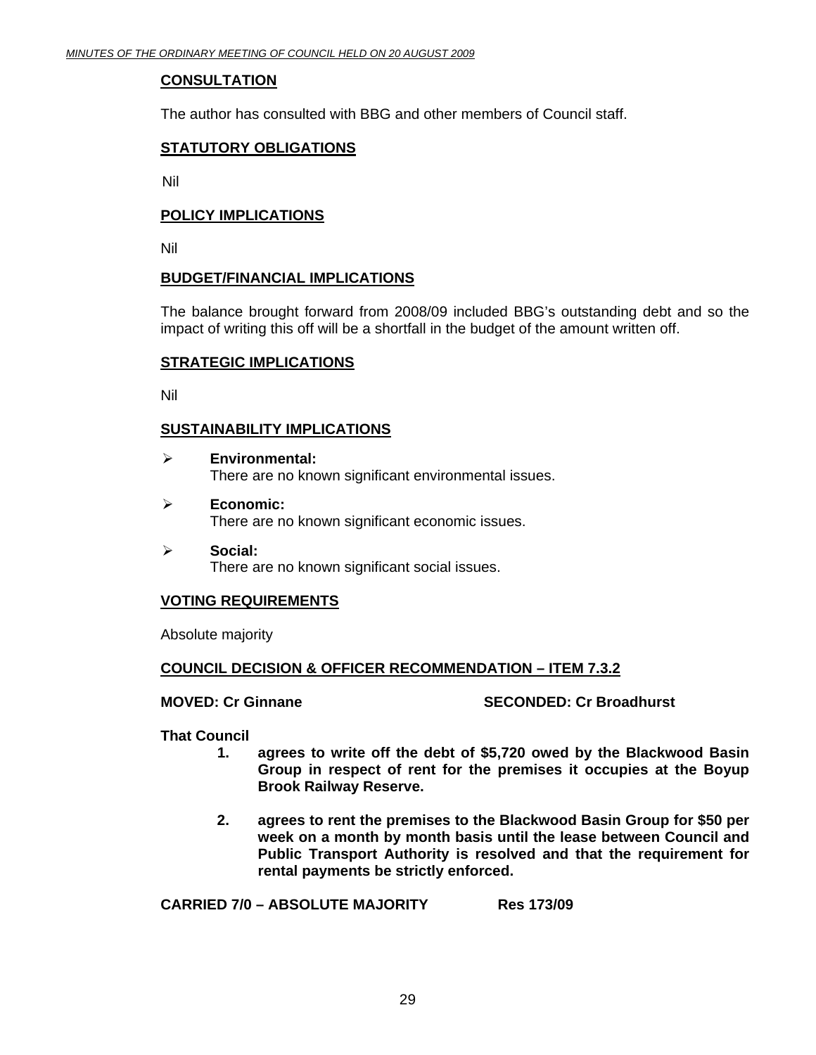## CONSULTATION

The author has consulted with BBG and other members of Council staff.

## STATUTORY OBLIGATIONS

Nil

## POLICY IMPLICATIONS

Nil

## BUDGET/FINANCIAL IMPLICATIONS

The balance brought forward from 2008/09 included BBG's outstanding debt and so the impact of writing this off will be a shortfall in the budget of the amount written off.

## STRATEGIC IMPLICATIONS

Nil

## SUSTAINABILITY IMPLICATIONS

- **Environmental:**
  There are no known significant environmental issues.
- **Economic:**
  There are no known significant economic issues.
- **Social:**
  There are no known significant social issues.

## VOTING REQUIREMENTS

Absolute majority

## COUNCIL DECISION & OFFICER RECOMMENDATION – ITEM 7.3.2

**MOVED: Cr Ginnane** **SECONDED: Cr Broadhurst**

**That Council**

1. **agrees to write off the debt of $5,720 owed by the Blackwood Basin Group in respect of rent for the premises it occupies at the Boyup Brook Railway Reserve.**

2. **agrees to rent the premises to the Blackwood Basin Group for $50 per week on a month by month basis until the lease between Council and Public Transport Authority is resolved and that the requirement for rental payments be strictly enforced.**

**CARRIED 7/0 – ABSOLUTE MAJORITY** **Res 173/09**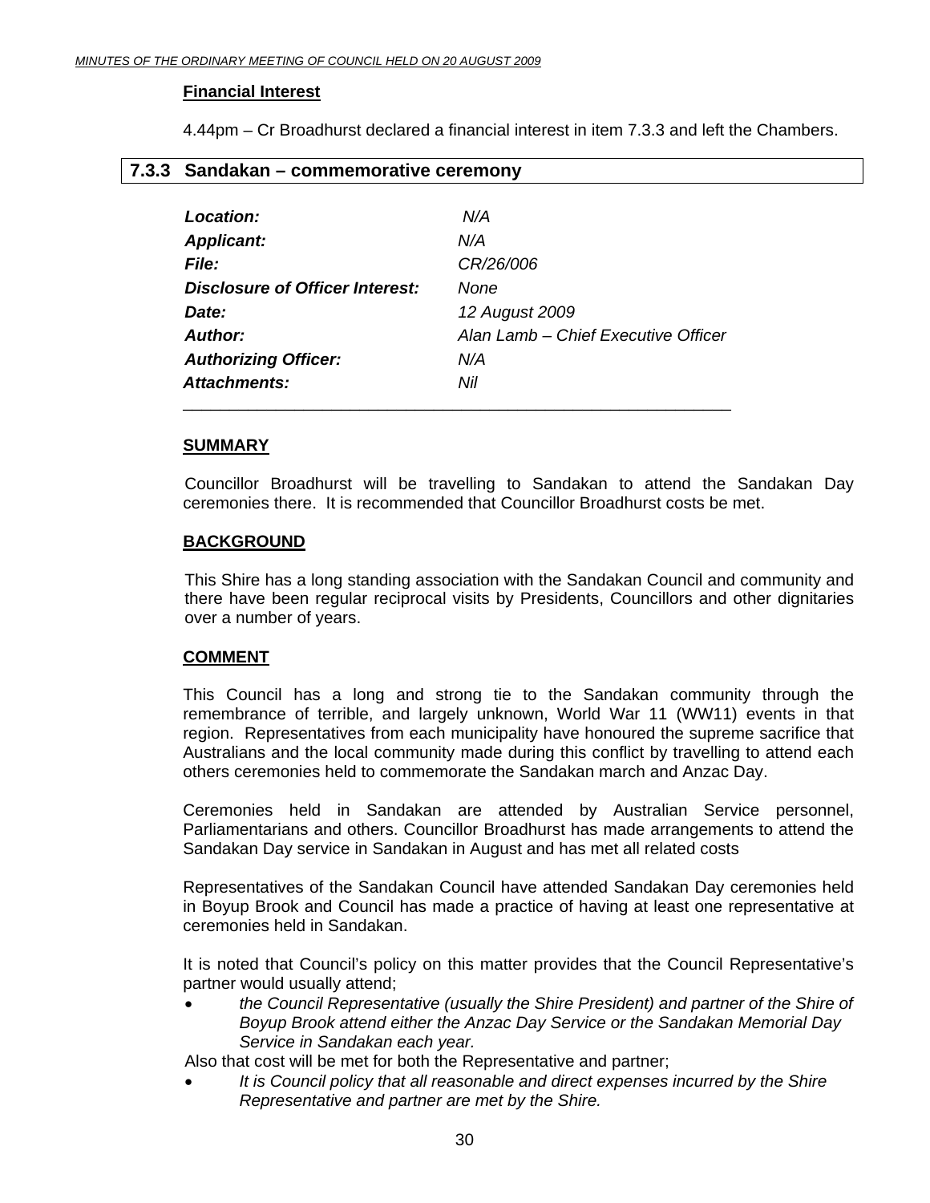**Financial Interest**

4.44pm – Cr Broadhurst declared a financial interest in item 7.3.3 and left the Chambers.

## 7.3.3 Sandakan – commemorative ceremony

| | |
|---|---|
| ***Location:*** | *N/A* |
| ***Applicant:*** | *N/A* |
| ***File:*** | *CR/26/006* |
| ***Disclosure of Officer Interest:*** | *None* |
| ***Date:*** | *12 August 2009* |
| ***Author:*** | *Alan Lamb – Chief Executive Officer* |
| ***Authorizing Officer:*** | *N/A* |
| ***Attachments:*** | *Nil* |

**SUMMARY**

Councillor Broadhurst will be travelling to Sandakan to attend the Sandakan Day ceremonies there. It is recommended that Councillor Broadhurst costs be met.

**BACKGROUND**

This Shire has a long standing association with the Sandakan Council and community and there have been regular reciprocal visits by Presidents, Councillors and other dignitaries over a number of years.

**COMMENT**

This Council has a long and strong tie to the Sandakan community through the remembrance of terrible, and largely unknown, World War 11 (WW11) events in that region. Representatives from each municipality have honoured the supreme sacrifice that Australians and the local community made during this conflict by travelling to attend each others ceremonies held to commemorate the Sandakan march and Anzac Day.

Ceremonies held in Sandakan are attended by Australian Service personnel, Parliamentarians and others. Councillor Broadhurst has made arrangements to attend the Sandakan Day service in Sandakan in August and has met all related costs

Representatives of the Sandakan Council have attended Sandakan Day ceremonies held in Boyup Brook and Council has made a practice of having at least one representative at ceremonies held in Sandakan.

It is noted that Council's policy on this matter provides that the Council Representative's partner would usually attend;

- *the Council Representative (usually the Shire President) and partner of the Shire of Boyup Brook attend either the Anzac Day Service or the Sandakan Memorial Day Service in Sandakan each year.*

Also that cost will be met for both the Representative and partner;

- *It is Council policy that all reasonable and direct expenses incurred by the Shire Representative and partner are met by the Shire.*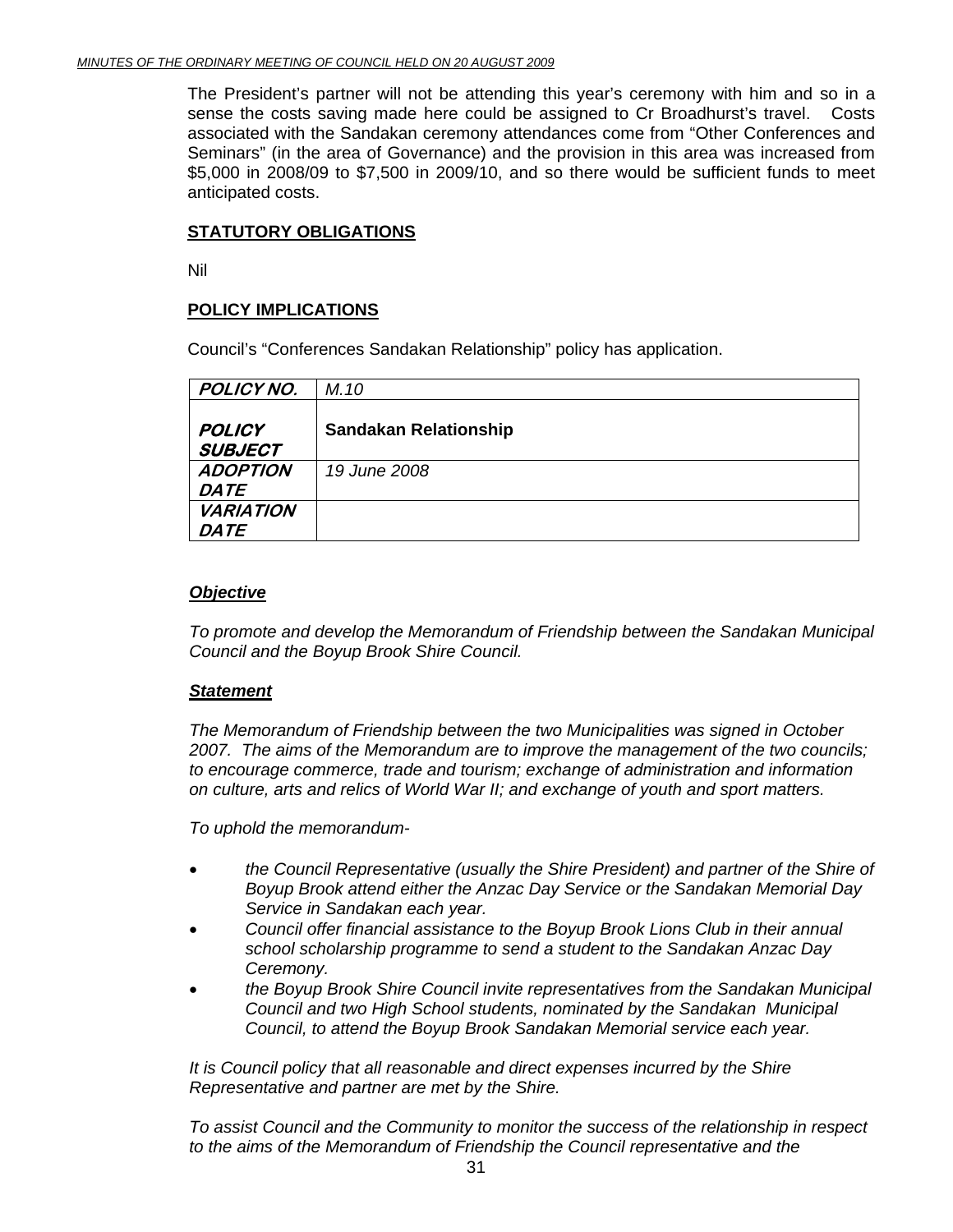The President's partner will not be attending this year's ceremony with him and so in a sense the costs saving made here could be assigned to Cr Broadhurst's travel. Costs associated with the Sandakan ceremony attendances come from "Other Conferences and Seminars" (in the area of Governance) and the provision in this area was increased from $5,000 in 2008/09 to $7,500 in 2009/10, and so there would be sufficient funds to meet anticipated costs.

**STATUTORY OBLIGATIONS**

Nil

**POLICY IMPLICATIONS**

Council's "Conferences Sandakan Relationship" policy has application.

| | |
|---|---|
| ***POLICY NO.*** | *M.10* |
| ***POLICY SUBJECT*** | **Sandakan Relationship** |
| ***ADOPTION DATE*** | *19 June 2008* |
| ***VARIATION DATE*** | |

***Objective***

*To promote and develop the Memorandum of Friendship between the Sandakan Municipal Council and the Boyup Brook Shire Council.*

***Statement***

*The Memorandum of Friendship between the two Municipalities was signed in October 2007. The aims of the Memorandum are to improve the management of the two councils; to encourage commerce, trade and tourism; exchange of administration and information on culture, arts and relics of World War II; and exchange of youth and sport matters.*

*To uphold the memorandum-*

- *the Council Representative (usually the Shire President) and partner of the Shire of Boyup Brook attend either the Anzac Day Service or the Sandakan Memorial Day Service in Sandakan each year.*
- *Council offer financial assistance to the Boyup Brook Lions Club in their annual school scholarship programme to send a student to the Sandakan Anzac Day Ceremony.*
- *the Boyup Brook Shire Council invite representatives from the Sandakan Municipal Council and two High School students, nominated by the Sandakan Municipal Council, to attend the Boyup Brook Sandakan Memorial service each year.*

*It is Council policy that all reasonable and direct expenses incurred by the Shire Representative and partner are met by the Shire.*

*To assist Council and the Community to monitor the success of the relationship in respect to the aims of the Memorandum of Friendship the Council representative and the*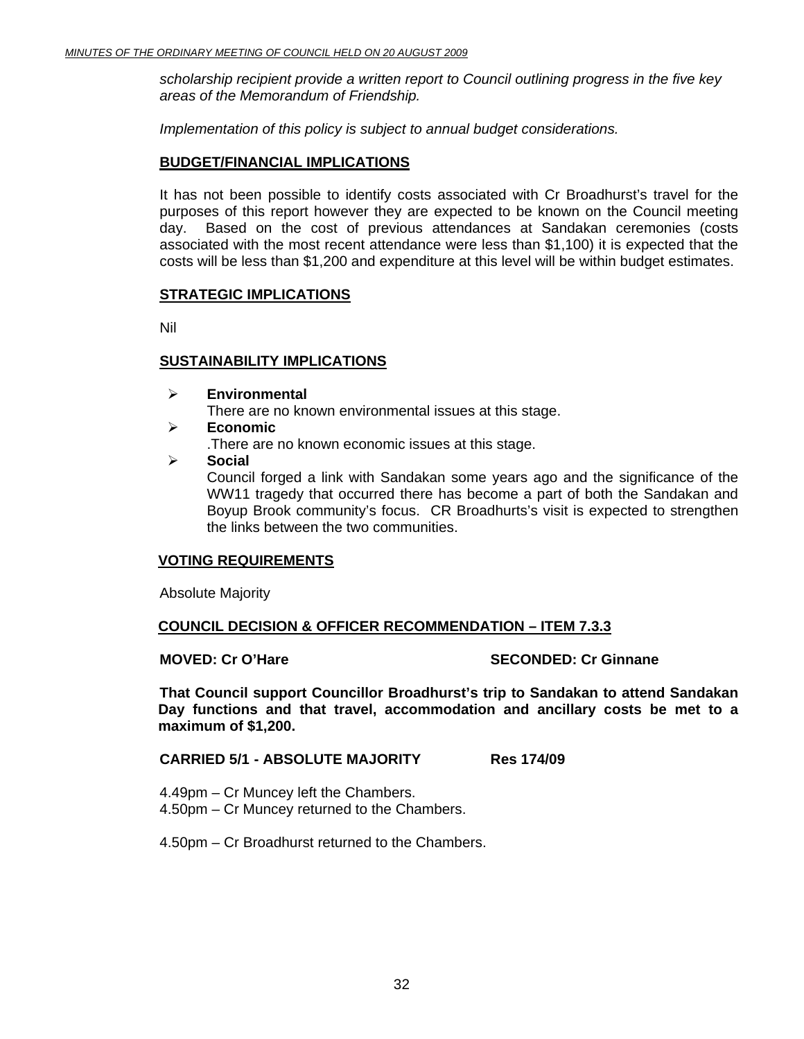*scholarship recipient provide a written report to Council outlining progress in the five key areas of the Memorandum of Friendship.*

*Implementation of this policy is subject to annual budget considerations.*

**BUDGET/FINANCIAL IMPLICATIONS**

It has not been possible to identify costs associated with Cr Broadhurst's travel for the purposes of this report however they are expected to be known on the Council meeting day. Based on the cost of previous attendances at Sandakan ceremonies (costs associated with the most recent attendance were less than $1,100) it is expected that the costs will be less than $1,200 and expenditure at this level will be within budget estimates.

**STRATEGIC IMPLICATIONS**

Nil

**SUSTAINABILITY IMPLICATIONS**

- **Environmental**
  There are no known environmental issues at this stage.
- **Economic**
  .There are no known economic issues at this stage.
- **Social**
  Council forged a link with Sandakan some years ago and the significance of the WW11 tragedy that occurred there has become a part of both the Sandakan and Boyup Brook community's focus. CR Broadhurts's visit is expected to strengthen the links between the two communities.

**VOTING REQUIREMENTS**

Absolute Majority

**COUNCIL DECISION & OFFICER RECOMMENDATION – ITEM 7.3.3**

**MOVED: Cr O'Hare** **SECONDED: Cr Ginnane**

**That Council support Councillor Broadhurst's trip to Sandakan to attend Sandakan Day functions and that travel, accommodation and ancillary costs be met to a maximum of $1,200.**

**CARRIED 5/1 - ABSOLUTE MAJORITY** **Res 174/09**

4.49pm – Cr Muncey left the Chambers.
4.50pm – Cr Muncey returned to the Chambers.

4.50pm – Cr Broadhurst returned to the Chambers.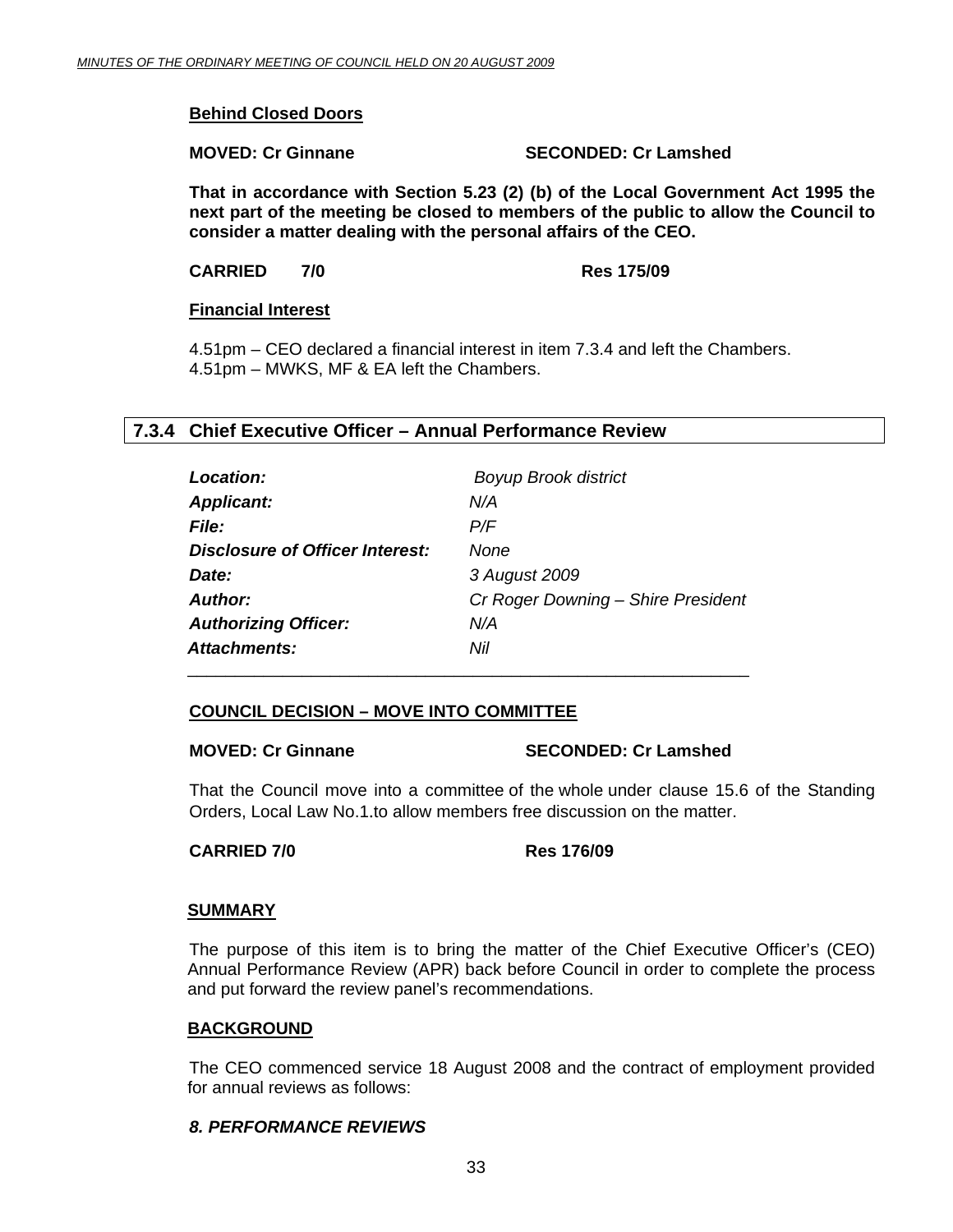**Behind Closed Doors**

**MOVED: Cr Ginnane SECONDED: Cr Lamshed**

**That in accordance with Section 5.23 (2) (b) of the Local Government Act 1995 the next part of the meeting be closed to members of the public to allow the Council to consider a matter dealing with the personal affairs of the CEO.**

**CARRIED 7/0 Res 175/09**

**Financial Interest**

4.51pm – CEO declared a financial interest in item 7.3.4 and left the Chambers.
4.51pm – MWKS, MF & EA left the Chambers.

## 7.3.4 Chief Executive Officer – Annual Performance Review

| | |
|---|---|
| ***Location:*** | *Boyup Brook district* |
| ***Applicant:*** | *N/A* |
| ***File:*** | *P/F* |
| ***Disclosure of Officer Interest:*** | *None* |
| ***Date:*** | *3 August 2009* |
| ***Author:*** | *Cr Roger Downing – Shire President* |
| ***Authorizing Officer:*** | *N/A* |
| ***Attachments:*** | *Nil* |

**COUNCIL DECISION – MOVE INTO COMMITTEE**

**MOVED: Cr Ginnane SECONDED: Cr Lamshed**

That the Council move into a committee of the whole under clause 15.6 of the Standing Orders, Local Law No.1.to allow members free discussion on the matter.

**CARRIED 7/0 Res 176/09**

**SUMMARY**

The purpose of this item is to bring the matter of the Chief Executive Officer's (CEO) Annual Performance Review (APR) back before Council in order to complete the process and put forward the review panel's recommendations.

**BACKGROUND**

The CEO commenced service 18 August 2008 and the contract of employment provided for annual reviews as follows:

***8. PERFORMANCE REVIEWS***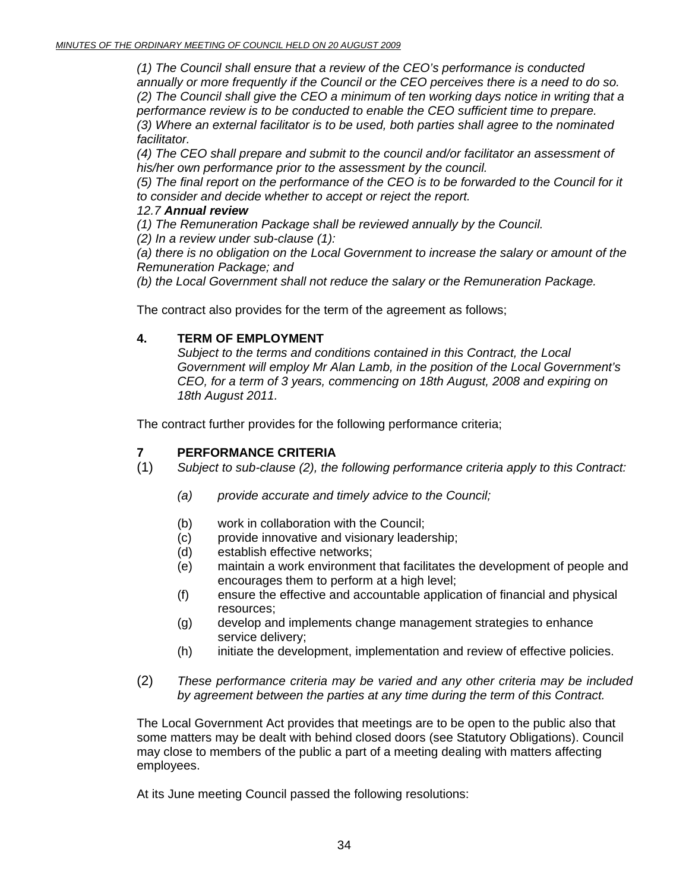*(1) The Council shall ensure that a review of the CEO's performance is conducted annually or more frequently if the Council or the CEO perceives there is a need to do so.*
*(2) The Council shall give the CEO a minimum of ten working days notice in writing that a performance review is to be conducted to enable the CEO sufficient time to prepare.*
*(3) Where an external facilitator is to be used, both parties shall agree to the nominated facilitator.*
*(4) The CEO shall prepare and submit to the council and/or facilitator an assessment of his/her own performance prior to the assessment by the council.*
*(5) The final report on the performance of the CEO is to be forwarded to the Council for it to consider and decide whether to accept or reject the report.*
*12.7 **Annual review***
*(1) The Remuneration Package shall be reviewed annually by the Council.*
*(2) In a review under sub-clause (1):*
*(a) there is no obligation on the Local Government to increase the salary or amount of the Remuneration Package; and*
*(b) the Local Government shall not reduce the salary or the Remuneration Package.*

The contract also provides for the term of the agreement as follows;

**4. TERM OF EMPLOYMENT**

*Subject to the terms and conditions contained in this Contract, the Local Government will employ Mr Alan Lamb, in the position of the Local Government's CEO, for a term of 3 years, commencing on 18th August, 2008 and expiring on 18th August 2011.*

The contract further provides for the following performance criteria;

**7 PERFORMANCE CRITERIA**

(1) *Subject to sub-clause (2), the following performance criteria apply to this Contract:*

- *(a) provide accurate and timely advice to the Council;*
- (b) work in collaboration with the Council;
- (c) provide innovative and visionary leadership;
- (d) establish effective networks;
- (e) maintain a work environment that facilitates the development of people and encourages them to perform at a high level;
- (f) ensure the effective and accountable application of financial and physical resources;
- (g) develop and implements change management strategies to enhance service delivery;
- (h) initiate the development, implementation and review of effective policies.

(2) *These performance criteria may be varied and any other criteria may be included by agreement between the parties at any time during the term of this Contract.*

The Local Government Act provides that meetings are to be open to the public also that some matters may be dealt with behind closed doors (see Statutory Obligations). Council may close to members of the public a part of a meeting dealing with matters affecting employees.

At its June meeting Council passed the following resolutions: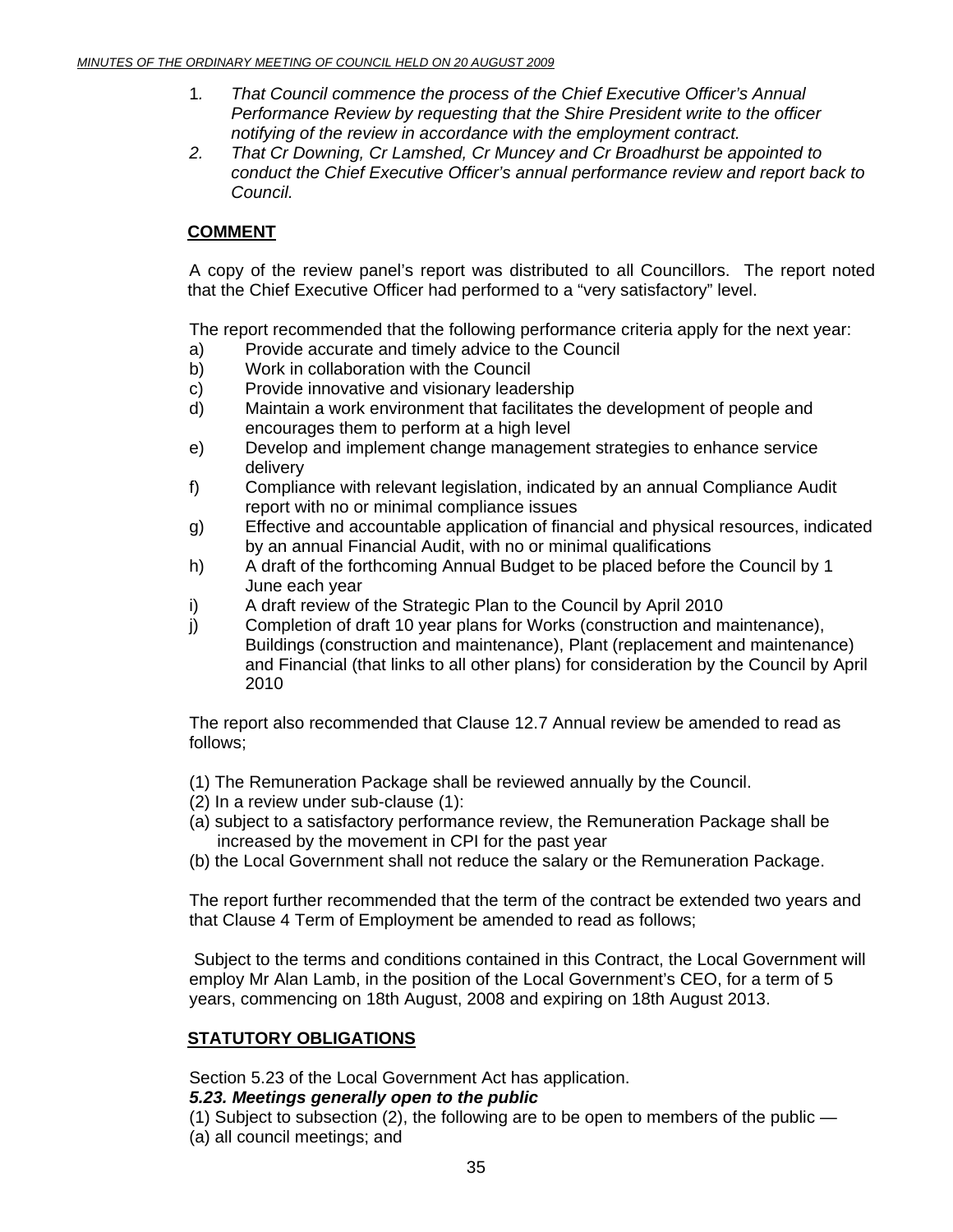1. *That Council commence the process of the Chief Executive Officer's Annual Performance Review by requesting that the Shire President write to the officer notifying of the review in accordance with the employment contract.*
2. *That Cr Downing, Cr Lamshed, Cr Muncey and Cr Broadhurst be appointed to conduct the Chief Executive Officer's annual performance review and report back to Council.*

## COMMENT

A copy of the review panel's report was distributed to all Councillors. The report noted that the Chief Executive Officer had performed to a "very satisfactory" level.

The report recommended that the following performance criteria apply for the next year:

a) Provide accurate and timely advice to the Council
b) Work in collaboration with the Council
c) Provide innovative and visionary leadership
d) Maintain a work environment that facilitates the development of people and encourages them to perform at a high level
e) Develop and implement change management strategies to enhance service delivery
f) Compliance with relevant legislation, indicated by an annual Compliance Audit report with no or minimal compliance issues
g) Effective and accountable application of financial and physical resources, indicated by an annual Financial Audit, with no or minimal qualifications
h) A draft of the forthcoming Annual Budget to be placed before the Council by 1 June each year
i) A draft review of the Strategic Plan to the Council by April 2010
j) Completion of draft 10 year plans for Works (construction and maintenance), Buildings (construction and maintenance), Plant (replacement and maintenance) and Financial (that links to all other plans) for consideration by the Council by April 2010

The report also recommended that Clause 12.7 Annual review be amended to read as follows;

(1) The Remuneration Package shall be reviewed annually by the Council.
(2) In a review under sub-clause (1):
(a) subject to a satisfactory performance review, the Remuneration Package shall be increased by the movement in CPI for the past year
(b) the Local Government shall not reduce the salary or the Remuneration Package.

The report further recommended that the term of the contract be extended two years and that Clause 4 Term of Employment be amended to read as follows;

Subject to the terms and conditions contained in this Contract, the Local Government will employ Mr Alan Lamb, in the position of the Local Government's CEO, for a term of 5 years, commencing on 18th August, 2008 and expiring on 18th August 2013.

## STATUTORY OBLIGATIONS

Section 5.23 of the Local Government Act has application.

***5.23. Meetings generally open to the public***

(1) Subject to subsection (2), the following are to be open to members of the public —
(a) all council meetings; and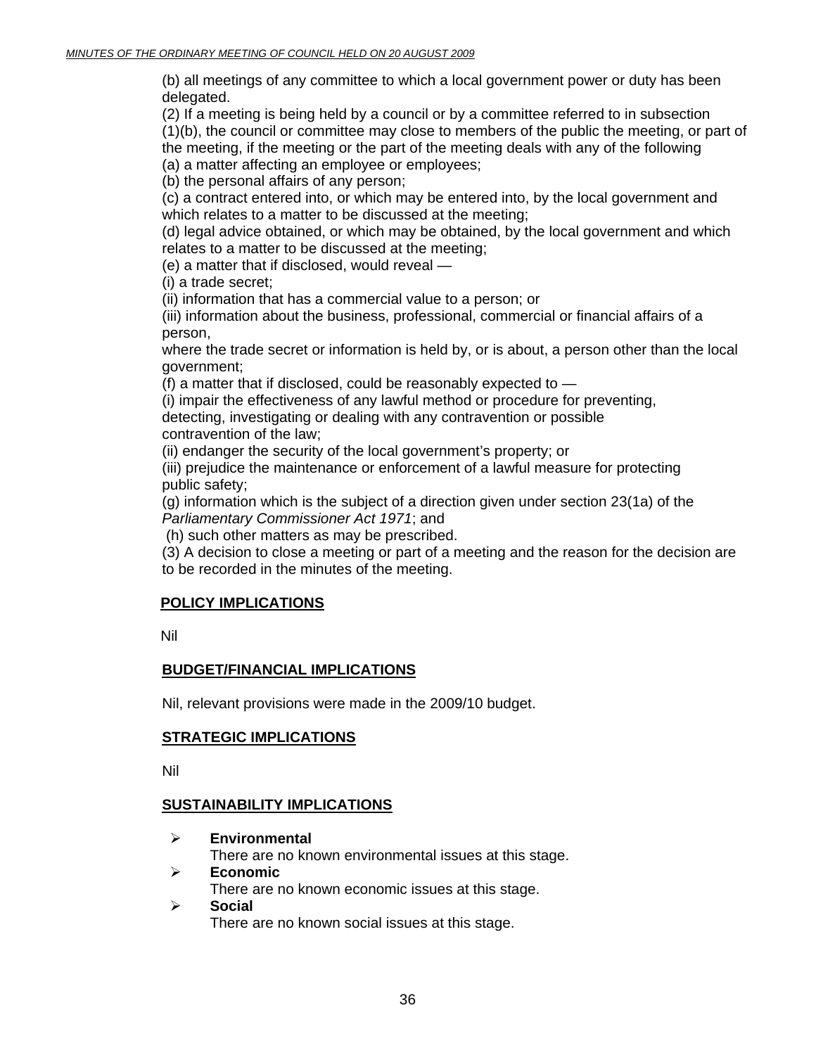(b) all meetings of any committee to which a local government power or duty has been delegated.

(2) If a meeting is being held by a council or by a committee referred to in subsection (1)(b), the council or committee may close to members of the public the meeting, or part of the meeting, if the meeting or the part of the meeting deals with any of the following

(a) a matter affecting an employee or employees;

(b) the personal affairs of any person;

(c) a contract entered into, or which may be entered into, by the local government and which relates to a matter to be discussed at the meeting;

(d) legal advice obtained, or which may be obtained, by the local government and which relates to a matter to be discussed at the meeting;

(e) a matter that if disclosed, would reveal —

(i) a trade secret;

(ii) information that has a commercial value to a person; or

(iii) information about the business, professional, commercial or financial affairs of a person,

where the trade secret or information is held by, or is about, a person other than the local government;

(f) a matter that if disclosed, could be reasonably expected to —

(i) impair the effectiveness of any lawful method or procedure for preventing, detecting, investigating or dealing with any contravention or possible contravention of the law;

(ii) endanger the security of the local government's property; or

(iii) prejudice the maintenance or enforcement of a lawful measure for protecting public safety;

(g) information which is the subject of a direction given under section 23(1a) of the *Parliamentary Commissioner Act 1971*; and

(h) such other matters as may be prescribed.

(3) A decision to close a meeting or part of a meeting and the reason for the decision are to be recorded in the minutes of the meeting.

**POLICY IMPLICATIONS**

Nil

**BUDGET/FINANCIAL IMPLICATIONS**

Nil, relevant provisions were made in the 2009/10 budget.

**STRATEGIC IMPLICATIONS**

Nil

**SUSTAINABILITY IMPLICATIONS**

- **Environmental**
  There are no known environmental issues at this stage.
- **Economic**
  There are no known economic issues at this stage.
- **Social**
  There are no known social issues at this stage.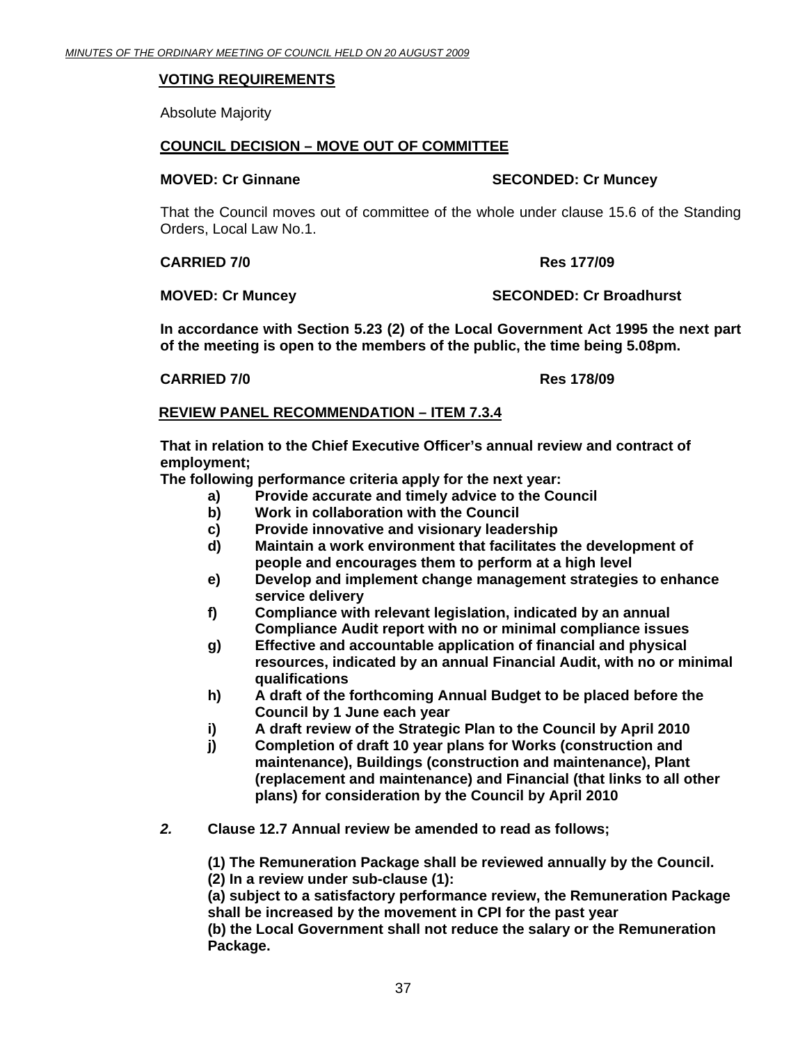**VOTING REQUIREMENTS**

Absolute Majority

**COUNCIL DECISION – MOVE OUT OF COMMITTEE**

**MOVED: Cr Ginnane** **SECONDED: Cr Muncey**

That the Council moves out of committee of the whole under clause 15.6 of the Standing Orders, Local Law No.1.

**CARRIED 7/0** **Res 177/09**

**MOVED: Cr Muncey** **SECONDED: Cr Broadhurst**

**In accordance with Section 5.23 (2) of the Local Government Act 1995 the next part of the meeting is open to the members of the public, the time being 5.08pm.**

**CARRIED 7/0** **Res 178/09**

**REVIEW PANEL RECOMMENDATION – ITEM 7.3.4**

**That in relation to the Chief Executive Officer's annual review and contract of employment;**
**The following performance criteria apply for the next year:**

- **a) Provide accurate and timely advice to the Council**
- **b) Work in collaboration with the Council**
- **c) Provide innovative and visionary leadership**
- **d) Maintain a work environment that facilitates the development of people and encourages them to perform at a high level**
- **e) Develop and implement change management strategies to enhance service delivery**
- **f) Compliance with relevant legislation, indicated by an annual Compliance Audit report with no or minimal compliance issues**
- **g) Effective and accountable application of financial and physical resources, indicated by an annual Financial Audit, with no or minimal qualifications**
- **h) A draft of the forthcoming Annual Budget to be placed before the Council by 1 June each year**
- **i) A draft review of the Strategic Plan to the Council by April 2010**
- **j) Completion of draft 10 year plans for Works (construction and maintenance), Buildings (construction and maintenance), Plant (replacement and maintenance) and Financial (that links to all other plans) for consideration by the Council by April 2010**

***2.*** **Clause 12.7 Annual review be amended to read as follows;**

**(1) The Remuneration Package shall be reviewed annually by the Council.**
**(2) In a review under sub-clause (1):**
**(a) subject to a satisfactory performance review, the Remuneration Package shall be increased by the movement in CPI for the past year**
**(b) the Local Government shall not reduce the salary or the Remuneration Package.**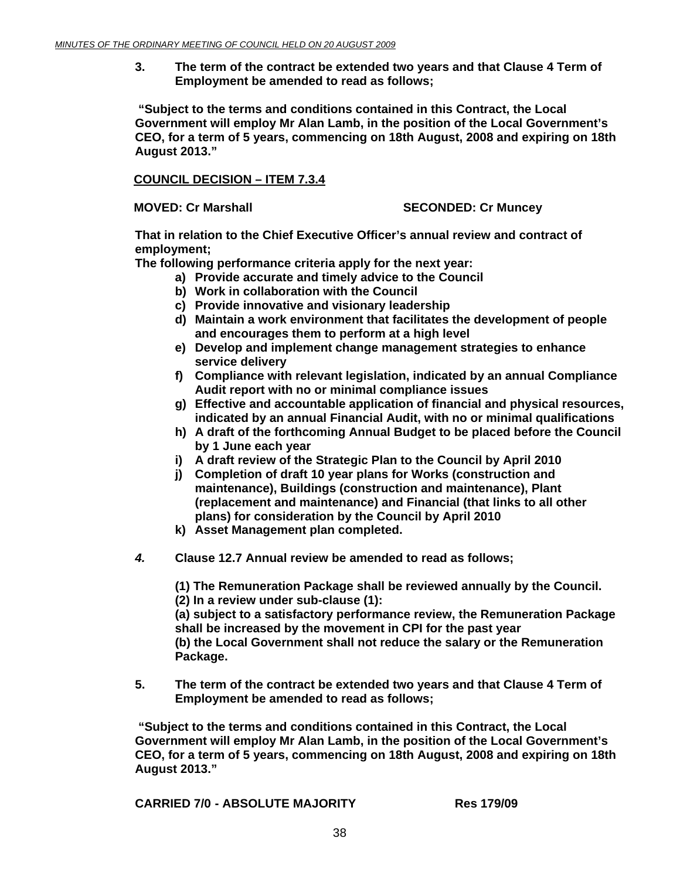**3. The term of the contract be extended two years and that Clause 4 Term of Employment be amended to read as follows;**

**"Subject to the terms and conditions contained in this Contract, the Local Government will employ Mr Alan Lamb, in the position of the Local Government's CEO, for a term of 5 years, commencing on 18th August, 2008 and expiring on 18th August 2013."**

**COUNCIL DECISION – ITEM 7.3.4**

**MOVED: Cr Marshall SECONDED: Cr Muncey**

**That in relation to the Chief Executive Officer's annual review and contract of employment;**
**The following performance criteria apply for the next year:**

- **a) Provide accurate and timely advice to the Council**
- **b) Work in collaboration with the Council**
- **c) Provide innovative and visionary leadership**
- **d) Maintain a work environment that facilitates the development of people and encourages them to perform at a high level**
- **e) Develop and implement change management strategies to enhance service delivery**
- **f) Compliance with relevant legislation, indicated by an annual Compliance Audit report with no or minimal compliance issues**
- **g) Effective and accountable application of financial and physical resources, indicated by an annual Financial Audit, with no or minimal qualifications**
- **h) A draft of the forthcoming Annual Budget to be placed before the Council by 1 June each year**
- **i) A draft review of the Strategic Plan to the Council by April 2010**
- **j) Completion of draft 10 year plans for Works (construction and maintenance), Buildings (construction and maintenance), Plant (replacement and maintenance) and Financial (that links to all other plans) for consideration by the Council by April 2010**
- **k) Asset Management plan completed.**

***4.*** **Clause 12.7 Annual review be amended to read as follows;**

**(1) The Remuneration Package shall be reviewed annually by the Council.**
**(2) In a review under sub-clause (1):**
**(a) subject to a satisfactory performance review, the Remuneration Package shall be increased by the movement in CPI for the past year**
**(b) the Local Government shall not reduce the salary or the Remuneration Package.**

**5. The term of the contract be extended two years and that Clause 4 Term of Employment be amended to read as follows;**

**"Subject to the terms and conditions contained in this Contract, the Local Government will employ Mr Alan Lamb, in the position of the Local Government's CEO, for a term of 5 years, commencing on 18th August, 2008 and expiring on 18th August 2013."**

**CARRIED 7/0 - ABSOLUTE MAJORITY Res 179/09**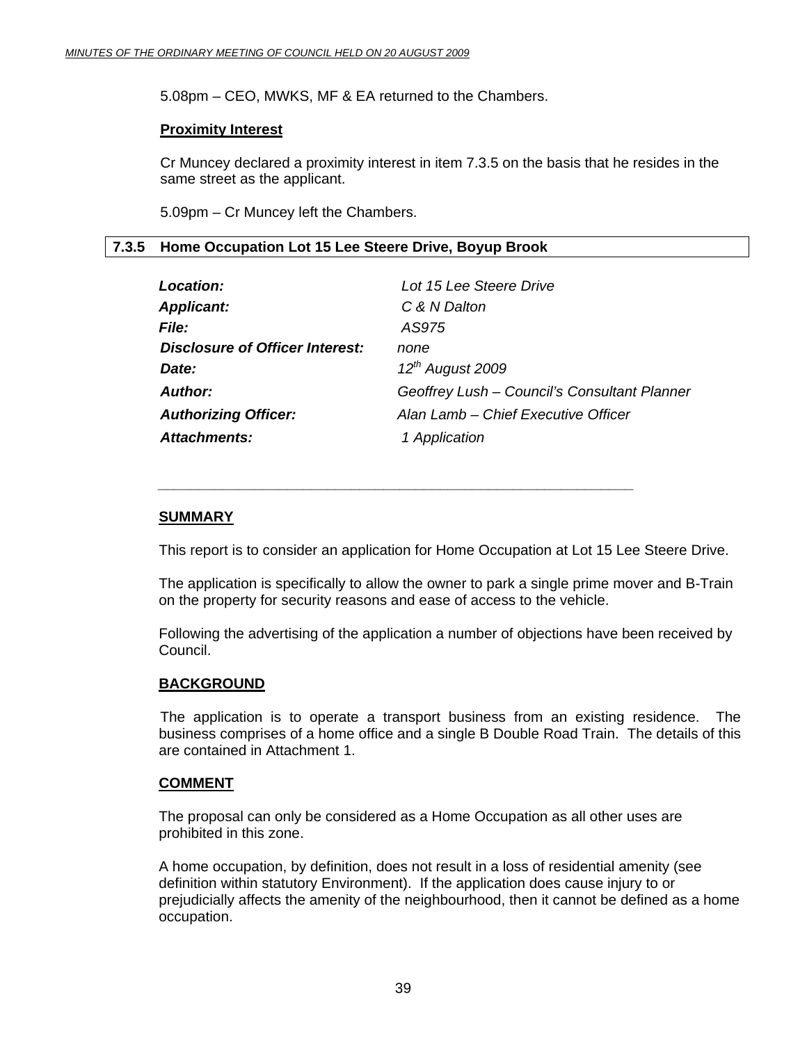5.08pm – CEO, MWKS, MF & EA returned to the Chambers.

**Proximity Interest**

Cr Muncey declared a proximity interest in item 7.3.5 on the basis that he resides in the same street as the applicant.

5.09pm – Cr Muncey left the Chambers.

### 7.3.5 Home Occupation Lot 15 Lee Steere Drive, Boyup Brook

| | |
|---|---|
| ***Location:*** | *Lot 15 Lee Steere Drive* |
| ***Applicant:*** | *C & N Dalton* |
| ***File:*** | *AS975* |
| ***Disclosure of Officer Interest:*** | *none* |
| ***Date:*** | *12th August 2009* |
| ***Author:*** | *Geoffrey Lush – Council's Consultant Planner* |
| ***Authorizing Officer:*** | *Alan Lamb – Chief Executive Officer* |
| ***Attachments:*** | *1 Application* |

---

**SUMMARY**

This report is to consider an application for Home Occupation at Lot 15 Lee Steere Drive.

The application is specifically to allow the owner to park a single prime mover and B-Train on the property for security reasons and ease of access to the vehicle.

Following the advertising of the application a number of objections have been received by Council.

**BACKGROUND**

The application is to operate a transport business from an existing residence. The business comprises of a home office and a single B Double Road Train. The details of this are contained in Attachment 1.

**COMMENT**

The proposal can only be considered as a Home Occupation as all other uses are prohibited in this zone.

A home occupation, by definition, does not result in a loss of residential amenity (see definition within statutory Environment). If the application does cause injury to or prejudicially affects the amenity of the neighbourhood, then it cannot be defined as a home occupation.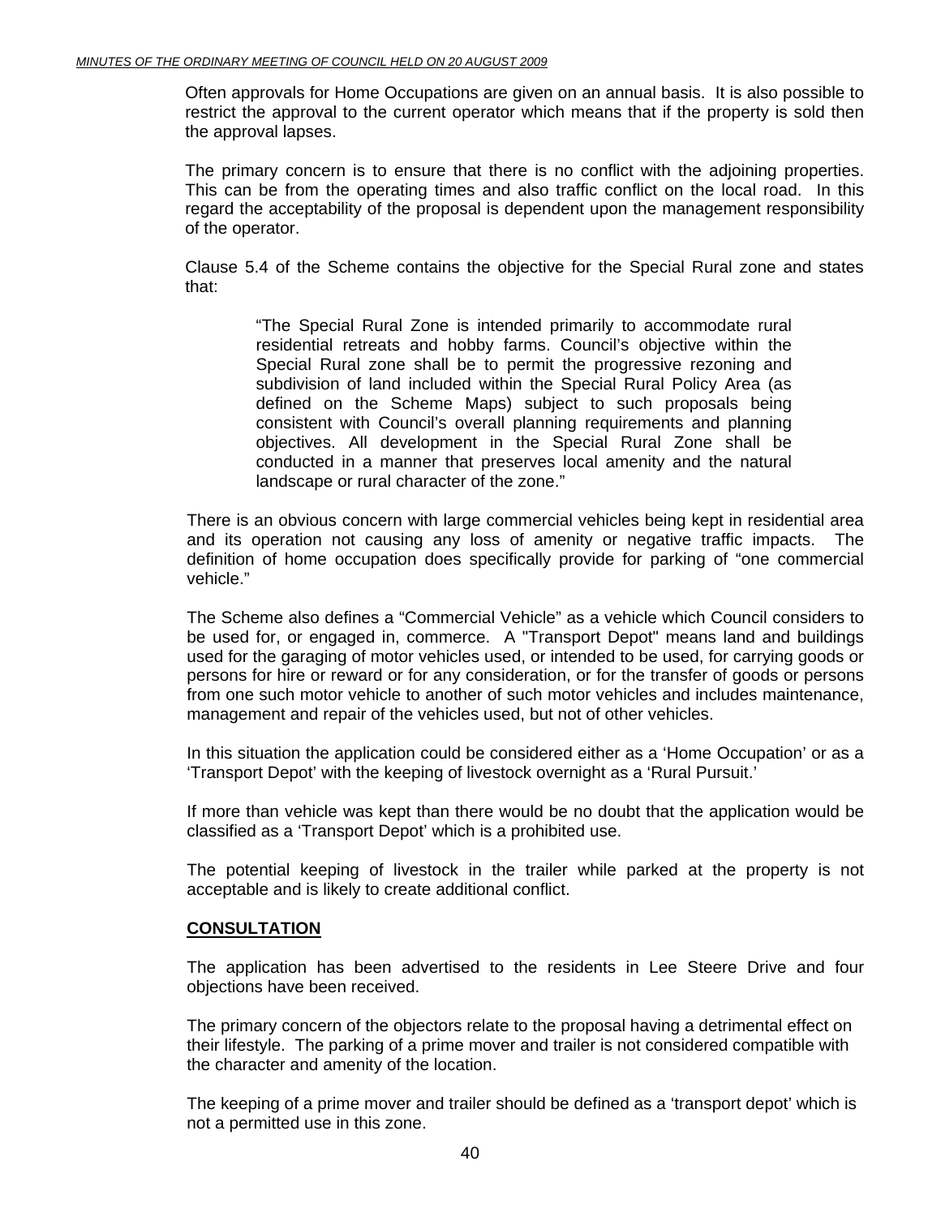Often approvals for Home Occupations are given on an annual basis. It is also possible to restrict the approval to the current operator which means that if the property is sold then the approval lapses.

The primary concern is to ensure that there is no conflict with the adjoining properties. This can be from the operating times and also traffic conflict on the local road. In this regard the acceptability of the proposal is dependent upon the management responsibility of the operator.

Clause 5.4 of the Scheme contains the objective for the Special Rural zone and states that:

> "The Special Rural Zone is intended primarily to accommodate rural residential retreats and hobby farms. Council's objective within the Special Rural zone shall be to permit the progressive rezoning and subdivision of land included within the Special Rural Policy Area (as defined on the Scheme Maps) subject to such proposals being consistent with Council's overall planning requirements and planning objectives. All development in the Special Rural Zone shall be conducted in a manner that preserves local amenity and the natural landscape or rural character of the zone."

There is an obvious concern with large commercial vehicles being kept in residential area and its operation not causing any loss of amenity or negative traffic impacts. The definition of home occupation does specifically provide for parking of "one commercial vehicle."

The Scheme also defines a "Commercial Vehicle" as a vehicle which Council considers to be used for, or engaged in, commerce. A "Transport Depot" means land and buildings used for the garaging of motor vehicles used, or intended to be used, for carrying goods or persons for hire or reward or for any consideration, or for the transfer of goods or persons from one such motor vehicle to another of such motor vehicles and includes maintenance, management and repair of the vehicles used, but not of other vehicles.

In this situation the application could be considered either as a 'Home Occupation' or as a 'Transport Depot' with the keeping of livestock overnight as a 'Rural Pursuit.'

If more than vehicle was kept than there would be no doubt that the application would be classified as a 'Transport Depot' which is a prohibited use.

The potential keeping of livestock in the trailer while parked at the property is not acceptable and is likely to create additional conflict.

**CONSULTATION**

The application has been advertised to the residents in Lee Steere Drive and four objections have been received.

The primary concern of the objectors relate to the proposal having a detrimental effect on their lifestyle. The parking of a prime mover and trailer is not considered compatible with the character and amenity of the location.

The keeping of a prime mover and trailer should be defined as a 'transport depot' which is not a permitted use in this zone.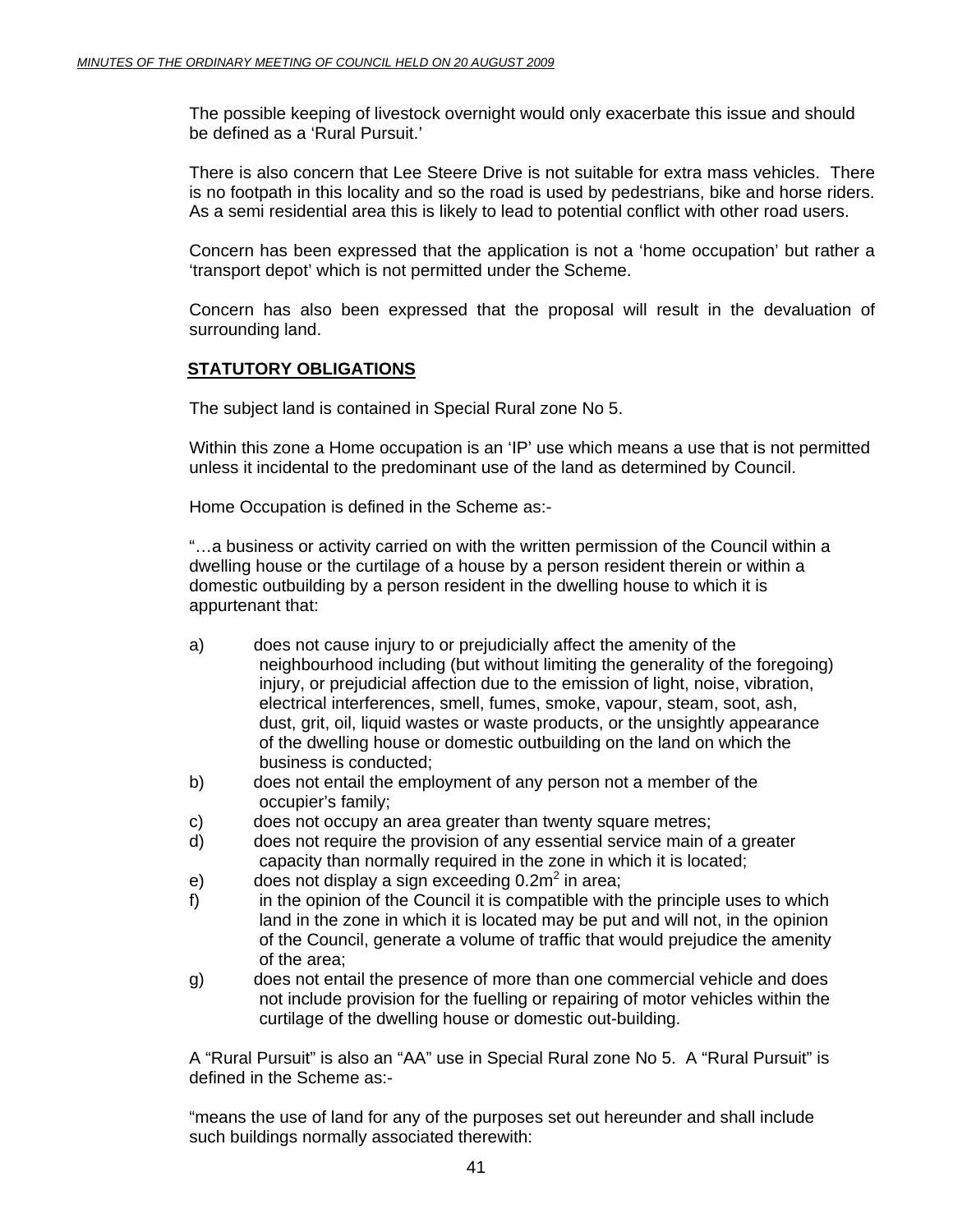The possible keeping of livestock overnight would only exacerbate this issue and should be defined as a 'Rural Pursuit.'

There is also concern that Lee Steere Drive is not suitable for extra mass vehicles. There is no footpath in this locality and so the road is used by pedestrians, bike and horse riders. As a semi residential area this is likely to lead to potential conflict with other road users.

Concern has been expressed that the application is not a 'home occupation' but rather a 'transport depot' which is not permitted under the Scheme.

Concern has also been expressed that the proposal will result in the devaluation of surrounding land.

**STATUTORY OBLIGATIONS**

The subject land is contained in Special Rural zone No 5.

Within this zone a Home occupation is an 'IP' use which means a use that is not permitted unless it incidental to the predominant use of the land as determined by Council.

Home Occupation is defined in the Scheme as:-

"…a business or activity carried on with the written permission of the Council within a dwelling house or the curtilage of a house by a person resident therein or within a domestic outbuilding by a person resident in the dwelling house to which it is appurtenant that:

a) does not cause injury to or prejudicially affect the amenity of the neighbourhood including (but without limiting the generality of the foregoing) injury, or prejudicial affection due to the emission of light, noise, vibration, electrical interferences, smell, fumes, smoke, vapour, steam, soot, ash, dust, grit, oil, liquid wastes or waste products, or the unsightly appearance of the dwelling house or domestic outbuilding on the land on which the business is conducted;
b) does not entail the employment of any person not a member of the occupier's family;
c) does not occupy an area greater than twenty square metres;
d) does not require the provision of any essential service main of a greater capacity than normally required in the zone in which it is located;
e) does not display a sign exceeding $0.2m^2$ in area;
f) in the opinion of the Council it is compatible with the principle uses to which land in the zone in which it is located may be put and will not, in the opinion of the Council, generate a volume of traffic that would prejudice the amenity of the area;
g) does not entail the presence of more than one commercial vehicle and does not include provision for the fuelling or repairing of motor vehicles within the curtilage of the dwelling house or domestic out-building.

A "Rural Pursuit" is also an "AA" use in Special Rural zone No 5. A "Rural Pursuit" is defined in the Scheme as:-

"means the use of land for any of the purposes set out hereunder and shall include such buildings normally associated therewith: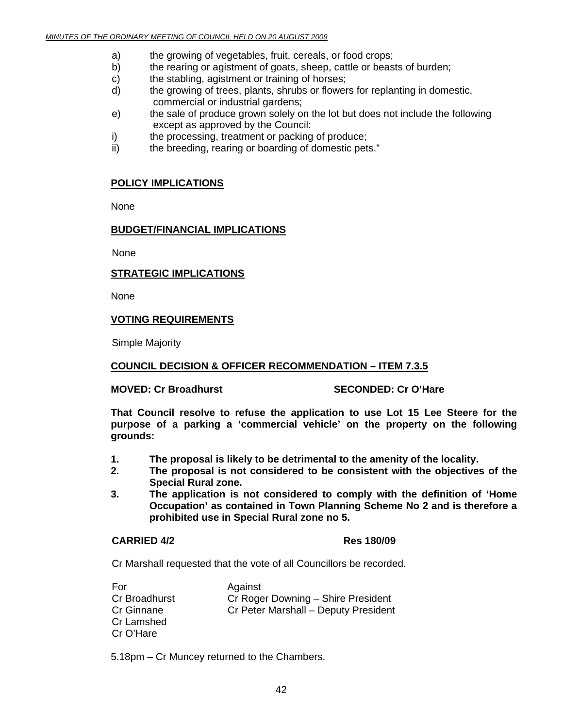a) the growing of vegetables, fruit, cereals, or food crops;
b) the rearing or agistment of goats, sheep, cattle or beasts of burden;
c) the stabling, agistment or training of horses;
d) the growing of trees, plants, shrubs or flowers for replanting in domestic, commercial or industrial gardens;
e) the sale of produce grown solely on the lot but does not include the following except as approved by the Council:
i) the processing, treatment or packing of produce;
ii) the breeding, rearing or boarding of domestic pets."

**POLICY IMPLICATIONS**

None

**BUDGET/FINANCIAL IMPLICATIONS**

None

**STRATEGIC IMPLICATIONS**

None

**VOTING REQUIREMENTS**

Simple Majority

**COUNCIL DECISION & OFFICER RECOMMENDATION – ITEM 7.3.5**

**MOVED: Cr Broadhurst** **SECONDED: Cr O'Hare**

**That Council resolve to refuse the application to use Lot 15 Lee Steere for the purpose of a parking a 'commercial vehicle' on the property on the following grounds:**

1. **The proposal is likely to be detrimental to the amenity of the locality.**
2. **The proposal is not considered to be consistent with the objectives of the Special Rural zone.**
3. **The application is not considered to comply with the definition of 'Home Occupation' as contained in Town Planning Scheme No 2 and is therefore a prohibited use in Special Rural zone no 5.**

**CARRIED 4/2** **Res 180/09**

Cr Marshall requested that the vote of all Councillors be recorded.

| For | Against |
| --- | --- |
| Cr Broadhurst | Cr Roger Downing – Shire President |
| Cr Ginnane | Cr Peter Marshall – Deputy President |
| Cr Lamshed | |
| Cr O'Hare | |

5.18pm – Cr Muncey returned to the Chambers.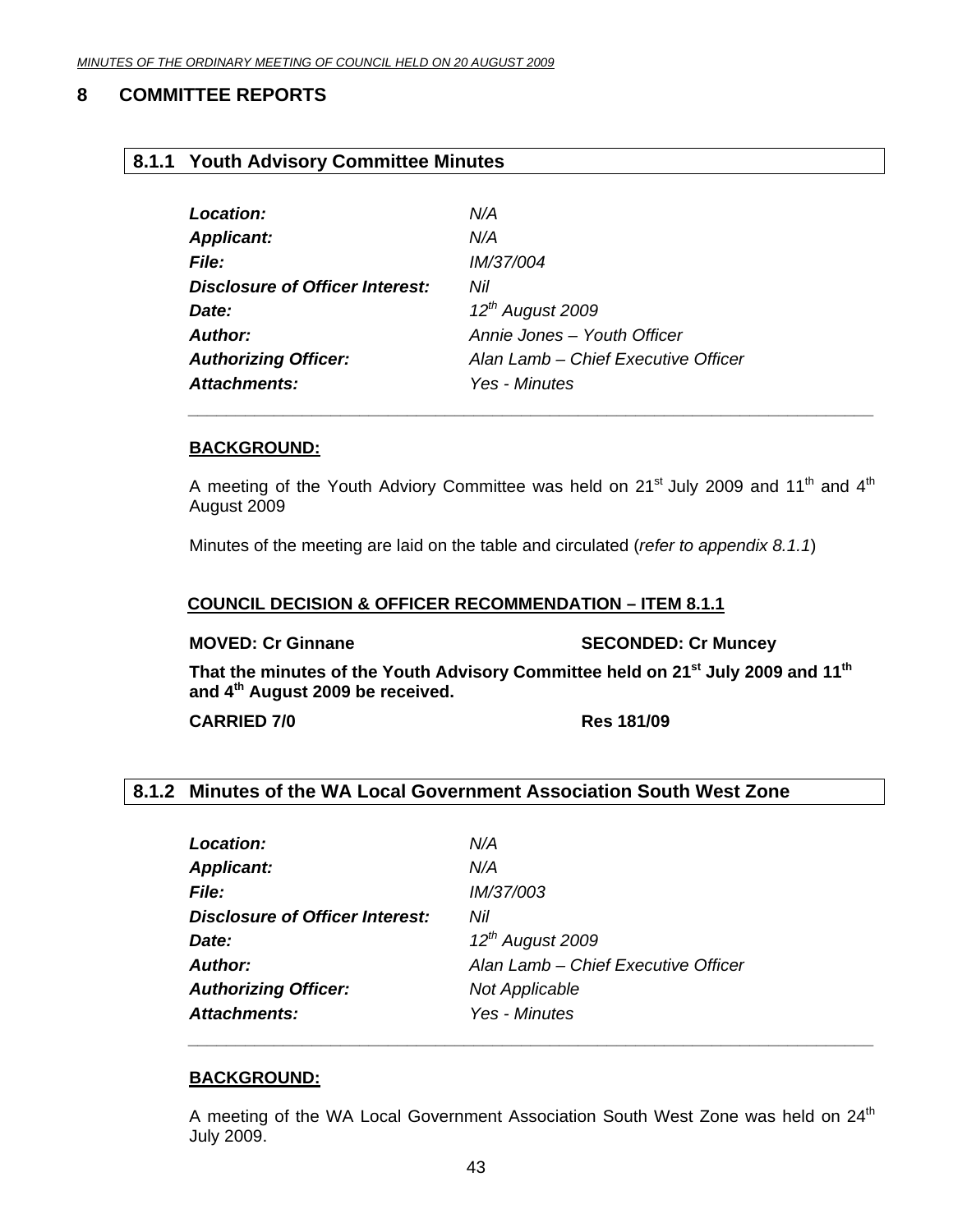# 8 COMMITTEE REPORTS

## 8.1.1 Youth Advisory Committee Minutes

| | |
|---|---|
| ***Location:*** | *N/A* |
| ***Applicant:*** | *N/A* |
| ***File:*** | *IM/37/004* |
| ***Disclosure of Officer Interest:*** | *Nil* |
| ***Date:*** | *12th August 2009* |
| ***Author:*** | *Annie Jones – Youth Officer* |
| ***Authorizing Officer:*** | *Alan Lamb – Chief Executive Officer* |
| ***Attachments:*** | *Yes - Minutes* |

**BACKGROUND:**

A meeting of the Youth Adviory Committee was held on 21st July 2009 and 11th and 4th August 2009

Minutes of the meeting are laid on the table and circulated (*refer to appendix 8.1.1*)

**COUNCIL DECISION & OFFICER RECOMMENDATION – ITEM 8.1.1**

**MOVED: Cr Ginnane** **SECONDED: Cr Muncey**

**That the minutes of the Youth Advisory Committee held on 21st July 2009 and 11th and 4th August 2009 be received.**

**CARRIED 7/0** **Res 181/09**

## 8.1.2 Minutes of the WA Local Government Association South West Zone

| | |
|---|---|
| ***Location:*** | *N/A* |
| ***Applicant:*** | *N/A* |
| ***File:*** | *IM/37/003* |
| ***Disclosure of Officer Interest:*** | *Nil* |
| ***Date:*** | *12th August 2009* |
| ***Author:*** | *Alan Lamb – Chief Executive Officer* |
| ***Authorizing Officer:*** | *Not Applicable* |
| ***Attachments:*** | *Yes - Minutes* |

**BACKGROUND:**

A meeting of the WA Local Government Association South West Zone was held on 24th July 2009.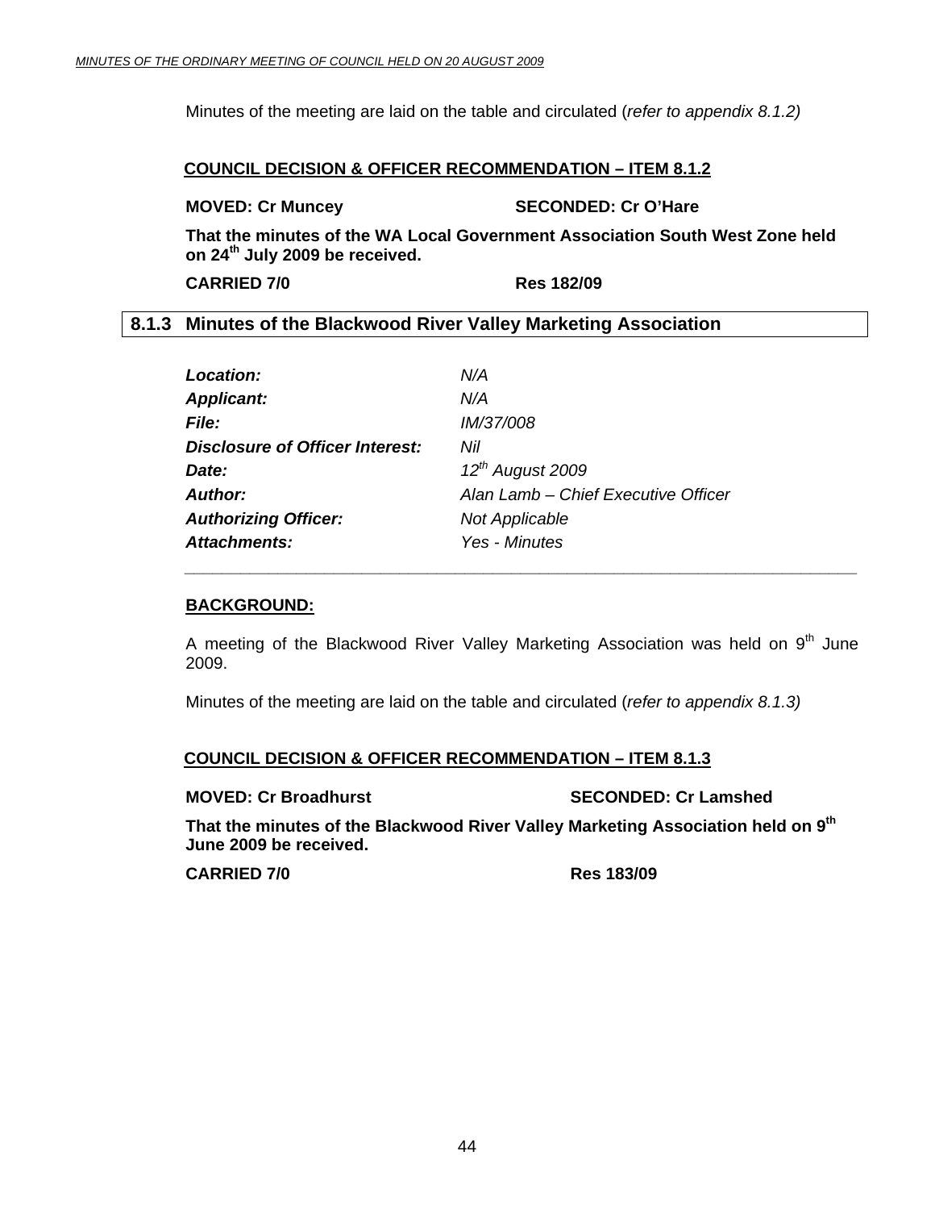Minutes of the meeting are laid on the table and circulated (*refer to appendix 8.1.2)*

**COUNCIL DECISION & OFFICER RECOMMENDATION – ITEM 8.1.2**

**MOVED: Cr Muncey** **SECONDED: Cr O'Hare**

**That the minutes of the WA Local Government Association South West Zone held on 24th July 2009 be received.**

**CARRIED 7/0** **Res 182/09**

## 8.1.3 Minutes of the Blackwood River Valley Marketing Association

| | |
|---|---|
| ***Location:*** | *N/A* |
| ***Applicant:*** | *N/A* |
| ***File:*** | *IM/37/008* |
| ***Disclosure of Officer Interest:*** | *Nil* |
| ***Date:*** | *12th August 2009* |
| ***Author:*** | *Alan Lamb – Chief Executive Officer* |
| ***Authorizing Officer:*** | *Not Applicable* |
| ***Attachments:*** | *Yes - Minutes* |

**BACKGROUND:**

A meeting of the Blackwood River Valley Marketing Association was held on 9th June 2009.

Minutes of the meeting are laid on the table and circulated (*refer to appendix 8.1.3)*

**COUNCIL DECISION & OFFICER RECOMMENDATION – ITEM 8.1.3**

**MOVED: Cr Broadhurst** **SECONDED: Cr Lamshed**

**That the minutes of the Blackwood River Valley Marketing Association held on 9th June 2009 be received.**

**CARRIED 7/0** **Res 183/09**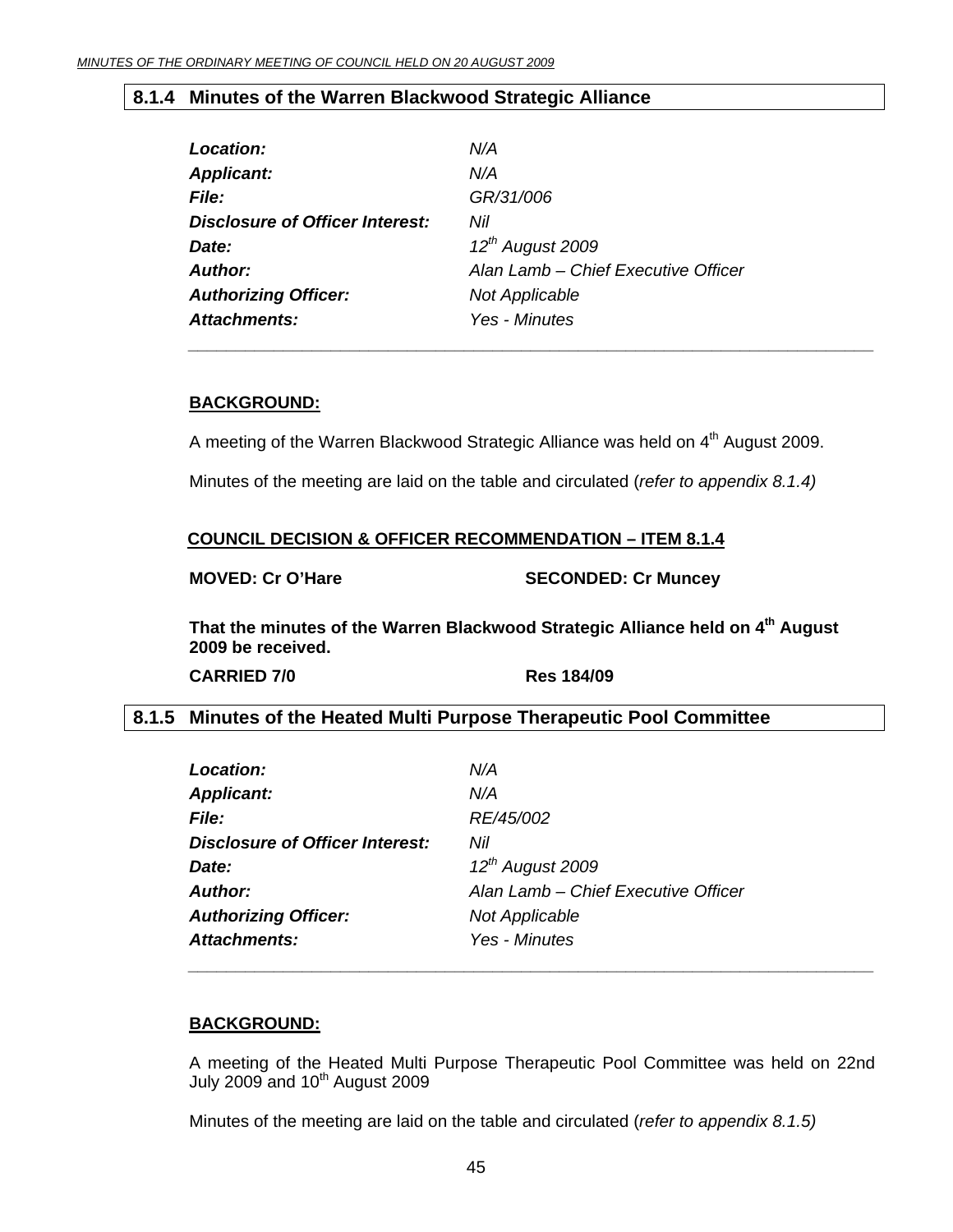## 8.1.4 Minutes of the Warren Blackwood Strategic Alliance

| | |
|---|---|
| ***Location:*** | *N/A* |
| ***Applicant:*** | *N/A* |
| ***File:*** | *GR/31/006* |
| ***Disclosure of Officer Interest:*** | *Nil* |
| ***Date:*** | *12th August 2009* |
| ***Author:*** | *Alan Lamb – Chief Executive Officer* |
| ***Authorizing Officer:*** | *Not Applicable* |
| ***Attachments:*** | *Yes - Minutes* |

**BACKGROUND:**

A meeting of the Warren Blackwood Strategic Alliance was held on 4th August 2009.

Minutes of the meeting are laid on the table and circulated (*refer to appendix 8.1.4)*

**COUNCIL DECISION & OFFICER RECOMMENDATION – ITEM 8.1.4**

**MOVED: Cr O'Hare** **SECONDED: Cr Muncey**

**That the minutes of the Warren Blackwood Strategic Alliance held on 4th August 2009 be received.**

**CARRIED 7/0** **Res 184/09**

## 8.1.5 Minutes of the Heated Multi Purpose Therapeutic Pool Committee

| | |
|---|---|
| ***Location:*** | *N/A* |
| ***Applicant:*** | *N/A* |
| ***File:*** | *RE/45/002* |
| ***Disclosure of Officer Interest:*** | *Nil* |
| ***Date:*** | *12th August 2009* |
| ***Author:*** | *Alan Lamb – Chief Executive Officer* |
| ***Authorizing Officer:*** | *Not Applicable* |
| ***Attachments:*** | *Yes - Minutes* |

**BACKGROUND:**

A meeting of the Heated Multi Purpose Therapeutic Pool Committee was held on 22nd July 2009 and 10th August 2009

Minutes of the meeting are laid on the table and circulated (*refer to appendix 8.1.5)*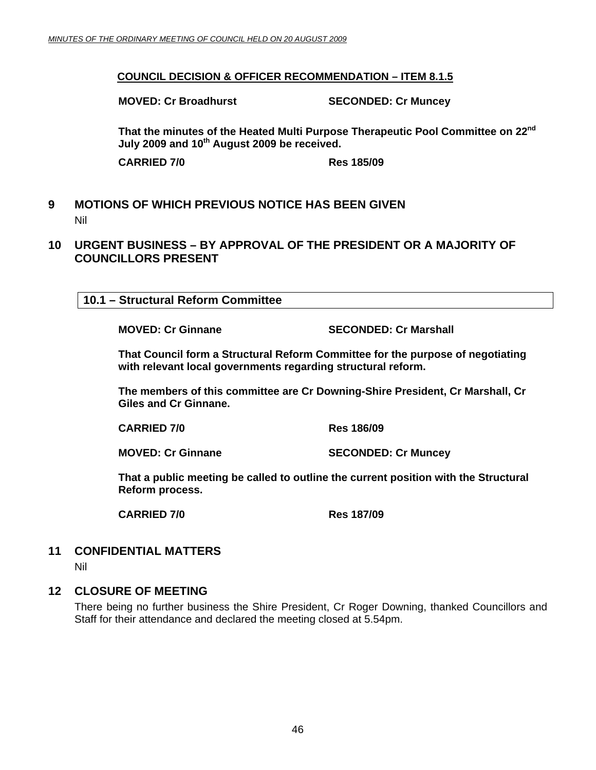**COUNCIL DECISION & OFFICER RECOMMENDATION – ITEM 8.1.5**

**MOVED: Cr Broadhurst** **SECONDED: Cr Muncey**

**That the minutes of the Heated Multi Purpose Therapeutic Pool Committee on 22nd July 2009 and 10th August 2009 be received.**

**CARRIED 7/0** **Res 185/09**

# 9 MOTIONS OF WHICH PREVIOUS NOTICE HAS BEEN GIVEN

Nil

# 10 URGENT BUSINESS – BY APPROVAL OF THE PRESIDENT OR A MAJORITY OF COUNCILLORS PRESENT

## 10.1 – Structural Reform Committee

**MOVED: Cr Ginnane** **SECONDED: Cr Marshall**

**That Council form a Structural Reform Committee for the purpose of negotiating with relevant local governments regarding structural reform.**

**The members of this committee are Cr Downing-Shire President, Cr Marshall, Cr Giles and Cr Ginnane.**

**CARRIED 7/0** **Res 186/09**

**MOVED: Cr Ginnane** **SECONDED: Cr Muncey**

**That a public meeting be called to outline the current position with the Structural Reform process.**

**CARRIED 7/0** **Res 187/09**

# 11 CONFIDENTIAL MATTERS

Nil

# 12 CLOSURE OF MEETING

There being no further business the Shire President, Cr Roger Downing, thanked Councillors and Staff for their attendance and declared the meeting closed at 5.54pm.